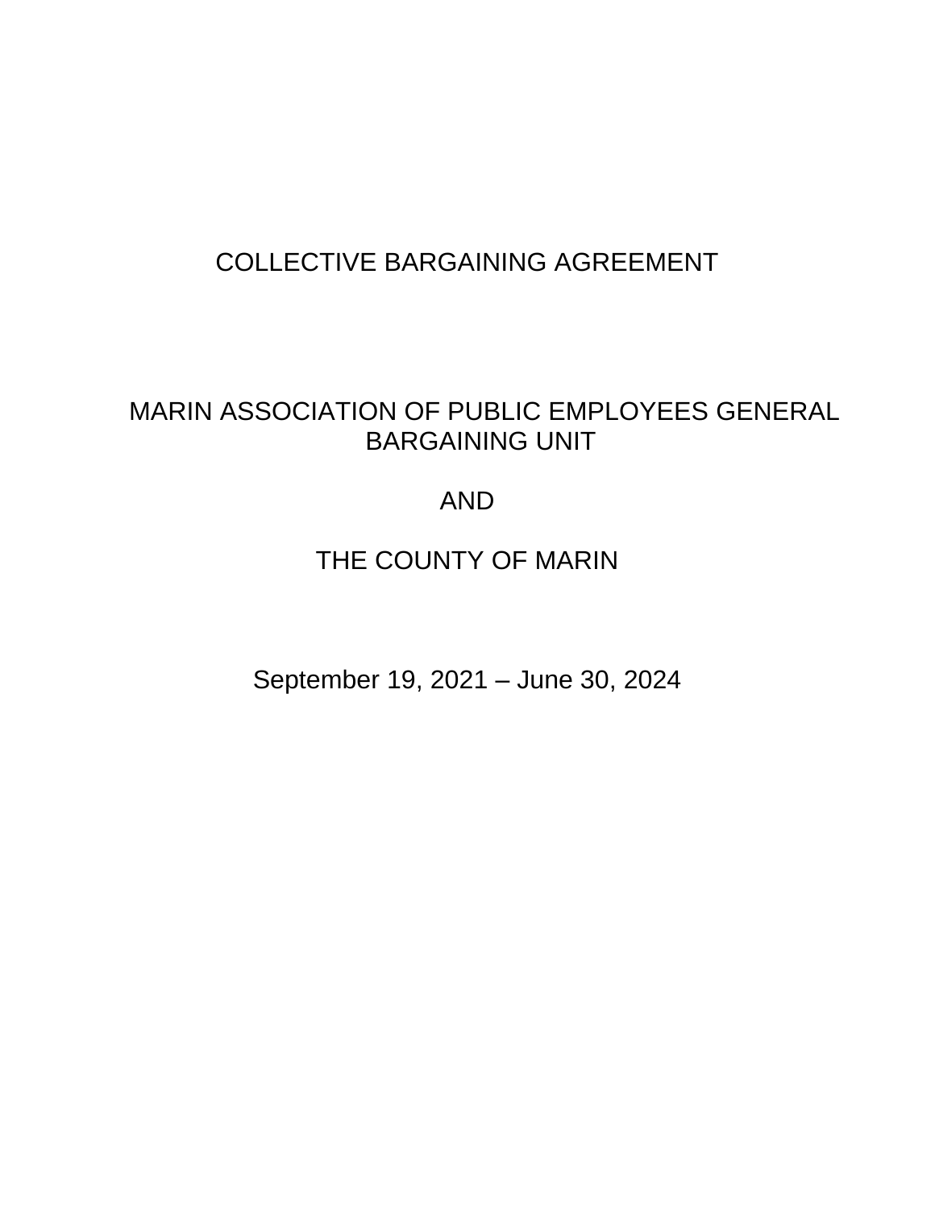# COLLECTIVE BARGAINING AGREEMENT

## MARIN ASSOCIATION OF PUBLIC EMPLOYEES GENERAL BARGAINING UNIT

## AND

## THE COUNTY OF MARIN

September 19, 2021 – June 30, 2024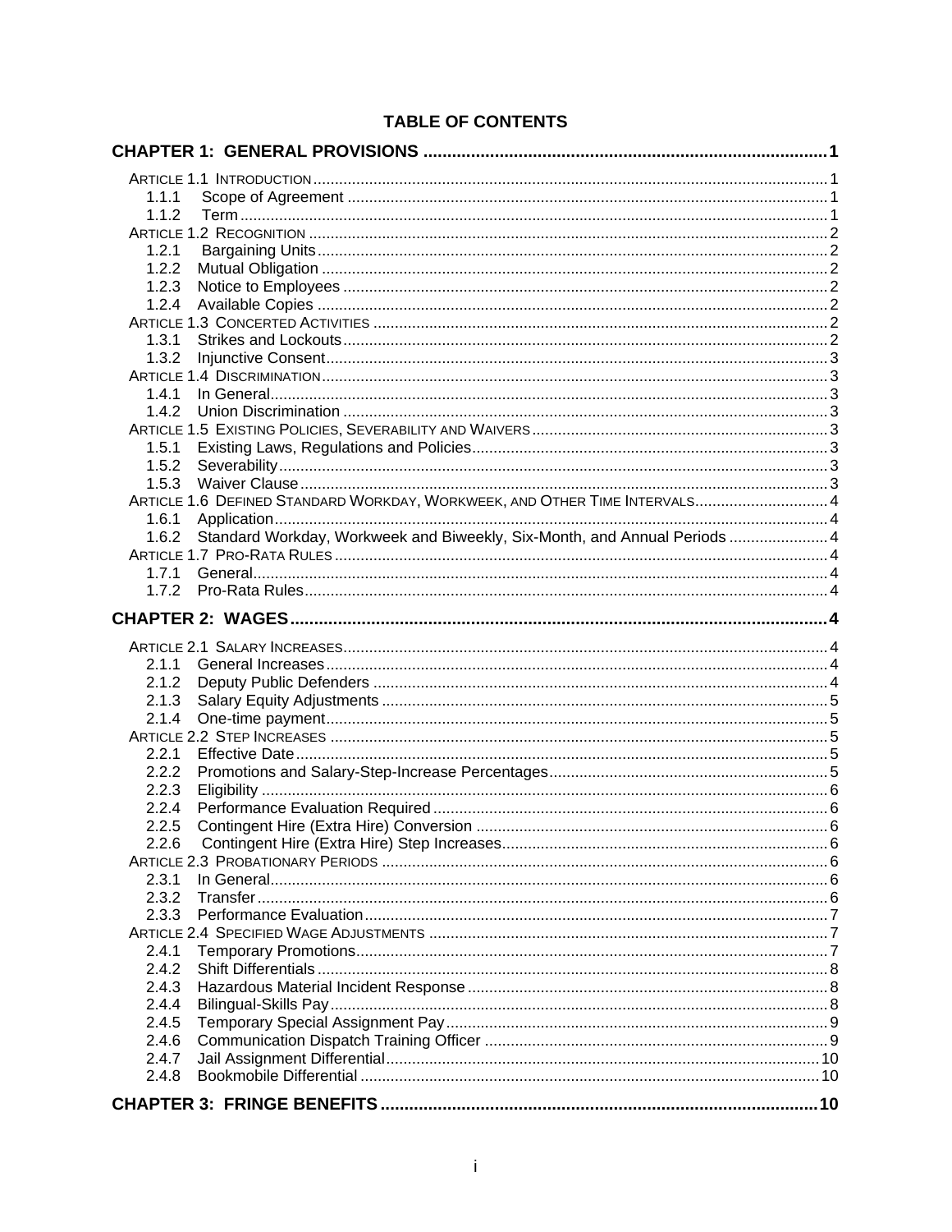# TABLE OF CONTENTS

**CHAPTER 1: GENERAL PROVISIONS** ..................................................................................... 1

ARTICLE 1.1 INTRODUCTION ..................................................................................................... 1
- 1.1.1 Scope of Agreement ........................................................................................................ 1
- 1.1.2 Term ................................................................................................................................ 1

ARTICLE 1.2 RECOGNITION ....................................................................................................... 2
- 1.2.1 Bargaining Units .............................................................................................................. 2
- 1.2.2 Mutual Obligation ............................................................................................................ 2
- 1.2.3 Notice to Employees ........................................................................................................ 2
- 1.2.4 Available Copies .............................................................................................................. 2

ARTICLE 1.3 CONCERTED ACTIVITIES ........................................................................................ 2
- 1.3.1 Strikes and Lockouts ........................................................................................................ 2
- 1.3.2 Injunctive Consent ............................................................................................................ 3

ARTICLE 1.4 DISCRIMINATION .................................................................................................... 3
- 1.4.1 In General ........................................................................................................................ 3
- 1.4.2 Union Discrimination ........................................................................................................ 3

ARTICLE 1.5 EXISTING POLICIES, SEVERABILITY AND WAIVERS ................................................... 3
- 1.5.1 Existing Laws, Regulations and Policies .......................................................................... 3
- 1.5.2 Severability ....................................................................................................................... 3
- 1.5.3 Waiver Clause ................................................................................................................... 3

ARTICLE 1.6 DEFINED STANDARD WORKDAY, WORKWEEK, AND OTHER TIME INTERVALS .............. 4
- 1.6.1 Application ........................................................................................................................ 4
- 1.6.2 Standard Workday, Workweek and Biweekly, Six-Month, and Annual Periods .................. 4

ARTICLE 1.7 PRO-RATA RULES ................................................................................................... 4
- 1.7.1 General ............................................................................................................................. 4
- 1.7.2 Pro-Rata Rules .................................................................................................................. 4

**CHAPTER 2: WAGES** ................................................................................................................ 4

ARTICLE 2.1 SALARY INCREASES ................................................................................................ 4
- 2.1.1 General Increases ............................................................................................................. 4
- 2.1.2 Deputy Public Defenders .................................................................................................. 4
- 2.1.3 Salary Equity Adjustments ................................................................................................ 5
- 2.1.4 One-time payment ............................................................................................................. 5

ARTICLE 2.2 STEP INCREASES .................................................................................................... 5
- 2.2.1 Effective Date .................................................................................................................... 5
- 2.2.2 Promotions and Salary-Step-Increase Percentages .......................................................... 5
- 2.2.3 Eligibility ............................................................................................................................ 6
- 2.2.4 Performance Evaluation Required .................................................................................... 6
- 2.2.5 Contingent Hire (Extra Hire) Conversion .......................................................................... 6
- 2.2.6 Contingent Hire (Extra Hire) Step Increases ..................................................................... 6

ARTICLE 2.3 PROBATIONARY PERIODS ....................................................................................... 6
- 2.3.1 In General .......................................................................................................................... 6
- 2.3.2 Transfer ............................................................................................................................. 6
- 2.3.3 Performance Evaluation .................................................................................................... 7

ARTICLE 2.4 SPECIFIED WAGE ADJUSTMENTS ............................................................................ 7
- 2.4.1 Temporary Promotions ...................................................................................................... 7
- 2.4.2 Shift Differentials ............................................................................................................... 8
- 2.4.3 Hazardous Material Incident Response ............................................................................. 8
- 2.4.4 Bilingual-Skills Pay ............................................................................................................ 8
- 2.4.5 Temporary Special Assignment Pay .................................................................................. 9
- 2.4.6 Communication Dispatch Training Officer ......................................................................... 9
- 2.4.7 Jail Assignment Differential ............................................................................................. 10
- 2.4.8 Bookmobile Differential .................................................................................................... 10

**CHAPTER 3: FRINGE BENEFITS** ............................................................................................ 10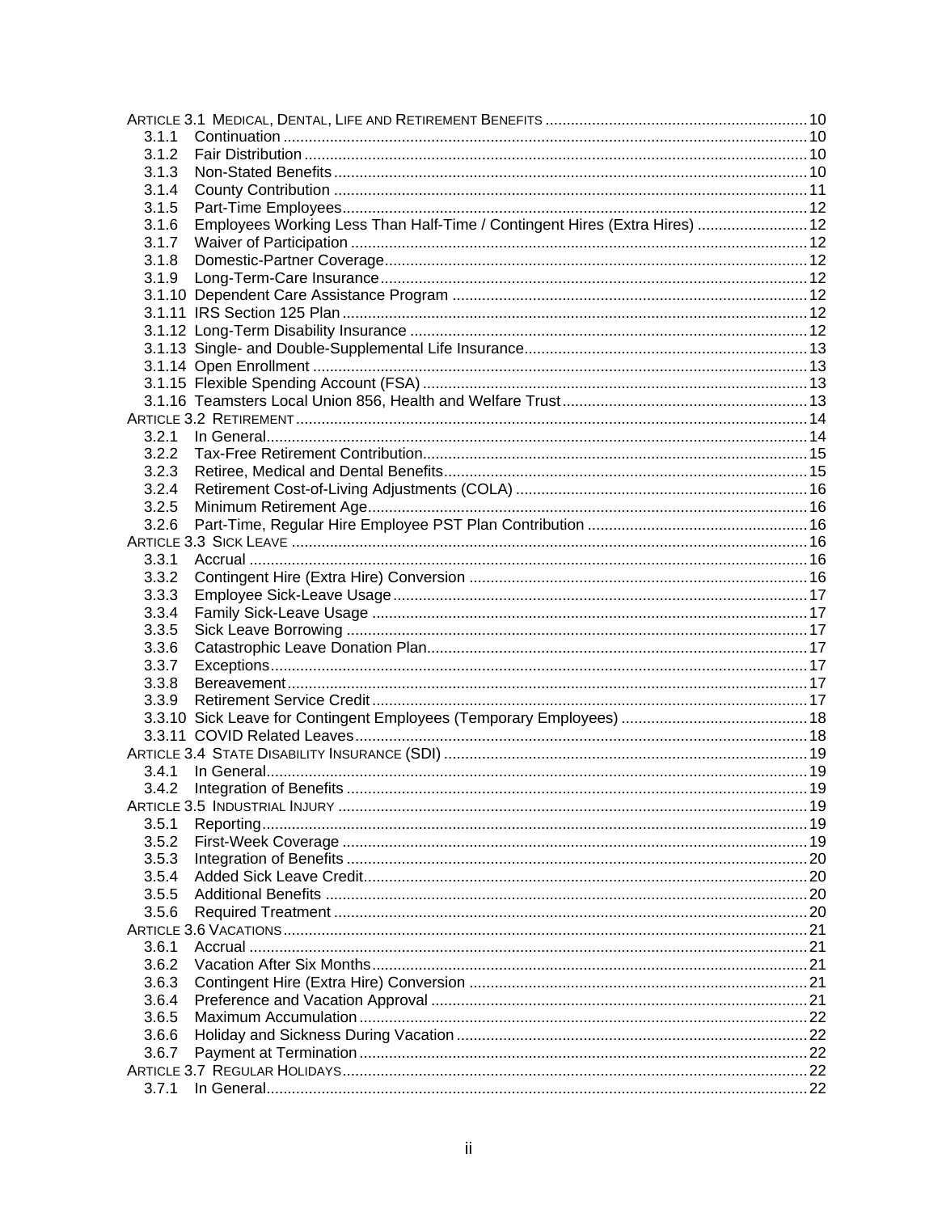ARTICLE 3.1 MEDICAL, DENTAL, LIFE AND RETIREMENT BENEFITS ............................................................. 10
- 3.1.1 Continuation ........................................................................................................... 10
- 3.1.2 Fair Distribution ...................................................................................................... 10
- 3.1.3 Non-Stated Benefits ............................................................................................... 10
- 3.1.4 County Contribution ............................................................................................... 11
- 3.1.5 Part-Time Employees............................................................................................. 12
- 3.1.6 Employees Working Less Than Half-Time / Contingent Hires (Extra Hires) .......................... 12
- 3.1.7 Waiver of Participation ........................................................................................... 12
- 3.1.8 Domestic-Partner Coverage................................................................................... 12
- 3.1.9 Long-Term-Care Insurance.................................................................................... 12
- 3.1.10 Dependent Care Assistance Program ................................................................... 12
- 3.1.11 IRS Section 125 Plan ............................................................................................. 12
- 3.1.12 Long-Term Disability Insurance ............................................................................. 12
- 3.1.13 Single- and Double-Supplemental Life Insurance.................................................. 13
- 3.1.14 Open Enrollment .................................................................................................... 13
- 3.1.15 Flexible Spending Account (FSA) .......................................................................... 13
- 3.1.16 Teamsters Local Union 856, Health and Welfare Trust.......................................... 13

ARTICLE 3.2 RETIREMENT ........................................................................................................ 14
- 3.2.1 In General............................................................................................................... 14
- 3.2.2 Tax-Free Retirement Contribution.......................................................................... 15
- 3.2.3 Retiree, Medical and Dental Benefits..................................................................... 15
- 3.2.4 Retirement Cost-of-Living Adjustments (COLA) .................................................... 16
- 3.2.5 Minimum Retirement Age....................................................................................... 16
- 3.2.6 Part-Time, Regular Hire Employee PST Plan Contribution .................................... 16

ARTICLE 3.3 SICK LEAVE ......................................................................................................... 16
- 3.3.1 Accrual ................................................................................................................... 16
- 3.3.2 Contingent Hire (Extra Hire) Conversion ............................................................... 16
- 3.3.3 Employee Sick-Leave Usage................................................................................. 17
- 3.3.4 Family Sick-Leave Usage ...................................................................................... 17
- 3.3.5 Sick Leave Borrowing ............................................................................................ 17
- 3.3.6 Catastrophic Leave Donation Plan......................................................................... 17
- 3.3.7 Exceptions.............................................................................................................. 17
- 3.3.8 Bereavement.......................................................................................................... 17
- 3.3.9 Retirement Service Credit ...................................................................................... 17
- 3.3.10 Sick Leave for Contingent Employees (Temporary Employees) ............................ 18
- 3.3.11 COVID Related Leaves.......................................................................................... 18

ARTICLE 3.4 STATE DISABILITY INSURANCE (SDI) ...................................................................... 19
- 3.4.1 In General............................................................................................................... 19
- 3.4.2 Integration of Benefits ............................................................................................ 19

ARTICLE 3.5 INDUSTRIAL INJURY .............................................................................................. 19
- 3.5.1 Reporting................................................................................................................ 19
- 3.5.2 First-Week Coverage ............................................................................................. 19
- 3.5.3 Integration of Benefits ............................................................................................ 20
- 3.5.4 Added Sick Leave Credit........................................................................................ 20
- 3.5.5 Additional Benefits ................................................................................................. 20
- 3.5.6 Required Treatment ............................................................................................... 20

ARTICLE 3.6 VACATIONS........................................................................................................... 21
- 3.6.1 Accrual ................................................................................................................... 21
- 3.6.2 Vacation After Six Months...................................................................................... 21
- 3.6.3 Contingent Hire (Extra Hire) Conversion ............................................................... 21
- 3.6.4 Preference and Vacation Approval ........................................................................ 21
- 3.6.5 Maximum Accumulation......................................................................................... 22
- 3.6.6 Holiday and Sickness During Vacation .................................................................. 22
- 3.6.7 Payment at Termination......................................................................................... 22

ARTICLE 3.7 REGULAR HOLIDAYS............................................................................................. 22
- 3.7.1 In General............................................................................................................... 22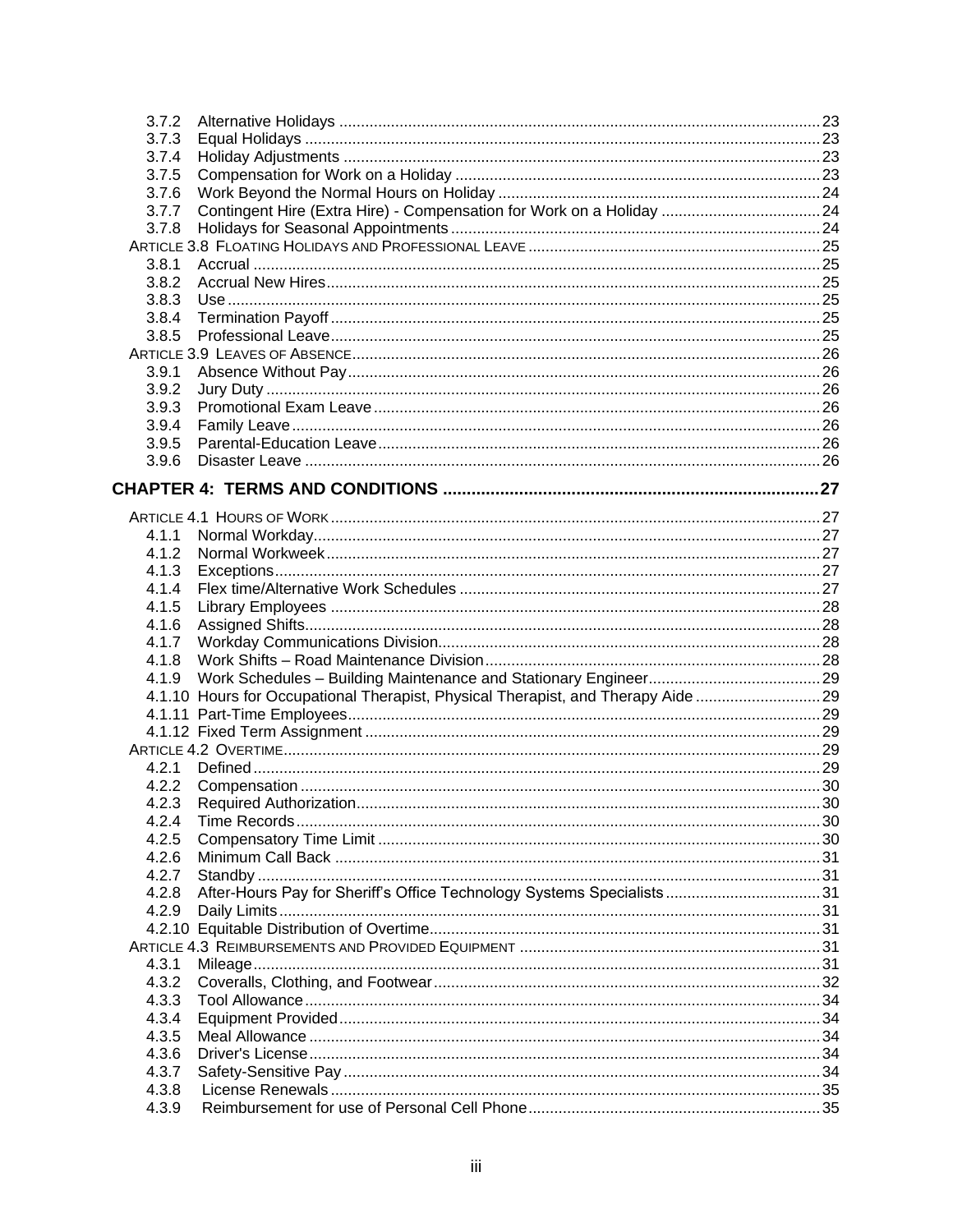3.7.2 Alternative Holidays ... 23
3.7.3 Equal Holidays ... 23
3.7.4 Holiday Adjustments ... 23
3.7.5 Compensation for Work on a Holiday ... 23
3.7.6 Work Beyond the Normal Hours on Holiday ... 24
3.7.7 Contingent Hire (Extra Hire) - Compensation for Work on a Holiday ... 24
3.7.8 Holidays for Seasonal Appointments ... 24

ARTICLE 3.8 FLOATING HOLIDAYS AND PROFESSIONAL LEAVE ... 25
3.8.1 Accrual ... 25
3.8.2 Accrual New Hires ... 25
3.8.3 Use ... 25
3.8.4 Termination Payoff ... 25
3.8.5 Professional Leave ... 25

ARTICLE 3.9 LEAVES OF ABSENCE ... 26
3.9.1 Absence Without Pay ... 26
3.9.2 Jury Duty ... 26
3.9.3 Promotional Exam Leave ... 26
3.9.4 Family Leave ... 26
3.9.5 Parental-Education Leave ... 26
3.9.6 Disaster Leave ... 26

**CHAPTER 4: TERMS AND CONDITIONS ... 27**

ARTICLE 4.1 HOURS OF WORK ... 27
4.1.1 Normal Workday ... 27
4.1.2 Normal Workweek ... 27
4.1.3 Exceptions ... 27
4.1.4 Flex time/Alternative Work Schedules ... 27
4.1.5 Library Employees ... 28
4.1.6 Assigned Shifts ... 28
4.1.7 Workday Communications Division ... 28
4.1.8 Work Shifts – Road Maintenance Division ... 28
4.1.9 Work Schedules – Building Maintenance and Stationary Engineer ... 29
4.1.10 Hours for Occupational Therapist, Physical Therapist, and Therapy Aide ... 29
4.1.11 Part-Time Employees ... 29
4.1.12 Fixed Term Assignment ... 29

ARTICLE 4.2 OVERTIME ... 29
4.2.1 Defined ... 29
4.2.2 Compensation ... 30
4.2.3 Required Authorization ... 30
4.2.4 Time Records ... 30
4.2.5 Compensatory Time Limit ... 30
4.2.6 Minimum Call Back ... 31
4.2.7 Standby ... 31
4.2.8 After-Hours Pay for Sheriff's Office Technology Systems Specialists ... 31
4.2.9 Daily Limits ... 31
4.2.10 Equitable Distribution of Overtime ... 31

ARTICLE 4.3 REIMBURSEMENTS AND PROVIDED EQUIPMENT ... 31
4.3.1 Mileage ... 31
4.3.2 Coveralls, Clothing, and Footwear ... 32
4.3.3 Tool Allowance ... 34
4.3.4 Equipment Provided ... 34
4.3.5 Meal Allowance ... 34
4.3.6 Driver's License ... 34
4.3.7 Safety-Sensitive Pay ... 34
4.3.8 License Renewals ... 35
4.3.9 Reimbursement for use of Personal Cell Phone ... 35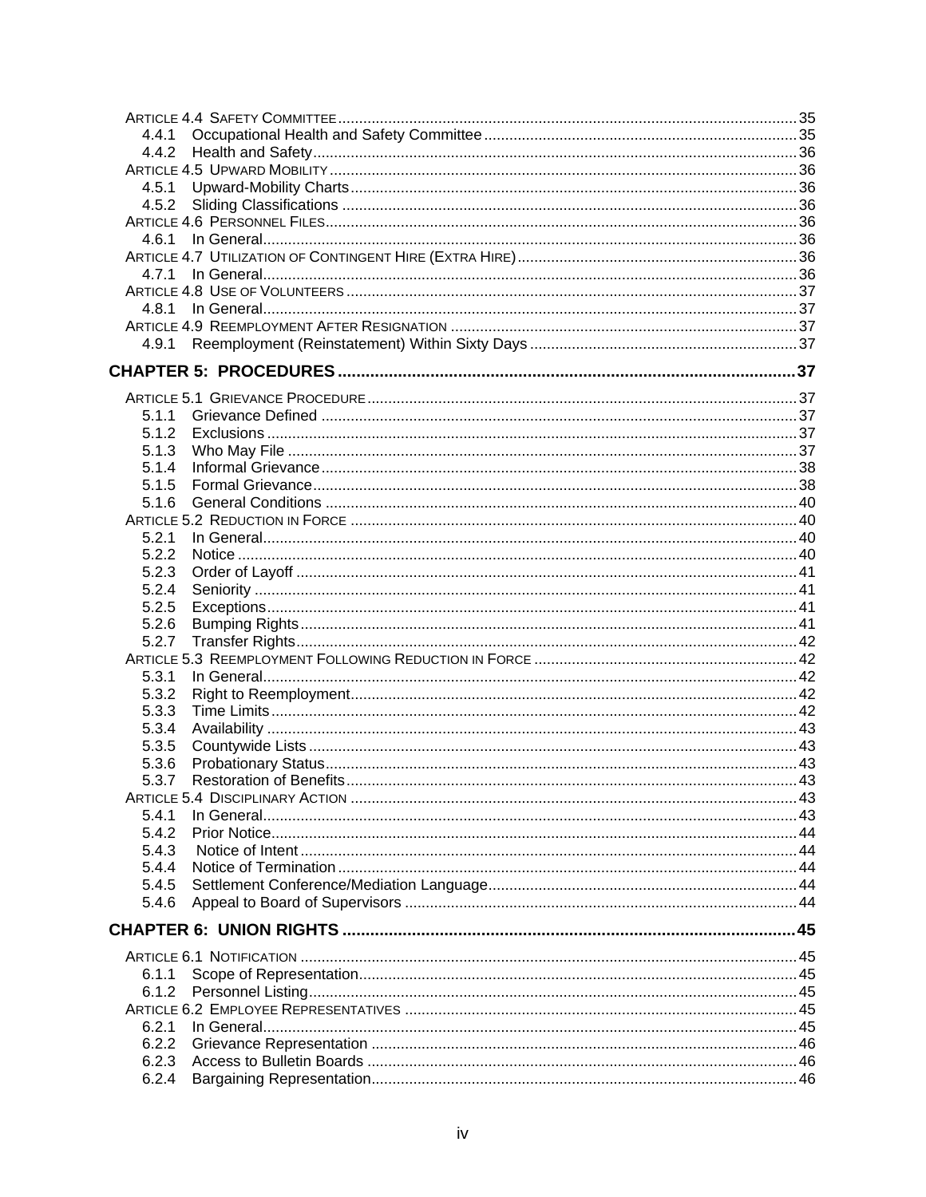ARTICLE 4.4 SAFETY COMMITTEE ........ 35
- 4.4.1 Occupational Health and Safety Committee ........ 35
- 4.4.2 Health and Safety ........ 36

ARTICLE 4.5 UPWARD MOBILITY ........ 36
- 4.5.1 Upward-Mobility Charts ........ 36
- 4.5.2 Sliding Classifications ........ 36

ARTICLE 4.6 PERSONNEL FILES ........ 36
- 4.6.1 In General ........ 36

ARTICLE 4.7 UTILIZATION OF CONTINGENT HIRE (EXTRA HIRE) ........ 36
- 4.7.1 In General ........ 36

ARTICLE 4.8 USE OF VOLUNTEERS ........ 37
- 4.8.1 In General ........ 37

ARTICLE 4.9 REEMPLOYMENT AFTER RESIGNATION ........ 37
- 4.9.1 Reemployment (Reinstatement) Within Sixty Days ........ 37

**CHAPTER 5: PROCEDURES ........ 37**

ARTICLE 5.1 GRIEVANCE PROCEDURE ........ 37
- 5.1.1 Grievance Defined ........ 37
- 5.1.2 Exclusions ........ 37
- 5.1.3 Who May File ........ 37
- 5.1.4 Informal Grievance ........ 38
- 5.1.5 Formal Grievance ........ 38
- 5.1.6 General Conditions ........ 40

ARTICLE 5.2 REDUCTION IN FORCE ........ 40
- 5.2.1 In General ........ 40
- 5.2.2 Notice ........ 40
- 5.2.3 Order of Layoff ........ 41
- 5.2.4 Seniority ........ 41
- 5.2.5 Exceptions ........ 41
- 5.2.6 Bumping Rights ........ 41
- 5.2.7 Transfer Rights ........ 42

ARTICLE 5.3 REEMPLOYMENT FOLLOWING REDUCTION IN FORCE ........ 42
- 5.3.1 In General ........ 42
- 5.3.2 Right to Reemployment ........ 42
- 5.3.3 Time Limits ........ 42
- 5.3.4 Availability ........ 43
- 5.3.5 Countywide Lists ........ 43
- 5.3.6 Probationary Status ........ 43
- 5.3.7 Restoration of Benefits ........ 43

ARTICLE 5.4 DISCIPLINARY ACTION ........ 43
- 5.4.1 In General ........ 43
- 5.4.2 Prior Notice ........ 44
- 5.4.3 Notice of Intent ........ 44
- 5.4.4 Notice of Termination ........ 44
- 5.4.5 Settlement Conference/Mediation Language ........ 44
- 5.4.6 Appeal to Board of Supervisors ........ 44

**CHAPTER 6: UNION RIGHTS ........ 45**

ARTICLE 6.1 NOTIFICATION ........ 45
- 6.1.1 Scope of Representation ........ 45
- 6.1.2 Personnel Listing ........ 45

ARTICLE 6.2 EMPLOYEE REPRESENTATIVES ........ 45
- 6.2.1 In General ........ 45
- 6.2.2 Grievance Representation ........ 46
- 6.2.3 Access to Bulletin Boards ........ 46
- 6.2.4 Bargaining Representation ........ 46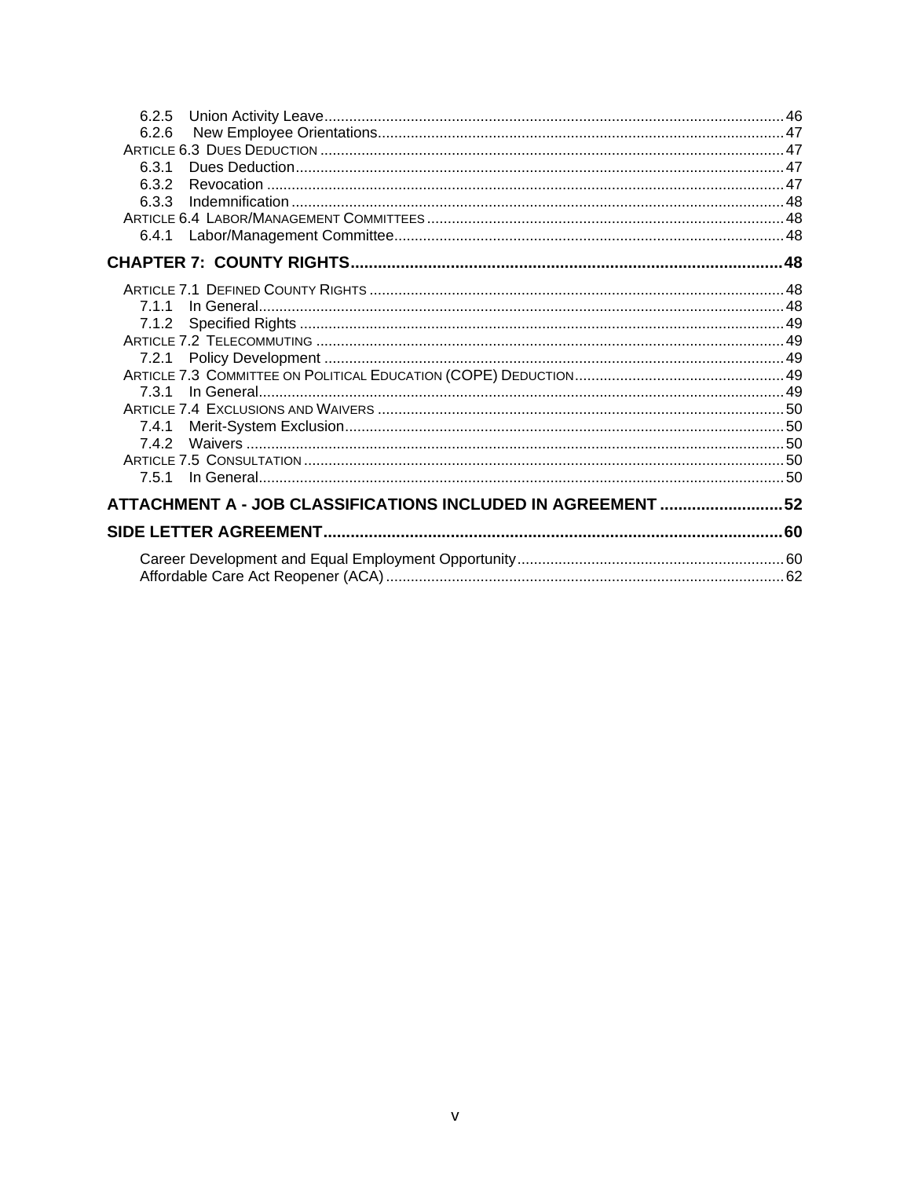6.2.5 Union Activity Leave ..... 46
6.2.6 New Employee Orientations ..... 47
ARTICLE 6.3 DUES DEDUCTION ..... 47
6.3.1 Dues Deduction ..... 47
6.3.2 Revocation ..... 47
6.3.3 Indemnification ..... 48
ARTICLE 6.4 LABOR/MANAGEMENT COMMITTEES ..... 48
6.4.1 Labor/Management Committee ..... 48

**CHAPTER 7: COUNTY RIGHTS ..... 48**

ARTICLE 7.1 DEFINED COUNTY RIGHTS ..... 48
7.1.1 In General ..... 48
7.1.2 Specified Rights ..... 49
ARTICLE 7.2 TELECOMMUTING ..... 49
7.2.1 Policy Development ..... 49
ARTICLE 7.3 COMMITTEE ON POLITICAL EDUCATION (COPE) DEDUCTION ..... 49
7.3.1 In General ..... 49
ARTICLE 7.4 EXCLUSIONS AND WAIVERS ..... 50
7.4.1 Merit-System Exclusion ..... 50
7.4.2 Waivers ..... 50
ARTICLE 7.5 CONSULTATION ..... 50
7.5.1 In General ..... 50

**ATTACHMENT A - JOB CLASSIFICATIONS INCLUDED IN AGREEMENT ..... 52**

**SIDE LETTER AGREEMENT ..... 60**

Career Development and Equal Employment Opportunity ..... 60
Affordable Care Act Reopener (ACA) ..... 62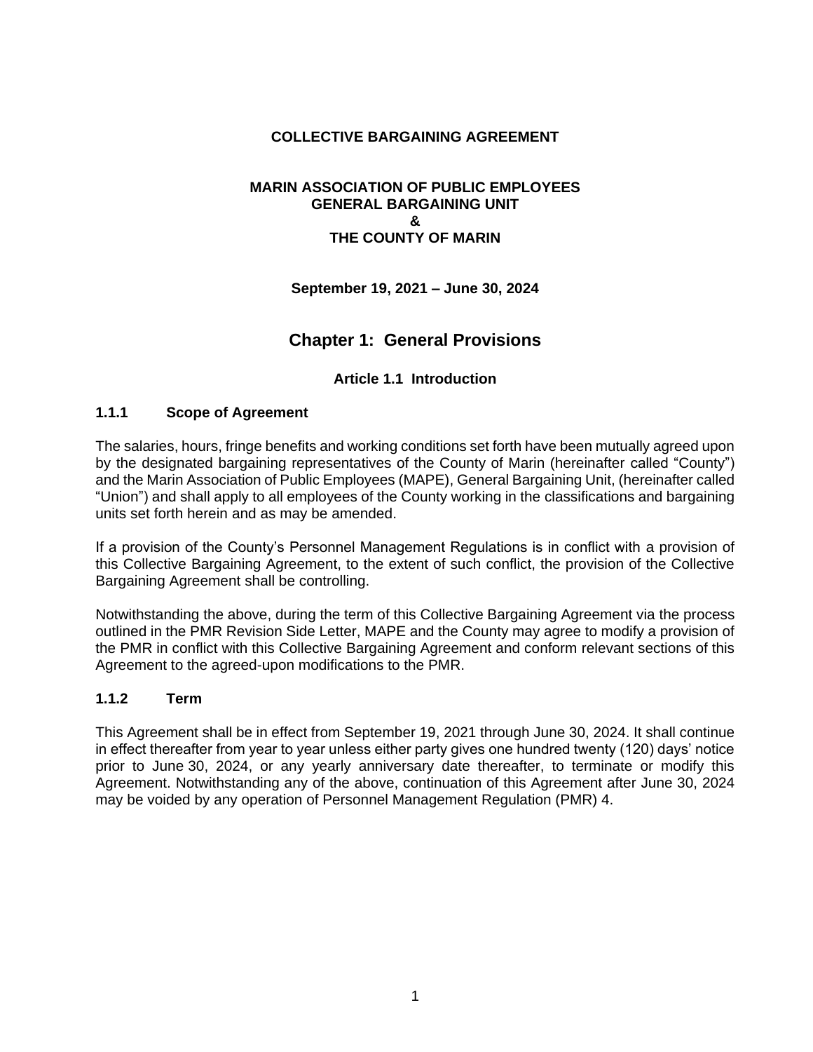**COLLECTIVE BARGAINING AGREEMENT**

**MARIN ASSOCIATION OF PUBLIC EMPLOYEES**
**GENERAL BARGAINING UNIT**
**&**
**THE COUNTY OF MARIN**

**September 19, 2021 – June 30, 2024**

# Chapter 1: General Provisions

## Article 1.1 Introduction

### 1.1.1 Scope of Agreement

The salaries, hours, fringe benefits and working conditions set forth have been mutually agreed upon by the designated bargaining representatives of the County of Marin (hereinafter called "County") and the Marin Association of Public Employees (MAPE), General Bargaining Unit, (hereinafter called "Union") and shall apply to all employees of the County working in the classifications and bargaining units set forth herein and as may be amended.

If a provision of the County's Personnel Management Regulations is in conflict with a provision of this Collective Bargaining Agreement, to the extent of such conflict, the provision of the Collective Bargaining Agreement shall be controlling.

Notwithstanding the above, during the term of this Collective Bargaining Agreement via the process outlined in the PMR Revision Side Letter, MAPE and the County may agree to modify a provision of the PMR in conflict with this Collective Bargaining Agreement and conform relevant sections of this Agreement to the agreed-upon modifications to the PMR.

### 1.1.2 Term

This Agreement shall be in effect from September 19, 2021 through June 30, 2024. It shall continue in effect thereafter from year to year unless either party gives one hundred twenty (120) days' notice prior to June 30, 2024, or any yearly anniversary date thereafter, to terminate or modify this Agreement. Notwithstanding any of the above, continuation of this Agreement after June 30, 2024 may be voided by any operation of Personnel Management Regulation (PMR) 4.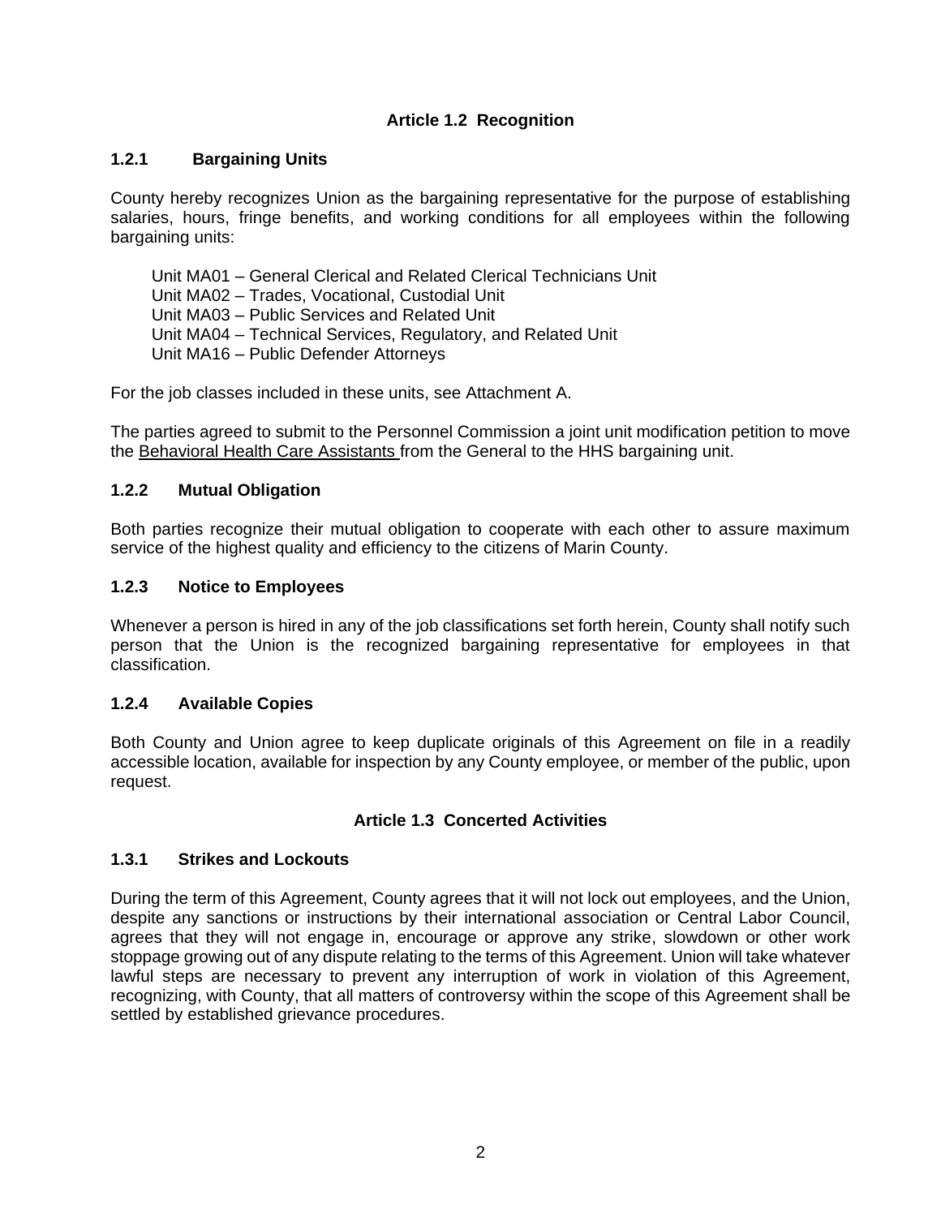## Article 1.2 Recognition

### 1.2.1 Bargaining Units

County hereby recognizes Union as the bargaining representative for the purpose of establishing salaries, hours, fringe benefits, and working conditions for all employees within the following bargaining units:

Unit MA01 – General Clerical and Related Clerical Technicians Unit
Unit MA02 – Trades, Vocational, Custodial Unit
Unit MA03 – Public Services and Related Unit
Unit MA04 – Technical Services, Regulatory, and Related Unit
Unit MA16 – Public Defender Attorneys

For the job classes included in these units, see Attachment A.

The parties agreed to submit to the Personnel Commission a joint unit modification petition to move the Behavioral Health Care Assistants from the General to the HHS bargaining unit.

### 1.2.2 Mutual Obligation

Both parties recognize their mutual obligation to cooperate with each other to assure maximum service of the highest quality and efficiency to the citizens of Marin County.

### 1.2.3 Notice to Employees

Whenever a person is hired in any of the job classifications set forth herein, County shall notify such person that the Union is the recognized bargaining representative for employees in that classification.

### 1.2.4 Available Copies

Both County and Union agree to keep duplicate originals of this Agreement on file in a readily accessible location, available for inspection by any County employee, or member of the public, upon request.

## Article 1.3 Concerted Activities

### 1.3.1 Strikes and Lockouts

During the term of this Agreement, County agrees that it will not lock out employees, and the Union, despite any sanctions or instructions by their international association or Central Labor Council, agrees that they will not engage in, encourage or approve any strike, slowdown or other work stoppage growing out of any dispute relating to the terms of this Agreement. Union will take whatever lawful steps are necessary to prevent any interruption of work in violation of this Agreement, recognizing, with County, that all matters of controversy within the scope of this Agreement shall be settled by established grievance procedures.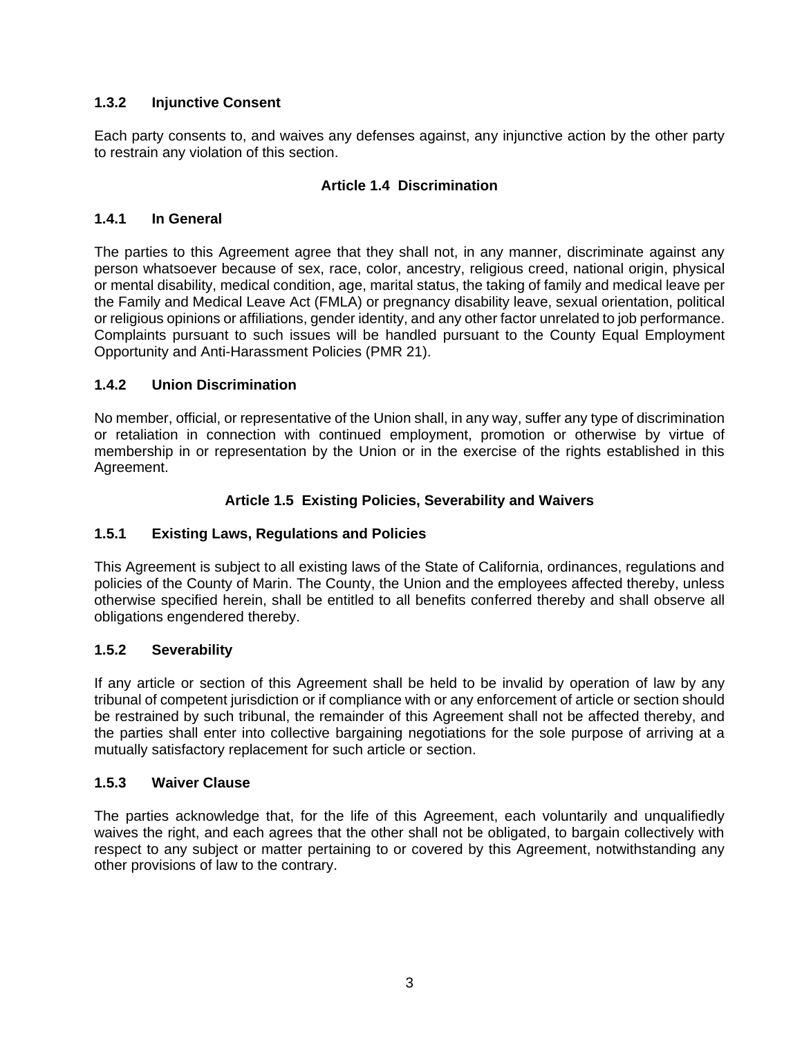### 1.3.2 Injunctive Consent

Each party consents to, and waives any defenses against, any injunctive action by the other party to restrain any violation of this section.

## Article 1.4 Discrimination

### 1.4.1 In General

The parties to this Agreement agree that they shall not, in any manner, discriminate against any person whatsoever because of sex, race, color, ancestry, religious creed, national origin, physical or mental disability, medical condition, age, marital status, the taking of family and medical leave per the Family and Medical Leave Act (FMLA) or pregnancy disability leave, sexual orientation, political or religious opinions or affiliations, gender identity, and any other factor unrelated to job performance. Complaints pursuant to such issues will be handled pursuant to the County Equal Employment Opportunity and Anti-Harassment Policies (PMR 21).

### 1.4.2 Union Discrimination

No member, official, or representative of the Union shall, in any way, suffer any type of discrimination or retaliation in connection with continued employment, promotion or otherwise by virtue of membership in or representation by the Union or in the exercise of the rights established in this Agreement.

## Article 1.5 Existing Policies, Severability and Waivers

### 1.5.1 Existing Laws, Regulations and Policies

This Agreement is subject to all existing laws of the State of California, ordinances, regulations and policies of the County of Marin. The County, the Union and the employees affected thereby, unless otherwise specified herein, shall be entitled to all benefits conferred thereby and shall observe all obligations engendered thereby.

### 1.5.2 Severability

If any article or section of this Agreement shall be held to be invalid by operation of law by any tribunal of competent jurisdiction or if compliance with or any enforcement of article or section should be restrained by such tribunal, the remainder of this Agreement shall not be affected thereby, and the parties shall enter into collective bargaining negotiations for the sole purpose of arriving at a mutually satisfactory replacement for such article or section.

### 1.5.3 Waiver Clause

The parties acknowledge that, for the life of this Agreement, each voluntarily and unqualifiedly waives the right, and each agrees that the other shall not be obligated, to bargain collectively with respect to any subject or matter pertaining to or covered by this Agreement, notwithstanding any other provisions of law to the contrary.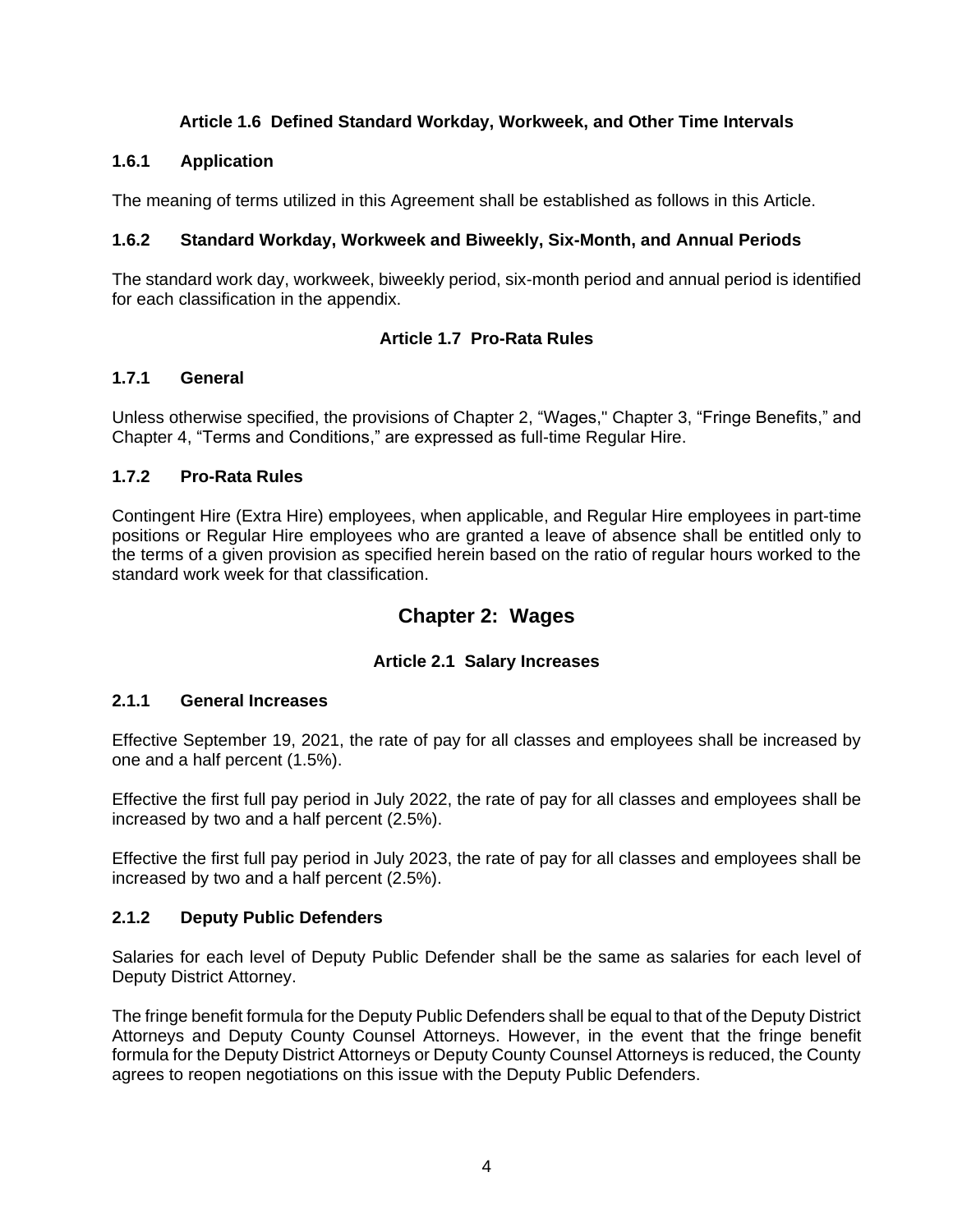### Article 1.6 Defined Standard Workday, Workweek, and Other Time Intervals

**1.6.1 Application**

The meaning of terms utilized in this Agreement shall be established as follows in this Article.

**1.6.2 Standard Workday, Workweek and Biweekly, Six-Month, and Annual Periods**

The standard work day, workweek, biweekly period, six-month period and annual period is identified for each classification in the appendix.

### Article 1.7 Pro-Rata Rules

**1.7.1 General**

Unless otherwise specified, the provisions of Chapter 2, "Wages," Chapter 3, "Fringe Benefits," and Chapter 4, "Terms and Conditions," are expressed as full-time Regular Hire.

**1.7.2 Pro-Rata Rules**

Contingent Hire (Extra Hire) employees, when applicable, and Regular Hire employees in part-time positions or Regular Hire employees who are granted a leave of absence shall be entitled only to the terms of a given provision as specified herein based on the ratio of regular hours worked to the standard work week for that classification.

## Chapter 2: Wages

### Article 2.1 Salary Increases

**2.1.1 General Increases**

Effective September 19, 2021, the rate of pay for all classes and employees shall be increased by one and a half percent (1.5%).

Effective the first full pay period in July 2022, the rate of pay for all classes and employees shall be increased by two and a half percent (2.5%).

Effective the first full pay period in July 2023, the rate of pay for all classes and employees shall be increased by two and a half percent (2.5%).

**2.1.2 Deputy Public Defenders**

Salaries for each level of Deputy Public Defender shall be the same as salaries for each level of Deputy District Attorney.

The fringe benefit formula for the Deputy Public Defenders shall be equal to that of the Deputy District Attorneys and Deputy County Counsel Attorneys. However, in the event that the fringe benefit formula for the Deputy District Attorneys or Deputy County Counsel Attorneys is reduced, the County agrees to reopen negotiations on this issue with the Deputy Public Defenders.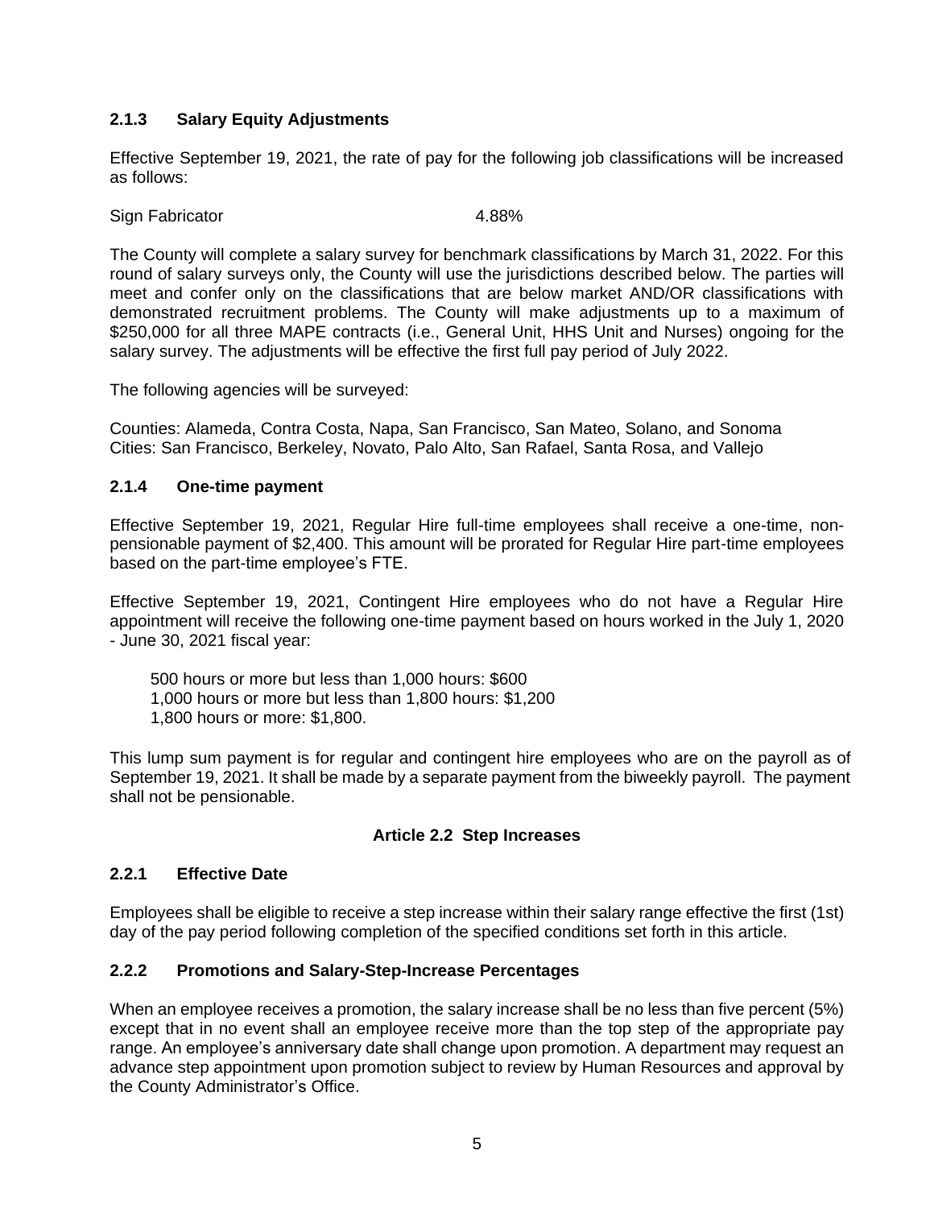### 2.1.3 Salary Equity Adjustments

Effective September 19, 2021, the rate of pay for the following job classifications will be increased as follows:

Sign Fabricator 4.88%

The County will complete a salary survey for benchmark classifications by March 31, 2022. For this round of salary surveys only, the County will use the jurisdictions described below. The parties will meet and confer only on the classifications that are below market AND/OR classifications with demonstrated recruitment problems. The County will make adjustments up to a maximum of $250,000 for all three MAPE contracts (i.e., General Unit, HHS Unit and Nurses) ongoing for the salary survey. The adjustments will be effective the first full pay period of July 2022.

The following agencies will be surveyed:

Counties: Alameda, Contra Costa, Napa, San Francisco, San Mateo, Solano, and Sonoma
Cities: San Francisco, Berkeley, Novato, Palo Alto, San Rafael, Santa Rosa, and Vallejo

### 2.1.4 One-time payment

Effective September 19, 2021, Regular Hire full-time employees shall receive a one-time, non-pensionable payment of $2,400. This amount will be prorated for Regular Hire part-time employees based on the part-time employee's FTE.

Effective September 19, 2021, Contingent Hire employees who do not have a Regular Hire appointment will receive the following one-time payment based on hours worked in the July 1, 2020 - June 30, 2021 fiscal year:

500 hours or more but less than 1,000 hours: $600
1,000 hours or more but less than 1,800 hours: $1,200
1,800 hours or more: $1,800.

This lump sum payment is for regular and contingent hire employees who are on the payroll as of September 19, 2021. It shall be made by a separate payment from the biweekly payroll. The payment shall not be pensionable.

## Article 2.2 Step Increases

### 2.2.1 Effective Date

Employees shall be eligible to receive a step increase within their salary range effective the first (1st) day of the pay period following completion of the specified conditions set forth in this article.

### 2.2.2 Promotions and Salary-Step-Increase Percentages

When an employee receives a promotion, the salary increase shall be no less than five percent (5%) except that in no event shall an employee receive more than the top step of the appropriate pay range. An employee's anniversary date shall change upon promotion. A department may request an advance step appointment upon promotion subject to review by Human Resources and approval by the County Administrator's Office.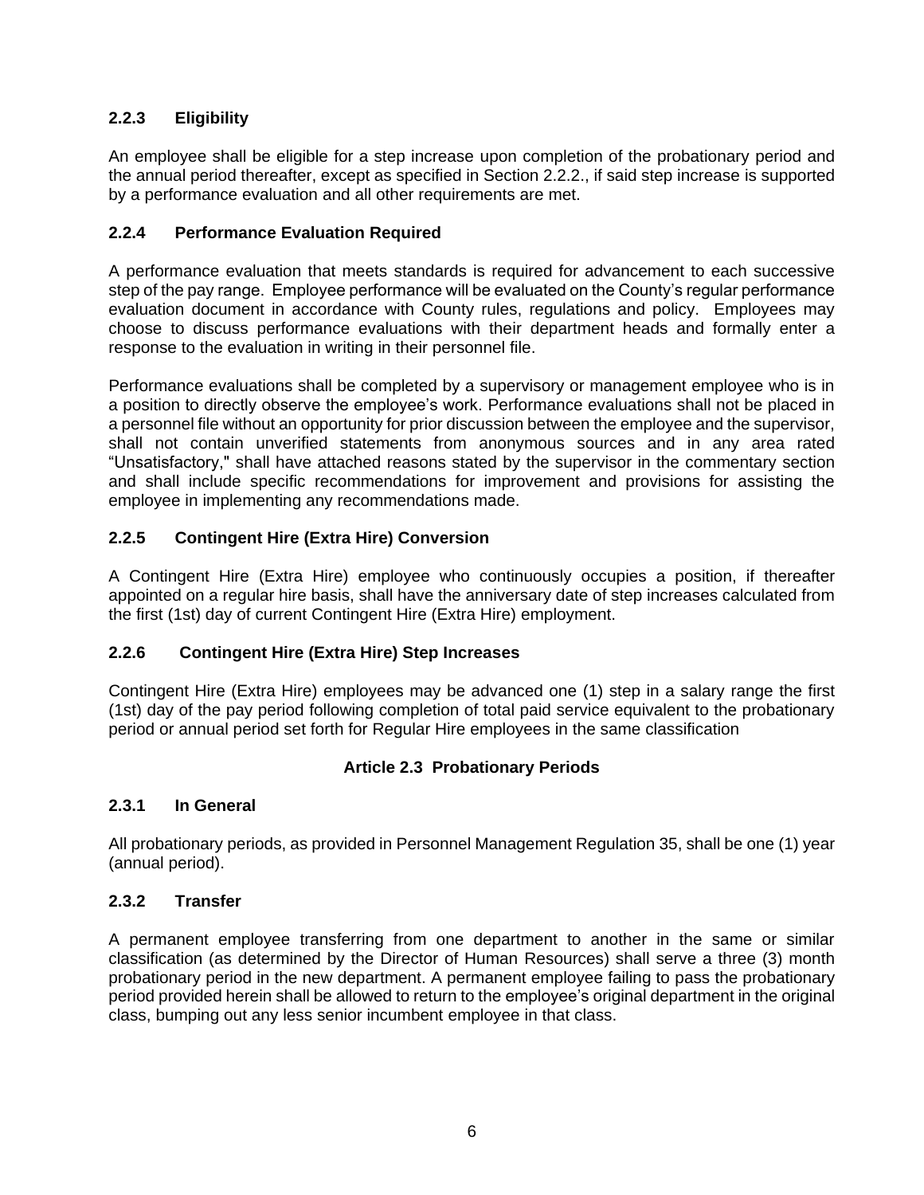### 2.2.3 Eligibility

An employee shall be eligible for a step increase upon completion of the probationary period and the annual period thereafter, except as specified in Section 2.2.2., if said step increase is supported by a performance evaluation and all other requirements are met.

### 2.2.4 Performance Evaluation Required

A performance evaluation that meets standards is required for advancement to each successive step of the pay range. Employee performance will be evaluated on the County's regular performance evaluation document in accordance with County rules, regulations and policy. Employees may choose to discuss performance evaluations with their department heads and formally enter a response to the evaluation in writing in their personnel file.

Performance evaluations shall be completed by a supervisory or management employee who is in a position to directly observe the employee's work. Performance evaluations shall not be placed in a personnel file without an opportunity for prior discussion between the employee and the supervisor, shall not contain unverified statements from anonymous sources and in any area rated "Unsatisfactory," shall have attached reasons stated by the supervisor in the commentary section and shall include specific recommendations for improvement and provisions for assisting the employee in implementing any recommendations made.

### 2.2.5 Contingent Hire (Extra Hire) Conversion

A Contingent Hire (Extra Hire) employee who continuously occupies a position, if thereafter appointed on a regular hire basis, shall have the anniversary date of step increases calculated from the first (1st) day of current Contingent Hire (Extra Hire) employment.

### 2.2.6 Contingent Hire (Extra Hire) Step Increases

Contingent Hire (Extra Hire) employees may be advanced one (1) step in a salary range the first (1st) day of the pay period following completion of total paid service equivalent to the probationary period or annual period set forth for Regular Hire employees in the same classification

## Article 2.3 Probationary Periods

### 2.3.1 In General

All probationary periods, as provided in Personnel Management Regulation 35, shall be one (1) year (annual period).

### 2.3.2 Transfer

A permanent employee transferring from one department to another in the same or similar classification (as determined by the Director of Human Resources) shall serve a three (3) month probationary period in the new department. A permanent employee failing to pass the probationary period provided herein shall be allowed to return to the employee's original department in the original class, bumping out any less senior incumbent employee in that class.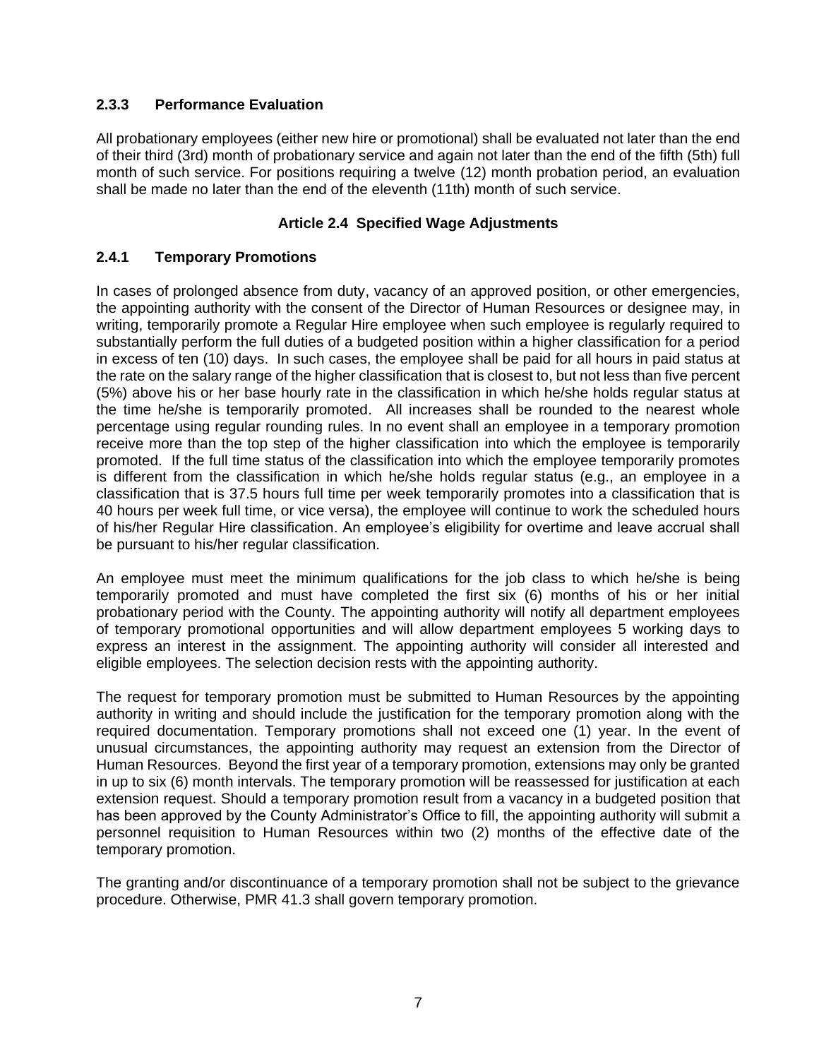### 2.3.3 Performance Evaluation

All probationary employees (either new hire or promotional) shall be evaluated not later than the end of their third (3rd) month of probationary service and again not later than the end of the fifth (5th) full month of such service. For positions requiring a twelve (12) month probation period, an evaluation shall be made no later than the end of the eleventh (11th) month of such service.

## Article 2.4 Specified Wage Adjustments

### 2.4.1 Temporary Promotions

In cases of prolonged absence from duty, vacancy of an approved position, or other emergencies, the appointing authority with the consent of the Director of Human Resources or designee may, in writing, temporarily promote a Regular Hire employee when such employee is regularly required to substantially perform the full duties of a budgeted position within a higher classification for a period in excess of ten (10) days. In such cases, the employee shall be paid for all hours in paid status at the rate on the salary range of the higher classification that is closest to, but not less than five percent (5%) above his or her base hourly rate in the classification in which he/she holds regular status at the time he/she is temporarily promoted. All increases shall be rounded to the nearest whole percentage using regular rounding rules. In no event shall an employee in a temporary promotion receive more than the top step of the higher classification into which the employee is temporarily promoted. If the full time status of the classification into which the employee temporarily promotes is different from the classification in which he/she holds regular status (e.g., an employee in a classification that is 37.5 hours full time per week temporarily promotes into a classification that is 40 hours per week full time, or vice versa), the employee will continue to work the scheduled hours of his/her Regular Hire classification. An employee's eligibility for overtime and leave accrual shall be pursuant to his/her regular classification.

An employee must meet the minimum qualifications for the job class to which he/she is being temporarily promoted and must have completed the first six (6) months of his or her initial probationary period with the County. The appointing authority will notify all department employees of temporary promotional opportunities and will allow department employees 5 working days to express an interest in the assignment. The appointing authority will consider all interested and eligible employees. The selection decision rests with the appointing authority.

The request for temporary promotion must be submitted to Human Resources by the appointing authority in writing and should include the justification for the temporary promotion along with the required documentation. Temporary promotions shall not exceed one (1) year. In the event of unusual circumstances, the appointing authority may request an extension from the Director of Human Resources. Beyond the first year of a temporary promotion, extensions may only be granted in up to six (6) month intervals. The temporary promotion will be reassessed for justification at each extension request. Should a temporary promotion result from a vacancy in a budgeted position that has been approved by the County Administrator's Office to fill, the appointing authority will submit a personnel requisition to Human Resources within two (2) months of the effective date of the temporary promotion.

The granting and/or discontinuance of a temporary promotion shall not be subject to the grievance procedure. Otherwise, PMR 41.3 shall govern temporary promotion.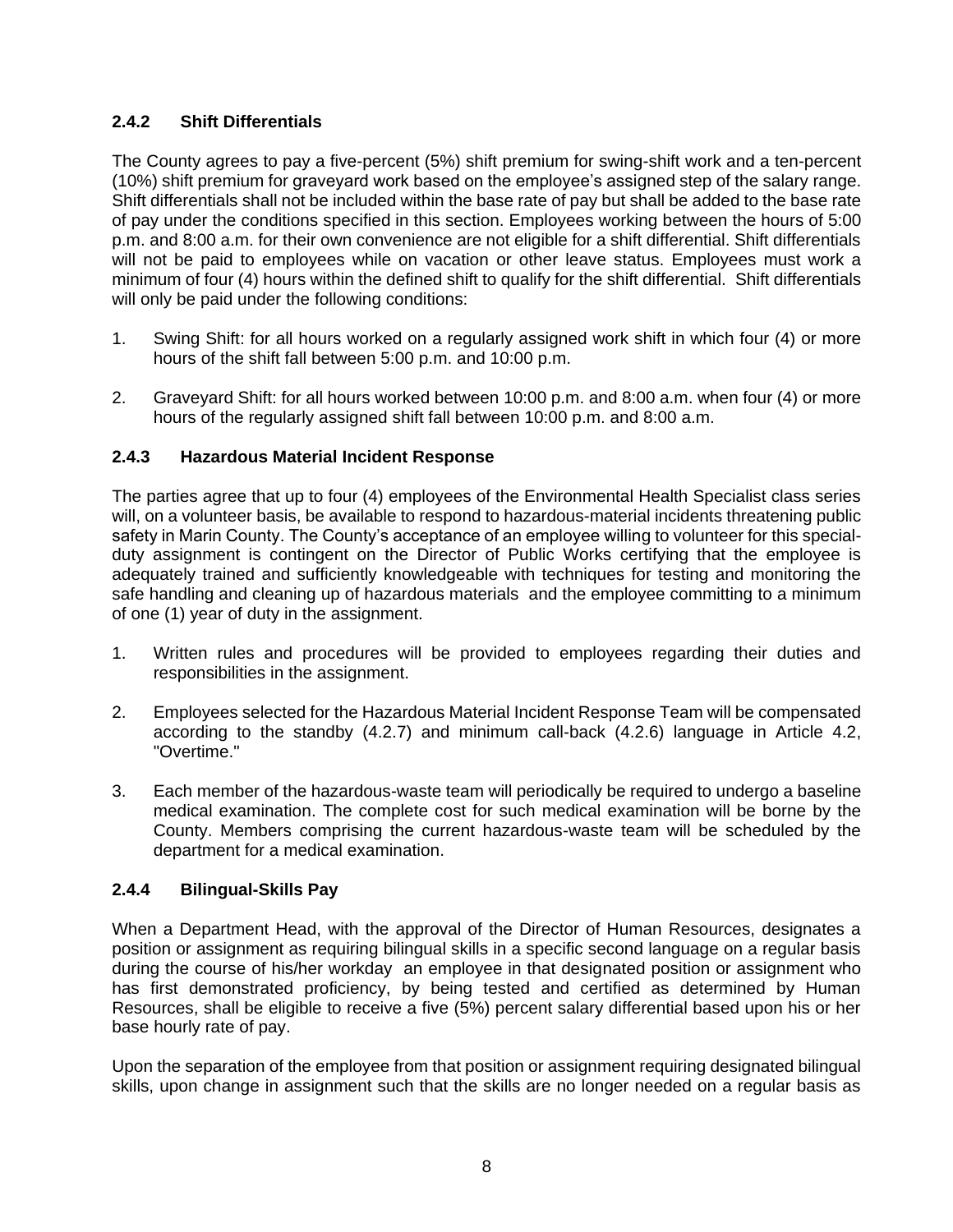### 2.4.2 Shift Differentials

The County agrees to pay a five-percent (5%) shift premium for swing-shift work and a ten-percent (10%) shift premium for graveyard work based on the employee's assigned step of the salary range. Shift differentials shall not be included within the base rate of pay but shall be added to the base rate of pay under the conditions specified in this section. Employees working between the hours of 5:00 p.m. and 8:00 a.m. for their own convenience are not eligible for a shift differential. Shift differentials will not be paid to employees while on vacation or other leave status. Employees must work a minimum of four (4) hours within the defined shift to qualify for the shift differential. Shift differentials will only be paid under the following conditions:

1. Swing Shift: for all hours worked on a regularly assigned work shift in which four (4) or more hours of the shift fall between 5:00 p.m. and 10:00 p.m.

2. Graveyard Shift: for all hours worked between 10:00 p.m. and 8:00 a.m. when four (4) or more hours of the regularly assigned shift fall between 10:00 p.m. and 8:00 a.m.

### 2.4.3 Hazardous Material Incident Response

The parties agree that up to four (4) employees of the Environmental Health Specialist class series will, on a volunteer basis, be available to respond to hazardous-material incidents threatening public safety in Marin County. The County's acceptance of an employee willing to volunteer for this special-duty assignment is contingent on the Director of Public Works certifying that the employee is adequately trained and sufficiently knowledgeable with techniques for testing and monitoring the safe handling and cleaning up of hazardous materials and the employee committing to a minimum of one (1) year of duty in the assignment.

1. Written rules and procedures will be provided to employees regarding their duties and responsibilities in the assignment.

2. Employees selected for the Hazardous Material Incident Response Team will be compensated according to the standby (4.2.7) and minimum call-back (4.2.6) language in Article 4.2, "Overtime."

3. Each member of the hazardous-waste team will periodically be required to undergo a baseline medical examination. The complete cost for such medical examination will be borne by the County. Members comprising the current hazardous-waste team will be scheduled by the department for a medical examination.

### 2.4.4 Bilingual-Skills Pay

When a Department Head, with the approval of the Director of Human Resources, designates a position or assignment as requiring bilingual skills in a specific second language on a regular basis during the course of his/her workday an employee in that designated position or assignment who has first demonstrated proficiency, by being tested and certified as determined by Human Resources, shall be eligible to receive a five (5%) percent salary differential based upon his or her base hourly rate of pay.

Upon the separation of the employee from that position or assignment requiring designated bilingual skills, upon change in assignment such that the skills are no longer needed on a regular basis as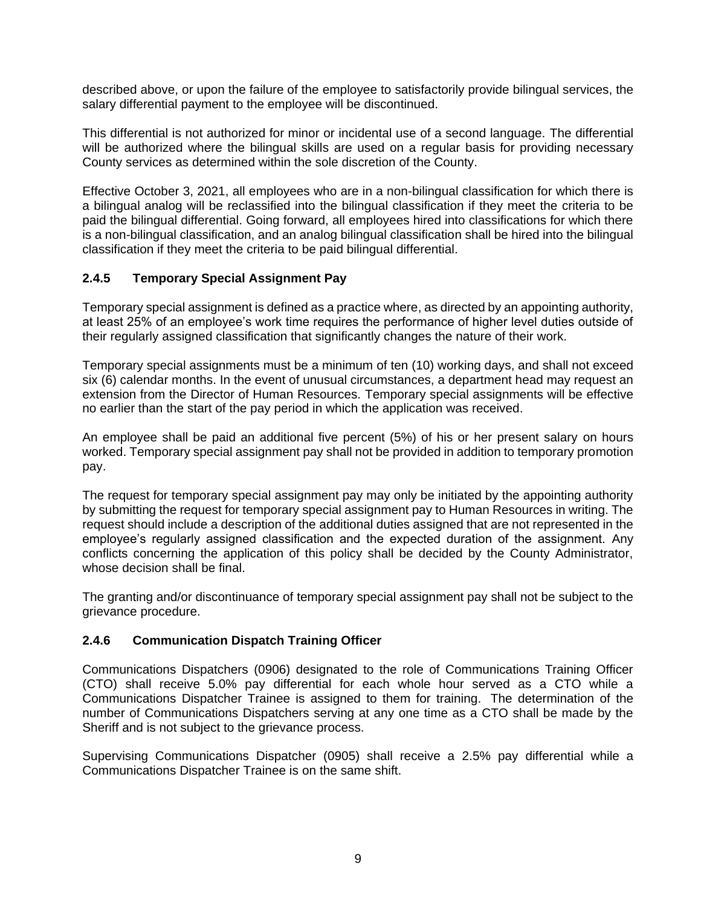described above, or upon the failure of the employee to satisfactorily provide bilingual services, the salary differential payment to the employee will be discontinued.

This differential is not authorized for minor or incidental use of a second language. The differential will be authorized where the bilingual skills are used on a regular basis for providing necessary County services as determined within the sole discretion of the County.

Effective October 3, 2021, all employees who are in a non-bilingual classification for which there is a bilingual analog will be reclassified into the bilingual classification if they meet the criteria to be paid the bilingual differential. Going forward, all employees hired into classifications for which there is a non-bilingual classification, and an analog bilingual classification shall be hired into the bilingual classification if they meet the criteria to be paid bilingual differential.

### 2.4.5 Temporary Special Assignment Pay

Temporary special assignment is defined as a practice where, as directed by an appointing authority, at least 25% of an employee's work time requires the performance of higher level duties outside of their regularly assigned classification that significantly changes the nature of their work.

Temporary special assignments must be a minimum of ten (10) working days, and shall not exceed six (6) calendar months. In the event of unusual circumstances, a department head may request an extension from the Director of Human Resources. Temporary special assignments will be effective no earlier than the start of the pay period in which the application was received.

An employee shall be paid an additional five percent (5%) of his or her present salary on hours worked. Temporary special assignment pay shall not be provided in addition to temporary promotion pay.

The request for temporary special assignment pay may only be initiated by the appointing authority by submitting the request for temporary special assignment pay to Human Resources in writing. The request should include a description of the additional duties assigned that are not represented in the employee's regularly assigned classification and the expected duration of the assignment. Any conflicts concerning the application of this policy shall be decided by the County Administrator, whose decision shall be final.

The granting and/or discontinuance of temporary special assignment pay shall not be subject to the grievance procedure.

### 2.4.6 Communication Dispatch Training Officer

Communications Dispatchers (0906) designated to the role of Communications Training Officer (CTO) shall receive 5.0% pay differential for each whole hour served as a CTO while a Communications Dispatcher Trainee is assigned to them for training. The determination of the number of Communications Dispatchers serving at any one time as a CTO shall be made by the Sheriff and is not subject to the grievance process.

Supervising Communications Dispatcher (0905) shall receive a 2.5% pay differential while a Communications Dispatcher Trainee is on the same shift.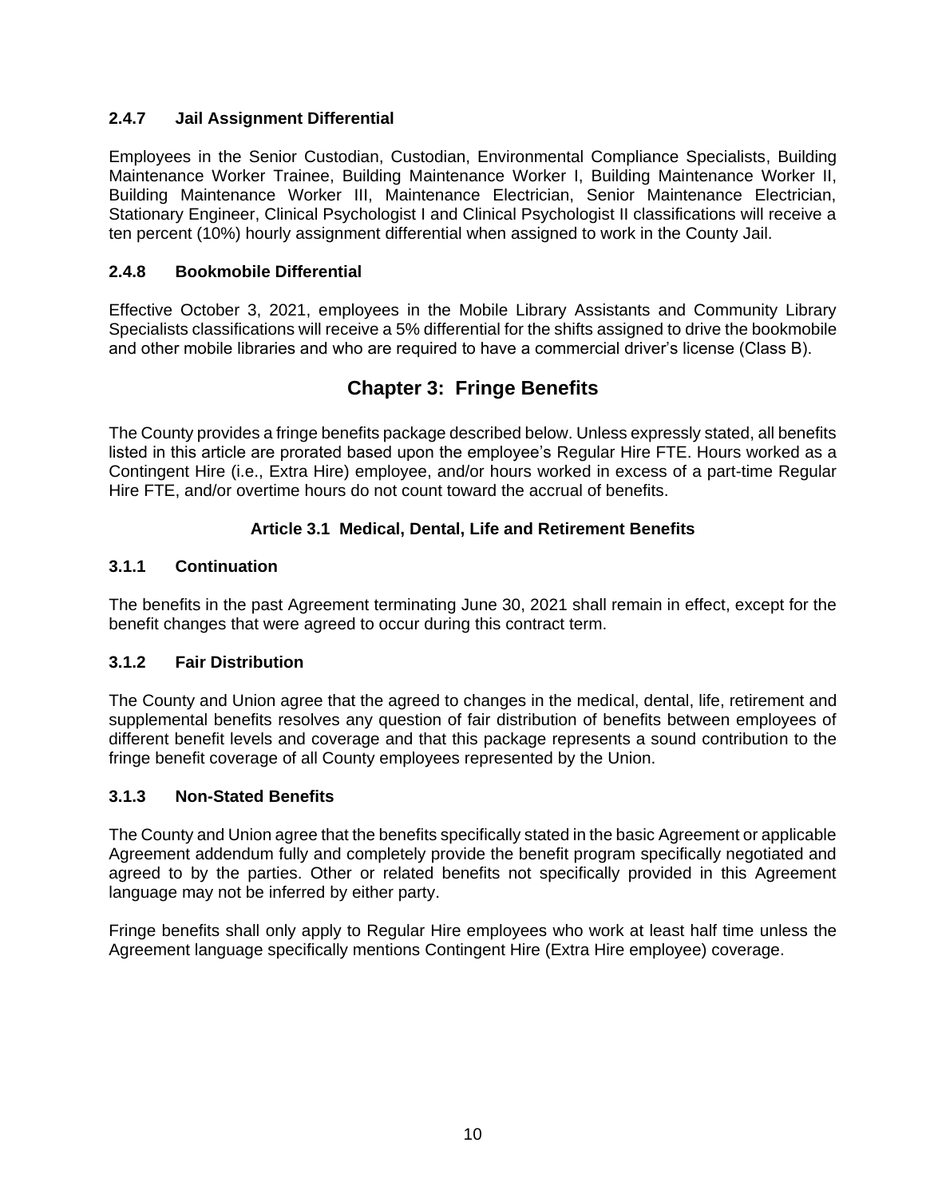### 2.4.7 Jail Assignment Differential

Employees in the Senior Custodian, Custodian, Environmental Compliance Specialists, Building Maintenance Worker Trainee, Building Maintenance Worker I, Building Maintenance Worker II, Building Maintenance Worker III, Maintenance Electrician, Senior Maintenance Electrician, Stationary Engineer, Clinical Psychologist I and Clinical Psychologist II classifications will receive a ten percent (10%) hourly assignment differential when assigned to work in the County Jail.

### 2.4.8 Bookmobile Differential

Effective October 3, 2021, employees in the Mobile Library Assistants and Community Library Specialists classifications will receive a 5% differential for the shifts assigned to drive the bookmobile and other mobile libraries and who are required to have a commercial driver's license (Class B).

# Chapter 3: Fringe Benefits

The County provides a fringe benefits package described below. Unless expressly stated, all benefits listed in this article are prorated based upon the employee's Regular Hire FTE. Hours worked as a Contingent Hire (i.e., Extra Hire) employee, and/or hours worked in excess of a part-time Regular Hire FTE, and/or overtime hours do not count toward the accrual of benefits.

## Article 3.1 Medical, Dental, Life and Retirement Benefits

### 3.1.1 Continuation

The benefits in the past Agreement terminating June 30, 2021 shall remain in effect, except for the benefit changes that were agreed to occur during this contract term.

### 3.1.2 Fair Distribution

The County and Union agree that the agreed to changes in the medical, dental, life, retirement and supplemental benefits resolves any question of fair distribution of benefits between employees of different benefit levels and coverage and that this package represents a sound contribution to the fringe benefit coverage of all County employees represented by the Union.

### 3.1.3 Non-Stated Benefits

The County and Union agree that the benefits specifically stated in the basic Agreement or applicable Agreement addendum fully and completely provide the benefit program specifically negotiated and agreed to by the parties. Other or related benefits not specifically provided in this Agreement language may not be inferred by either party.

Fringe benefits shall only apply to Regular Hire employees who work at least half time unless the Agreement language specifically mentions Contingent Hire (Extra Hire employee) coverage.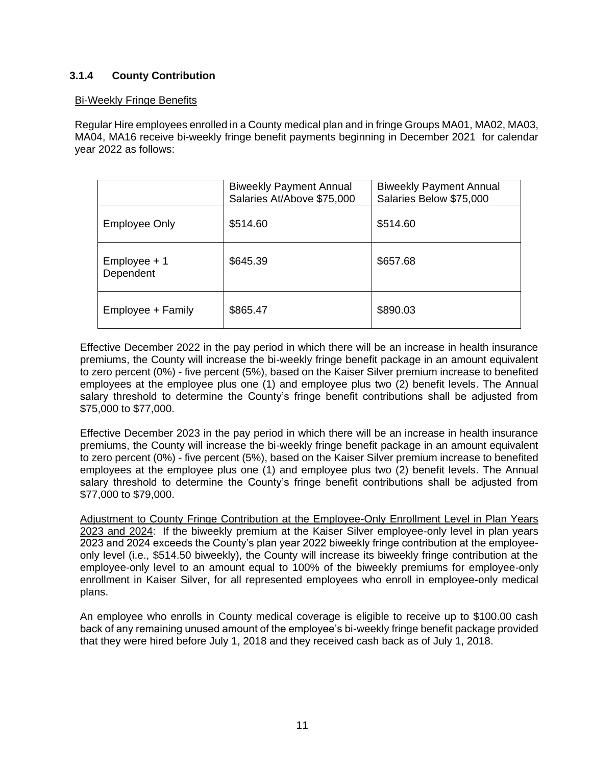### 3.1.4 County Contribution

<u>Bi-Weekly Fringe Benefits</u>

Regular Hire employees enrolled in a County medical plan and in fringe Groups MA01, MA02, MA03, MA04, MA16 receive bi-weekly fringe benefit payments beginning in December 2021 for calendar year 2022 as follows:

| | Biweekly Payment Annual Salaries At/Above $75,000 | Biweekly Payment Annual Salaries Below $75,000 |
|---|---|---|
| Employee Only | $514.60 | $514.60 |
| Employee + 1 Dependent | $645.39 | $657.68 |
| Employee + Family | $865.47 | $890.03 |

Effective December 2022 in the pay period in which there will be an increase in health insurance premiums, the County will increase the bi-weekly fringe benefit package in an amount equivalent to zero percent (0%) - five percent (5%), based on the Kaiser Silver premium increase to benefited employees at the employee plus one (1) and employee plus two (2) benefit levels. The Annual salary threshold to determine the County's fringe benefit contributions shall be adjusted from $75,000 to $77,000.

Effective December 2023 in the pay period in which there will be an increase in health insurance premiums, the County will increase the bi-weekly fringe benefit package in an amount equivalent to zero percent (0%) - five percent (5%), based on the Kaiser Silver premium increase to benefited employees at the employee plus one (1) and employee plus two (2) benefit levels. The Annual salary threshold to determine the County's fringe benefit contributions shall be adjusted from $77,000 to $79,000.

<u>Adjustment to County Fringe Contribution at the Employee-Only Enrollment Level in Plan Years 2023 and 2024</u>: If the biweekly premium at the Kaiser Silver employee-only level in plan years 2023 and 2024 exceeds the County's plan year 2022 biweekly fringe contribution at the employee-only level (i.e., $514.50 biweekly), the County will increase its biweekly fringe contribution at the employee-only level to an amount equal to 100% of the biweekly premiums for employee-only enrollment in Kaiser Silver, for all represented employees who enroll in employee-only medical plans.

An employee who enrolls in County medical coverage is eligible to receive up to $100.00 cash back of any remaining unused amount of the employee's bi-weekly fringe benefit package provided that they were hired before July 1, 2018 and they received cash back as of July 1, 2018.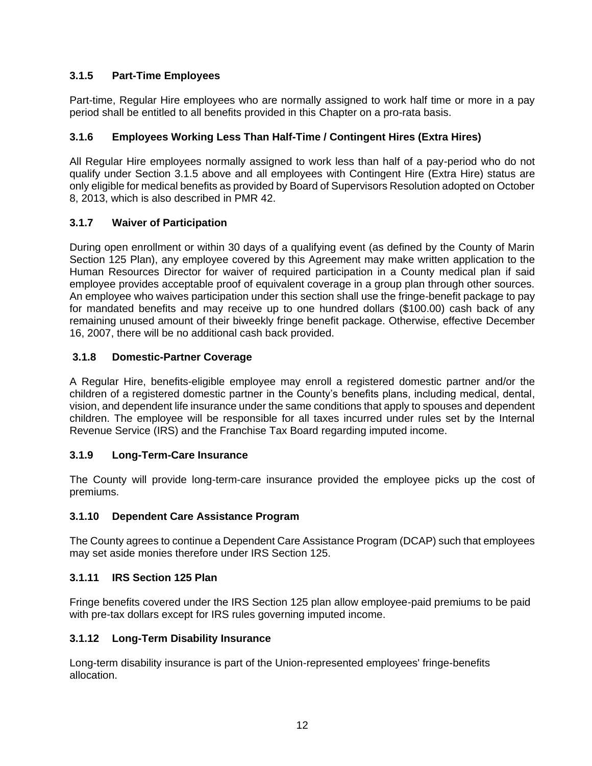### 3.1.5 Part-Time Employees

Part-time, Regular Hire employees who are normally assigned to work half time or more in a pay period shall be entitled to all benefits provided in this Chapter on a pro-rata basis.

### 3.1.6 Employees Working Less Than Half-Time / Contingent Hires (Extra Hires)

All Regular Hire employees normally assigned to work less than half of a pay-period who do not qualify under Section 3.1.5 above and all employees with Contingent Hire (Extra Hire) status are only eligible for medical benefits as provided by Board of Supervisors Resolution adopted on October 8, 2013, which is also described in PMR 42.

### 3.1.7 Waiver of Participation

During open enrollment or within 30 days of a qualifying event (as defined by the County of Marin Section 125 Plan), any employee covered by this Agreement may make written application to the Human Resources Director for waiver of required participation in a County medical plan if said employee provides acceptable proof of equivalent coverage in a group plan through other sources. An employee who waives participation under this section shall use the fringe-benefit package to pay for mandated benefits and may receive up to one hundred dollars ($100.00) cash back of any remaining unused amount of their biweekly fringe benefit package. Otherwise, effective December 16, 2007, there will be no additional cash back provided.

### 3.1.8 Domestic-Partner Coverage

A Regular Hire, benefits-eligible employee may enroll a registered domestic partner and/or the children of a registered domestic partner in the County's benefits plans, including medical, dental, vision, and dependent life insurance under the same conditions that apply to spouses and dependent children. The employee will be responsible for all taxes incurred under rules set by the Internal Revenue Service (IRS) and the Franchise Tax Board regarding imputed income.

### 3.1.9 Long-Term-Care Insurance

The County will provide long-term-care insurance provided the employee picks up the cost of premiums.

### 3.1.10 Dependent Care Assistance Program

The County agrees to continue a Dependent Care Assistance Program (DCAP) such that employees may set aside monies therefore under IRS Section 125.

### 3.1.11 IRS Section 125 Plan

Fringe benefits covered under the IRS Section 125 plan allow employee-paid premiums to be paid with pre-tax dollars except for IRS rules governing imputed income.

### 3.1.12 Long-Term Disability Insurance

Long-term disability insurance is part of the Union-represented employees' fringe-benefits allocation.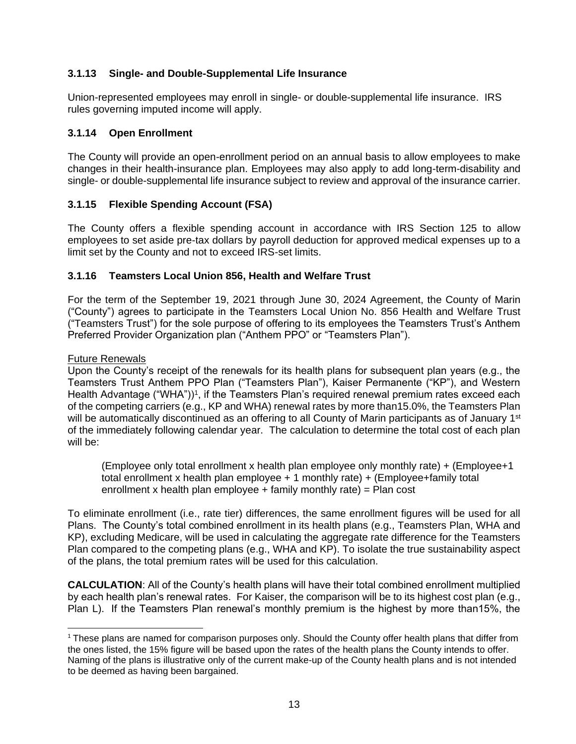### 3.1.13 Single- and Double-Supplemental Life Insurance

Union-represented employees may enroll in single- or double-supplemental life insurance. IRS rules governing imputed income will apply.

### 3.1.14 Open Enrollment

The County will provide an open-enrollment period on an annual basis to allow employees to make changes in their health-insurance plan. Employees may also apply to add long-term-disability and single- or double-supplemental life insurance subject to review and approval of the insurance carrier.

### 3.1.15 Flexible Spending Account (FSA)

The County offers a flexible spending account in accordance with IRS Section 125 to allow employees to set aside pre-tax dollars by payroll deduction for approved medical expenses up to a limit set by the County and not to exceed IRS-set limits.

### 3.1.16 Teamsters Local Union 856, Health and Welfare Trust

For the term of the September 19, 2021 through June 30, 2024 Agreement, the County of Marin ("County") agrees to participate in the Teamsters Local Union No. 856 Health and Welfare Trust ("Teamsters Trust") for the sole purpose of offering to its employees the Teamsters Trust's Anthem Preferred Provider Organization plan ("Anthem PPO" or "Teamsters Plan").

Future Renewals

Upon the County's receipt of the renewals for its health plans for subsequent plan years (e.g., the Teamsters Trust Anthem PPO Plan ("Teamsters Plan"), Kaiser Permanente ("KP"), and Western Health Advantage ("WHA"))[1], if the Teamsters Plan's required renewal premium rates exceed each of the competing carriers (e.g., KP and WHA) renewal rates by more than15.0%, the Teamsters Plan will be automatically discontinued as an offering to all County of Marin participants as of January 1st of the immediately following calendar year. The calculation to determine the total cost of each plan will be:

> (Employee only total enrollment x health plan employee only monthly rate) + (Employee+1 total enrollment x health plan employee + 1 monthly rate) + (Employee+family total enrollment x health plan employee + family monthly rate) = Plan cost

To eliminate enrollment (i.e., rate tier) differences, the same enrollment figures will be used for all Plans. The County's total combined enrollment in its health plans (e.g., Teamsters Plan, WHA and KP), excluding Medicare, will be used in calculating the aggregate rate difference for the Teamsters Plan compared to the competing plans (e.g., WHA and KP). To isolate the true sustainability aspect of the plans, the total premium rates will be used for this calculation.

**CALCULATION**: All of the County's health plans will have their total combined enrollment multiplied by each health plan's renewal rates. For Kaiser, the comparison will be to its highest cost plan (e.g., Plan L). If the Teamsters Plan renewal's monthly premium is the highest by more than15%, the

[1] These plans are named for comparison purposes only. Should the County offer health plans that differ from the ones listed, the 15% figure will be based upon the rates of the health plans the County intends to offer. Naming of the plans is illustrative only of the current make-up of the County health plans and is not intended to be deemed as having been bargained.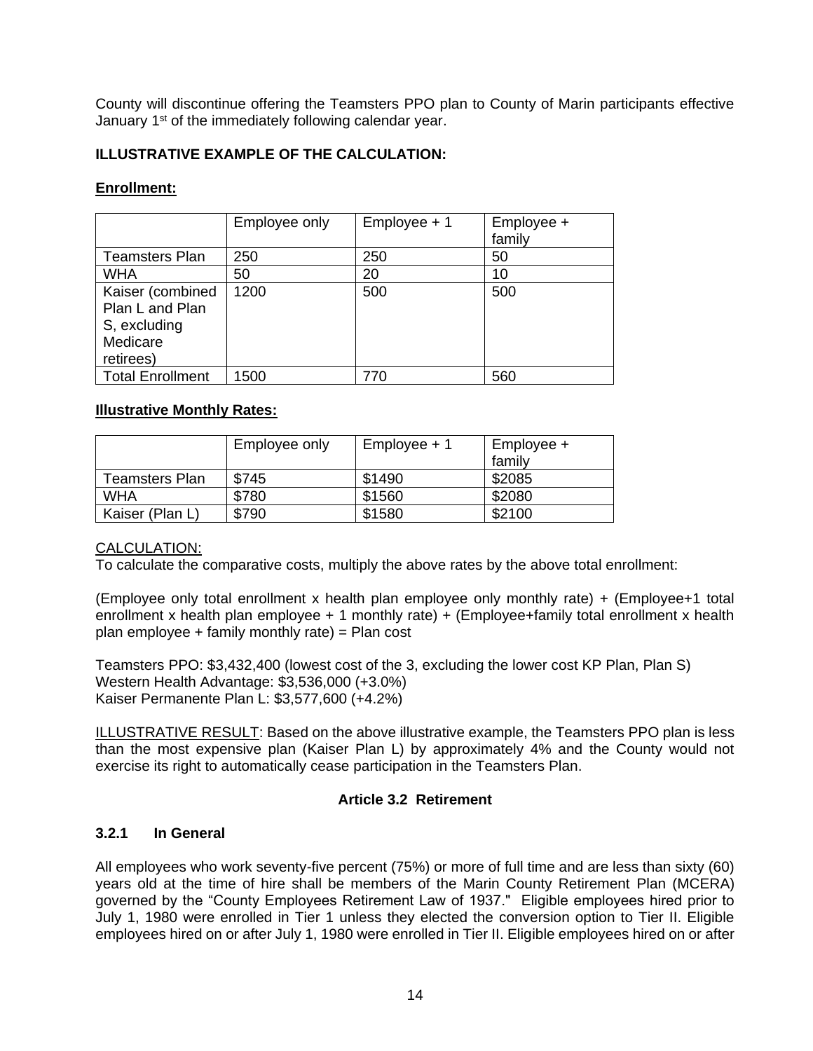County will discontinue offering the Teamsters PPO plan to County of Marin participants effective January 1st of the immediately following calendar year.

**ILLUSTRATIVE EXAMPLE OF THE CALCULATION:**

**Enrollment:**

| | Employee only | Employee + 1 | Employee + family |
|---|---|---|---|
| Teamsters Plan | 250 | 250 | 50 |
| WHA | 50 | 20 | 10 |
| Kaiser (combined Plan L and Plan S, excluding Medicare retirees) | 1200 | 500 | 500 |
| Total Enrollment | 1500 | 770 | 560 |

**Illustrative Monthly Rates:**

| | Employee only | Employee + 1 | Employee + family |
|---|---|---|---|
| Teamsters Plan | $745 | $1490 | $2085 |
| WHA | $780 | $1560 | $2080 |
| Kaiser (Plan L) | $790 | $1580 | $2100 |

CALCULATION:
To calculate the comparative costs, multiply the above rates by the above total enrollment:

(Employee only total enrollment x health plan employee only monthly rate) + (Employee+1 total enrollment x health plan employee + 1 monthly rate) + (Employee+family total enrollment x health plan employee + family monthly rate) = Plan cost

Teamsters PPO: $3,432,400 (lowest cost of the 3, excluding the lower cost KP Plan, Plan S)
Western Health Advantage: $3,536,000 (+3.0%)
Kaiser Permanente Plan L: $3,577,600 (+4.2%)

ILLUSTRATIVE RESULT: Based on the above illustrative example, the Teamsters PPO plan is less than the most expensive plan (Kaiser Plan L) by approximately 4% and the County would not exercise its right to automatically cease participation in the Teamsters Plan.

### Article 3.2 Retirement

**3.2.1 In General**

All employees who work seventy-five percent (75%) or more of full time and are less than sixty (60) years old at the time of hire shall be members of the Marin County Retirement Plan (MCERA) governed by the "County Employees Retirement Law of 1937." Eligible employees hired prior to July 1, 1980 were enrolled in Tier 1 unless they elected the conversion option to Tier II. Eligible employees hired on or after July 1, 1980 were enrolled in Tier II. Eligible employees hired on or after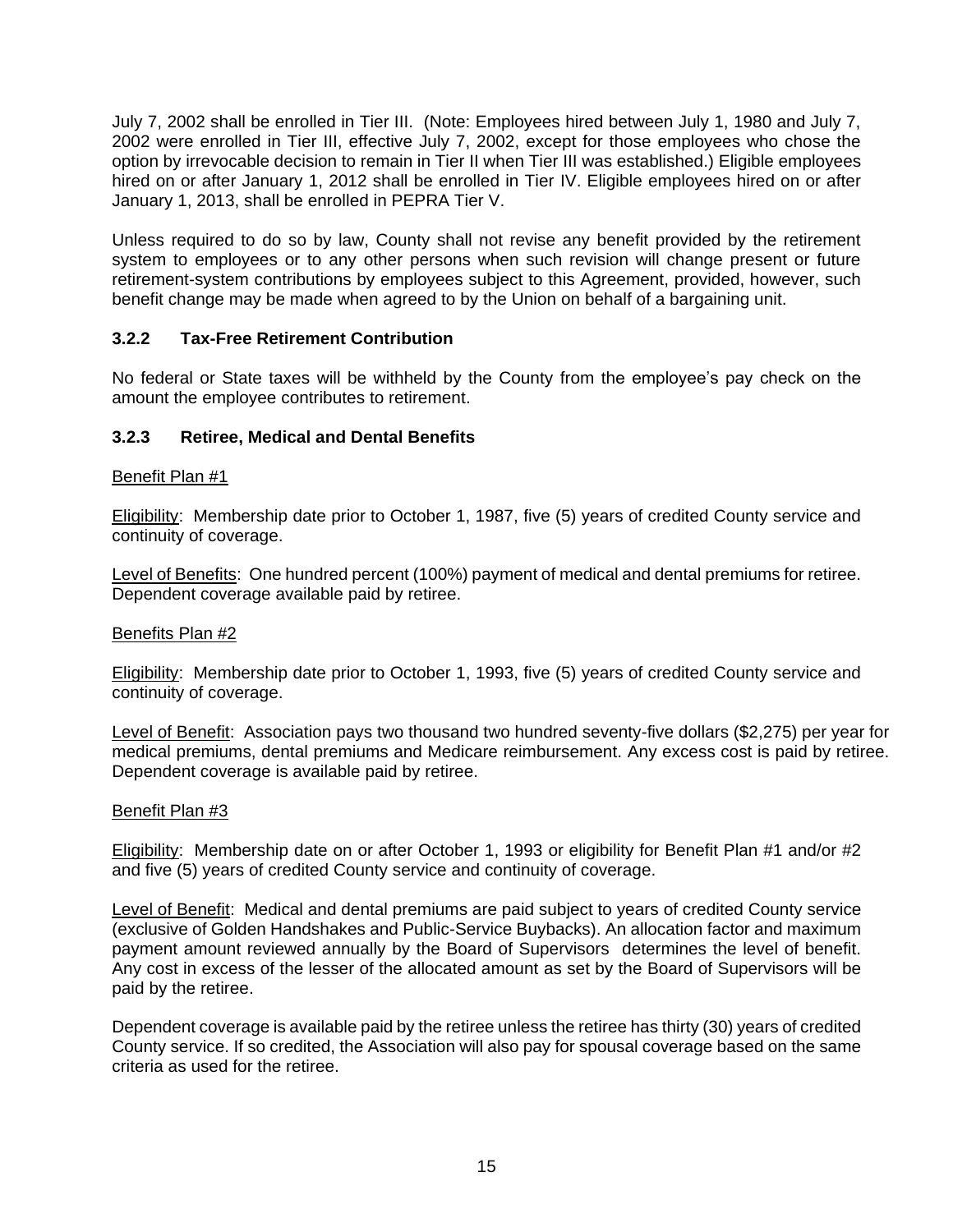July 7, 2002 shall be enrolled in Tier III. (Note: Employees hired between July 1, 1980 and July 7, 2002 were enrolled in Tier III, effective July 7, 2002, except for those employees who chose the option by irrevocable decision to remain in Tier II when Tier III was established.) Eligible employees hired on or after January 1, 2012 shall be enrolled in Tier IV. Eligible employees hired on or after January 1, 2013, shall be enrolled in PEPRA Tier V.

Unless required to do so by law, County shall not revise any benefit provided by the retirement system to employees or to any other persons when such revision will change present or future retirement-system contributions by employees subject to this Agreement, provided, however, such benefit change may be made when agreed to by the Union on behalf of a bargaining unit.

### 3.2.2 Tax-Free Retirement Contribution

No federal or State taxes will be withheld by the County from the employee's pay check on the amount the employee contributes to retirement.

### 3.2.3 Retiree, Medical and Dental Benefits

<u>Benefit Plan #1</u>

<u>Eligibility</u>: Membership date prior to October 1, 1987, five (5) years of credited County service and continuity of coverage.

<u>Level of Benefits</u>: One hundred percent (100%) payment of medical and dental premiums for retiree. Dependent coverage available paid by retiree.

<u>Benefits Plan #2</u>

<u>Eligibility</u>: Membership date prior to October 1, 1993, five (5) years of credited County service and continuity of coverage.

<u>Level of Benefit</u>: Association pays two thousand two hundred seventy-five dollars ($2,275) per year for medical premiums, dental premiums and Medicare reimbursement. Any excess cost is paid by retiree. Dependent coverage is available paid by retiree.

<u>Benefit Plan #3</u>

<u>Eligibility</u>: Membership date on or after October 1, 1993 or eligibility for Benefit Plan #1 and/or #2 and five (5) years of credited County service and continuity of coverage.

<u>Level of Benefit</u>: Medical and dental premiums are paid subject to years of credited County service (exclusive of Golden Handshakes and Public-Service Buybacks). An allocation factor and maximum payment amount reviewed annually by the Board of Supervisors determines the level of benefit. Any cost in excess of the lesser of the allocated amount as set by the Board of Supervisors will be paid by the retiree.

Dependent coverage is available paid by the retiree unless the retiree has thirty (30) years of credited County service. If so credited, the Association will also pay for spousal coverage based on the same criteria as used for the retiree.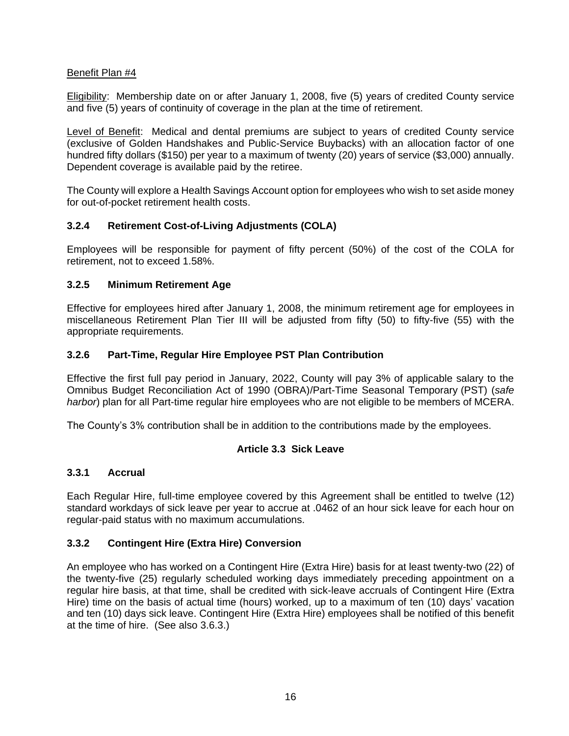Benefit Plan #4

Eligibility: Membership date on or after January 1, 2008, five (5) years of credited County service and five (5) years of continuity of coverage in the plan at the time of retirement.

Level of Benefit: Medical and dental premiums are subject to years of credited County service (exclusive of Golden Handshakes and Public-Service Buybacks) with an allocation factor of one hundred fifty dollars ($150) per year to a maximum of twenty (20) years of service ($3,000) annually. Dependent coverage is available paid by the retiree.

The County will explore a Health Savings Account option for employees who wish to set aside money for out-of-pocket retirement health costs.

### 3.2.4 Retirement Cost-of-Living Adjustments (COLA)

Employees will be responsible for payment of fifty percent (50%) of the cost of the COLA for retirement, not to exceed 1.58%.

### 3.2.5 Minimum Retirement Age

Effective for employees hired after January 1, 2008, the minimum retirement age for employees in miscellaneous Retirement Plan Tier III will be adjusted from fifty (50) to fifty-five (55) with the appropriate requirements.

### 3.2.6 Part-Time, Regular Hire Employee PST Plan Contribution

Effective the first full pay period in January, 2022, County will pay 3% of applicable salary to the Omnibus Budget Reconciliation Act of 1990 (OBRA)/Part-Time Seasonal Temporary (PST) (*safe harbor*) plan for all Part-time regular hire employees who are not eligible to be members of MCERA.

The County's 3% contribution shall be in addition to the contributions made by the employees.

## Article 3.3 Sick Leave

### 3.3.1 Accrual

Each Regular Hire, full-time employee covered by this Agreement shall be entitled to twelve (12) standard workdays of sick leave per year to accrue at .0462 of an hour sick leave for each hour on regular-paid status with no maximum accumulations.

### 3.3.2 Contingent Hire (Extra Hire) Conversion

An employee who has worked on a Contingent Hire (Extra Hire) basis for at least twenty-two (22) of the twenty-five (25) regularly scheduled working days immediately preceding appointment on a regular hire basis, at that time, shall be credited with sick-leave accruals of Contingent Hire (Extra Hire) time on the basis of actual time (hours) worked, up to a maximum of ten (10) days' vacation and ten (10) days sick leave. Contingent Hire (Extra Hire) employees shall be notified of this benefit at the time of hire. (See also 3.6.3.)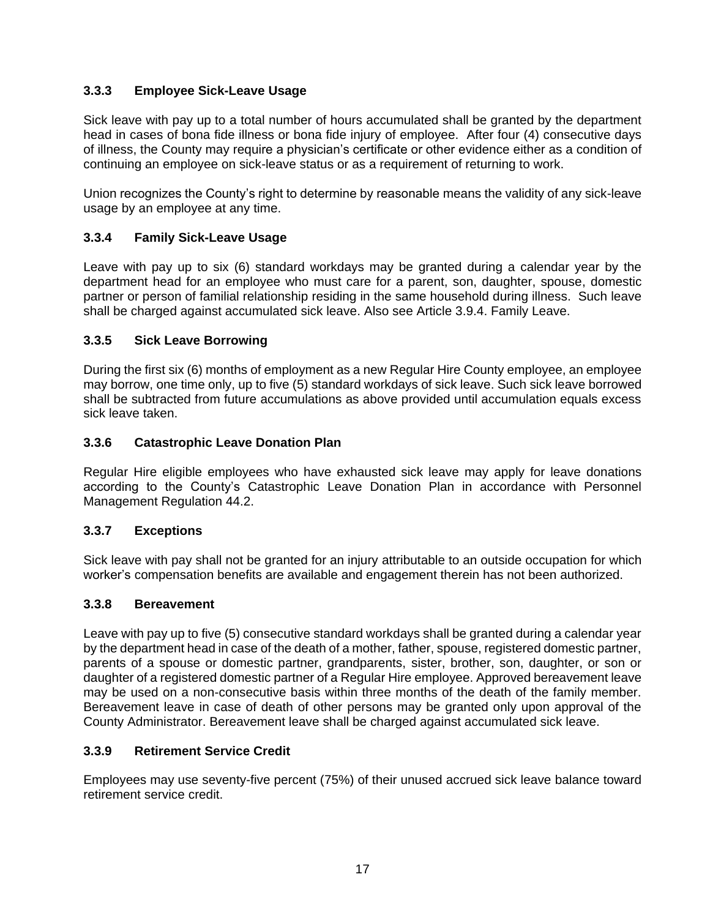### 3.3.3 Employee Sick-Leave Usage

Sick leave with pay up to a total number of hours accumulated shall be granted by the department head in cases of bona fide illness or bona fide injury of employee. After four (4) consecutive days of illness, the County may require a physician's certificate or other evidence either as a condition of continuing an employee on sick-leave status or as a requirement of returning to work.

Union recognizes the County's right to determine by reasonable means the validity of any sick-leave usage by an employee at any time.

### 3.3.4 Family Sick-Leave Usage

Leave with pay up to six (6) standard workdays may be granted during a calendar year by the department head for an employee who must care for a parent, son, daughter, spouse, domestic partner or person of familial relationship residing in the same household during illness. Such leave shall be charged against accumulated sick leave. Also see Article 3.9.4. Family Leave.

### 3.3.5 Sick Leave Borrowing

During the first six (6) months of employment as a new Regular Hire County employee, an employee may borrow, one time only, up to five (5) standard workdays of sick leave. Such sick leave borrowed shall be subtracted from future accumulations as above provided until accumulation equals excess sick leave taken.

### 3.3.6 Catastrophic Leave Donation Plan

Regular Hire eligible employees who have exhausted sick leave may apply for leave donations according to the County's Catastrophic Leave Donation Plan in accordance with Personnel Management Regulation 44.2.

### 3.3.7 Exceptions

Sick leave with pay shall not be granted for an injury attributable to an outside occupation for which worker's compensation benefits are available and engagement therein has not been authorized.

### 3.3.8 Bereavement

Leave with pay up to five (5) consecutive standard workdays shall be granted during a calendar year by the department head in case of the death of a mother, father, spouse, registered domestic partner, parents of a spouse or domestic partner, grandparents, sister, brother, son, daughter, or son or daughter of a registered domestic partner of a Regular Hire employee. Approved bereavement leave may be used on a non-consecutive basis within three months of the death of the family member. Bereavement leave in case of death of other persons may be granted only upon approval of the County Administrator. Bereavement leave shall be charged against accumulated sick leave.

### 3.3.9 Retirement Service Credit

Employees may use seventy-five percent (75%) of their unused accrued sick leave balance toward retirement service credit.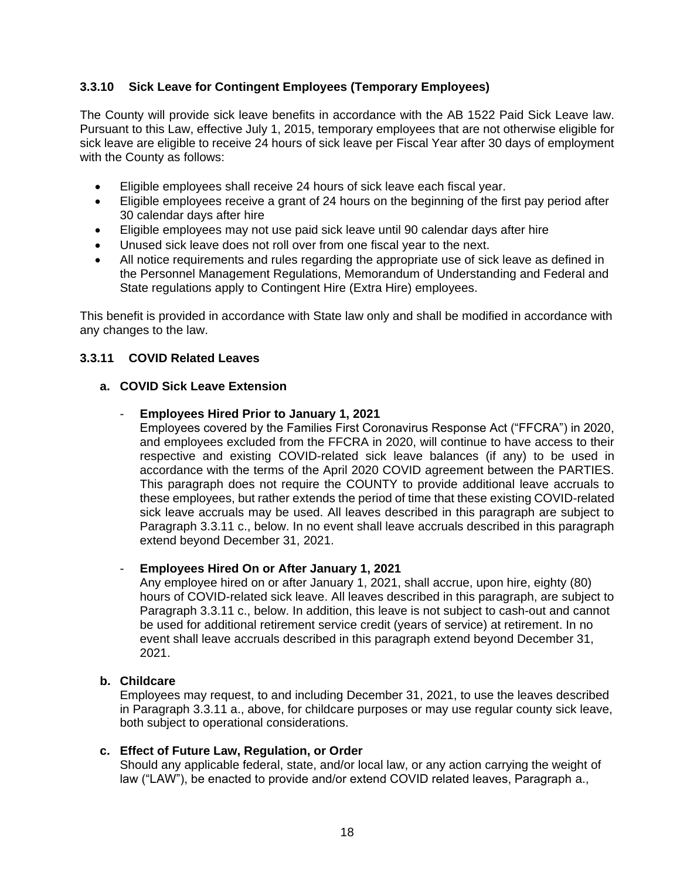### 3.3.10 Sick Leave for Contingent Employees (Temporary Employees)

The County will provide sick leave benefits in accordance with the AB 1522 Paid Sick Leave law. Pursuant to this Law, effective July 1, 2015, temporary employees that are not otherwise eligible for sick leave are eligible to receive 24 hours of sick leave per Fiscal Year after 30 days of employment with the County as follows:

- Eligible employees shall receive 24 hours of sick leave each fiscal year.
- Eligible employees receive a grant of 24 hours on the beginning of the first pay period after 30 calendar days after hire
- Eligible employees may not use paid sick leave until 90 calendar days after hire
- Unused sick leave does not roll over from one fiscal year to the next.
- All notice requirements and rules regarding the appropriate use of sick leave as defined in the Personnel Management Regulations, Memorandum of Understanding and Federal and State regulations apply to Contingent Hire (Extra Hire) employees.

This benefit is provided in accordance with State law only and shall be modified in accordance with any changes to the law.

### 3.3.11 COVID Related Leaves

**a. COVID Sick Leave Extension**

- **Employees Hired Prior to January 1, 2021**
  Employees covered by the Families First Coronavirus Response Act ("FFCRA") in 2020, and employees excluded from the FFCRA in 2020, will continue to have access to their respective and existing COVID-related sick leave balances (if any) to be used in accordance with the terms of the April 2020 COVID agreement between the PARTIES. This paragraph does not require the COUNTY to provide additional leave accruals to these employees, but rather extends the period of time that these existing COVID-related sick leave accruals may be used. All leaves described in this paragraph are subject to Paragraph 3.3.11 c., below. In no event shall leave accruals described in this paragraph extend beyond December 31, 2021.

- **Employees Hired On or After January 1, 2021**
  Any employee hired on or after January 1, 2021, shall accrue, upon hire, eighty (80) hours of COVID-related sick leave. All leaves described in this paragraph, are subject to Paragraph 3.3.11 c., below. In addition, this leave is not subject to cash-out and cannot be used for additional retirement service credit (years of service) at retirement. In no event shall leave accruals described in this paragraph extend beyond December 31, 2021.

**b. Childcare**

Employees may request, to and including December 31, 2021, to use the leaves described in Paragraph 3.3.11 a., above, for childcare purposes or may use regular county sick leave, both subject to operational considerations.

**c. Effect of Future Law, Regulation, or Order**

Should any applicable federal, state, and/or local law, or any action carrying the weight of law ("LAW"), be enacted to provide and/or extend COVID related leaves, Paragraph a.,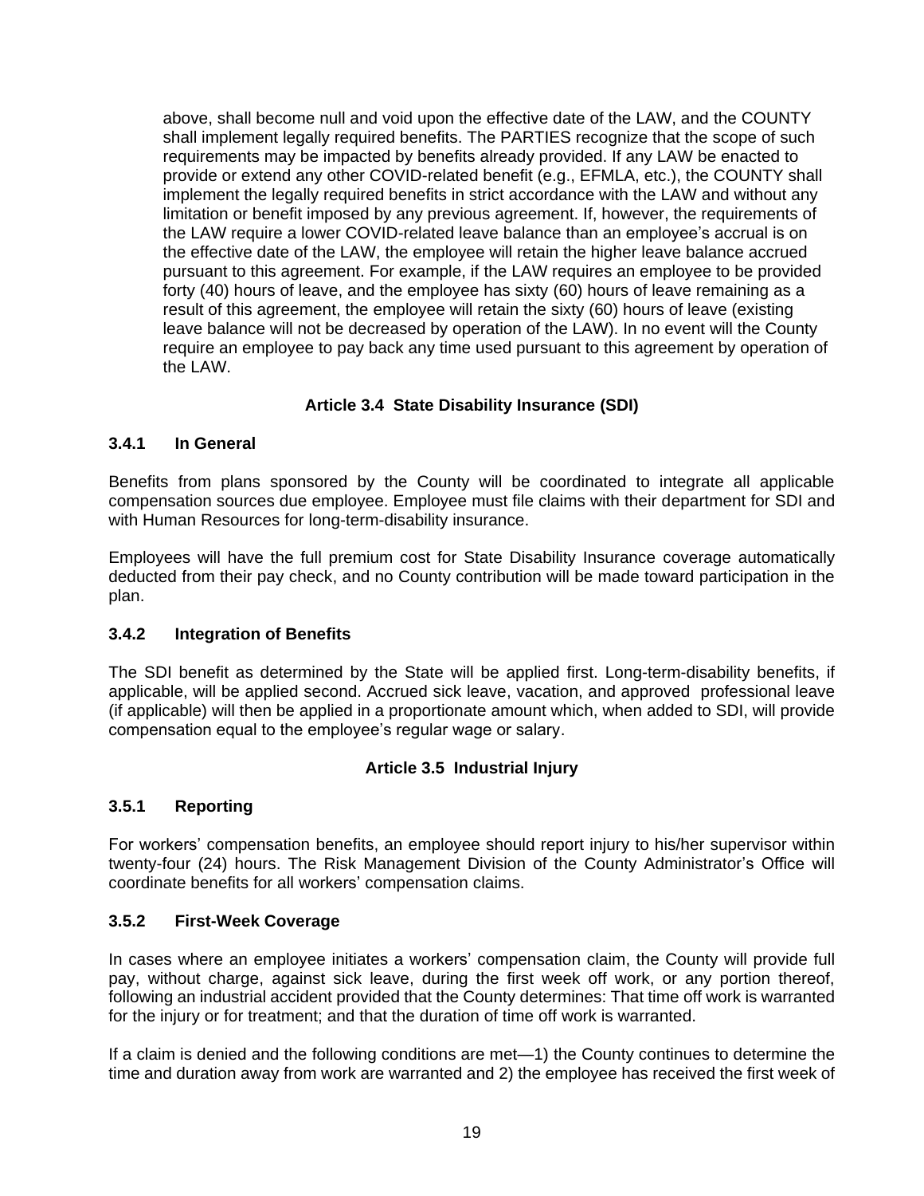above, shall become null and void upon the effective date of the LAW, and the COUNTY shall implement legally required benefits. The PARTIES recognize that the scope of such requirements may be impacted by benefits already provided. If any LAW be enacted to provide or extend any other COVID-related benefit (e.g., EFMLA, etc.), the COUNTY shall implement the legally required benefits in strict accordance with the LAW and without any limitation or benefit imposed by any previous agreement. If, however, the requirements of the LAW require a lower COVID-related leave balance than an employee's accrual is on the effective date of the LAW, the employee will retain the higher leave balance accrued pursuant to this agreement. For example, if the LAW requires an employee to be provided forty (40) hours of leave, and the employee has sixty (60) hours of leave remaining as a result of this agreement, the employee will retain the sixty (60) hours of leave (existing leave balance will not be decreased by operation of the LAW). In no event will the County require an employee to pay back any time used pursuant to this agreement by operation of the LAW.

## Article 3.4 State Disability Insurance (SDI)

### 3.4.1 In General

Benefits from plans sponsored by the County will be coordinated to integrate all applicable compensation sources due employee. Employee must file claims with their department for SDI and with Human Resources for long-term-disability insurance.

Employees will have the full premium cost for State Disability Insurance coverage automatically deducted from their pay check, and no County contribution will be made toward participation in the plan.

### 3.4.2 Integration of Benefits

The SDI benefit as determined by the State will be applied first. Long-term-disability benefits, if applicable, will be applied second. Accrued sick leave, vacation, and approved professional leave (if applicable) will then be applied in a proportionate amount which, when added to SDI, will provide compensation equal to the employee's regular wage or salary.

## Article 3.5 Industrial Injury

### 3.5.1 Reporting

For workers' compensation benefits, an employee should report injury to his/her supervisor within twenty-four (24) hours. The Risk Management Division of the County Administrator's Office will coordinate benefits for all workers' compensation claims.

### 3.5.2 First-Week Coverage

In cases where an employee initiates a workers' compensation claim, the County will provide full pay, without charge, against sick leave, during the first week off work, or any portion thereof, following an industrial accident provided that the County determines: That time off work is warranted for the injury or for treatment; and that the duration of time off work is warranted.

If a claim is denied and the following conditions are met—1) the County continues to determine the time and duration away from work are warranted and 2) the employee has received the first week of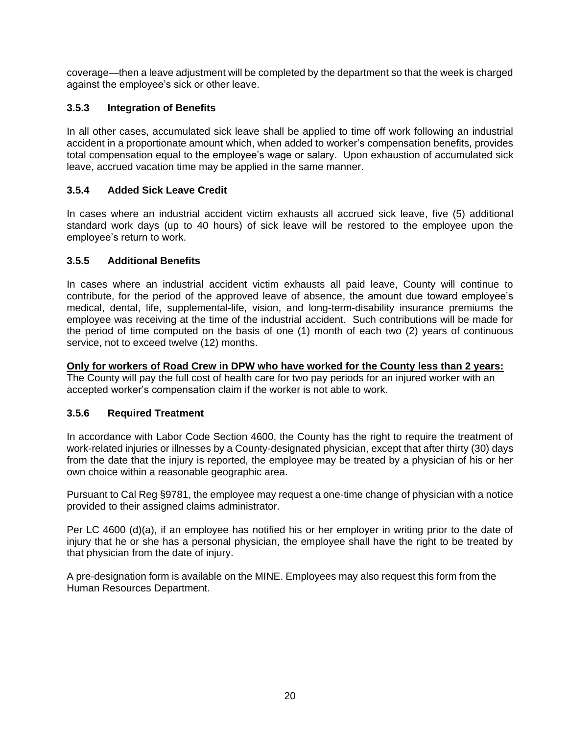coverage—then a leave adjustment will be completed by the department so that the week is charged against the employee's sick or other leave.

### 3.5.3 Integration of Benefits

In all other cases, accumulated sick leave shall be applied to time off work following an industrial accident in a proportionate amount which, when added to worker's compensation benefits, provides total compensation equal to the employee's wage or salary. Upon exhaustion of accumulated sick leave, accrued vacation time may be applied in the same manner.

### 3.5.4 Added Sick Leave Credit

In cases where an industrial accident victim exhausts all accrued sick leave, five (5) additional standard work days (up to 40 hours) of sick leave will be restored to the employee upon the employee's return to work.

### 3.5.5 Additional Benefits

In cases where an industrial accident victim exhausts all paid leave, County will continue to contribute, for the period of the approved leave of absence, the amount due toward employee's medical, dental, life, supplemental-life, vision, and long-term-disability insurance premiums the employee was receiving at the time of the industrial accident. Such contributions will be made for the period of time computed on the basis of one (1) month of each two (2) years of continuous service, not to exceed twelve (12) months.

<u>**Only for workers of Road Crew in DPW who have worked for the County less than 2 years:**</u>
The County will pay the full cost of health care for two pay periods for an injured worker with an accepted worker's compensation claim if the worker is not able to work.

### 3.5.6 Required Treatment

In accordance with Labor Code Section 4600, the County has the right to require the treatment of work-related injuries or illnesses by a County-designated physician, except that after thirty (30) days from the date that the injury is reported, the employee may be treated by a physician of his or her own choice within a reasonable geographic area.

Pursuant to Cal Reg §9781, the employee may request a one-time change of physician with a notice provided to their assigned claims administrator.

Per LC 4600 (d)(a), if an employee has notified his or her employer in writing prior to the date of injury that he or she has a personal physician, the employee shall have the right to be treated by that physician from the date of injury.

A pre-designation form is available on the MINE. Employees may also request this form from the Human Resources Department.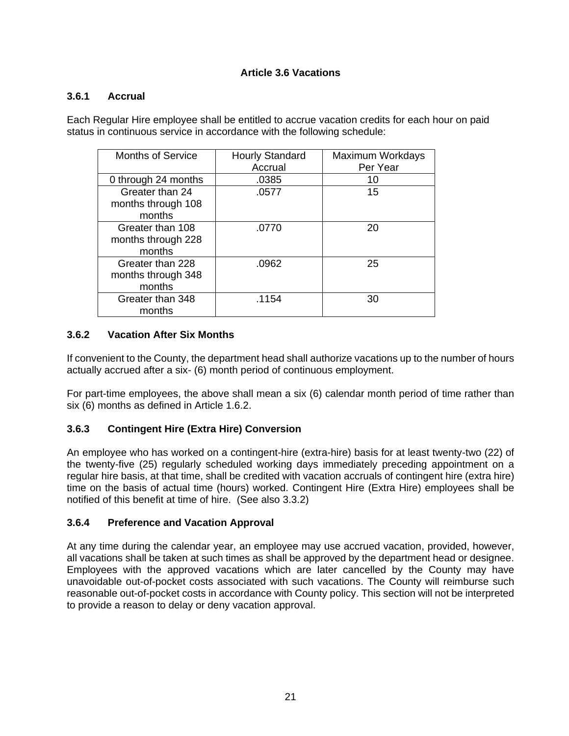## Article 3.6 Vacations

### 3.6.1 Accrual

Each Regular Hire employee shall be entitled to accrue vacation credits for each hour on paid status in continuous service in accordance with the following schedule:

| Months of Service | Hourly Standard Accrual | Maximum Workdays Per Year |
|---|---|---|
| 0 through 24 months | .0385 | 10 |
| Greater than 24 months through 108 months | .0577 | 15 |
| Greater than 108 months through 228 months | .0770 | 20 |
| Greater than 228 months through 348 months | .0962 | 25 |
| Greater than 348 months | .1154 | 30 |

### 3.6.2 Vacation After Six Months

If convenient to the County, the department head shall authorize vacations up to the number of hours actually accrued after a six- (6) month period of continuous employment.

For part-time employees, the above shall mean a six (6) calendar month period of time rather than six (6) months as defined in Article 1.6.2.

### 3.6.3 Contingent Hire (Extra Hire) Conversion

An employee who has worked on a contingent-hire (extra-hire) basis for at least twenty-two (22) of the twenty-five (25) regularly scheduled working days immediately preceding appointment on a regular hire basis, at that time, shall be credited with vacation accruals of contingent hire (extra hire) time on the basis of actual time (hours) worked. Contingent Hire (Extra Hire) employees shall be notified of this benefit at time of hire. (See also 3.3.2)

### 3.6.4 Preference and Vacation Approval

At any time during the calendar year, an employee may use accrued vacation, provided, however, all vacations shall be taken at such times as shall be approved by the department head or designee. Employees with the approved vacations which are later cancelled by the County may have unavoidable out-of-pocket costs associated with such vacations. The County will reimburse such reasonable out-of-pocket costs in accordance with County policy. This section will not be interpreted to provide a reason to delay or deny vacation approval.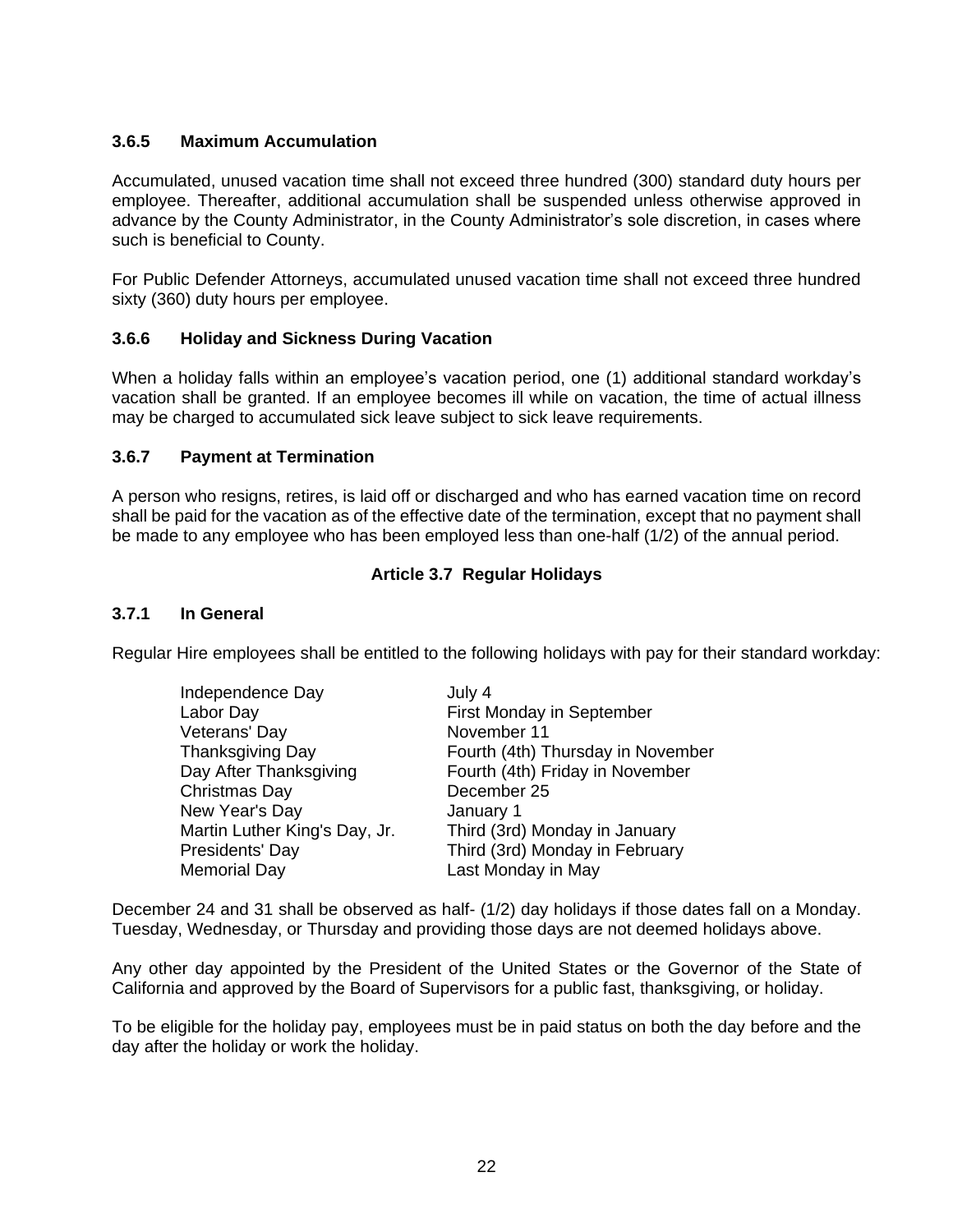### 3.6.5 Maximum Accumulation

Accumulated, unused vacation time shall not exceed three hundred (300) standard duty hours per employee. Thereafter, additional accumulation shall be suspended unless otherwise approved in advance by the County Administrator, in the County Administrator's sole discretion, in cases where such is beneficial to County.

For Public Defender Attorneys, accumulated unused vacation time shall not exceed three hundred sixty (360) duty hours per employee.

### 3.6.6 Holiday and Sickness During Vacation

When a holiday falls within an employee's vacation period, one (1) additional standard workday's vacation shall be granted. If an employee becomes ill while on vacation, the time of actual illness may be charged to accumulated sick leave subject to sick leave requirements.

### 3.6.7 Payment at Termination

A person who resigns, retires, is laid off or discharged and who has earned vacation time on record shall be paid for the vacation as of the effective date of the termination, except that no payment shall be made to any employee who has been employed less than one-half (1/2) of the annual period.

## Article 3.7 Regular Holidays

### 3.7.1 In General

Regular Hire employees shall be entitled to the following holidays with pay for their standard workday:

| | |
|---|---|
| Independence Day | July 4 |
| Labor Day | First Monday in September |
| Veterans' Day | November 11 |
| Thanksgiving Day | Fourth (4th) Thursday in November |
| Day After Thanksgiving | Fourth (4th) Friday in November |
| Christmas Day | December 25 |
| New Year's Day | January 1 |
| Martin Luther King's Day, Jr. | Third (3rd) Monday in January |
| Presidents' Day | Third (3rd) Monday in February |
| Memorial Day | Last Monday in May |

December 24 and 31 shall be observed as half- (1/2) day holidays if those dates fall on a Monday. Tuesday, Wednesday, or Thursday and providing those days are not deemed holidays above.

Any other day appointed by the President of the United States or the Governor of the State of California and approved by the Board of Supervisors for a public fast, thanksgiving, or holiday.

To be eligible for the holiday pay, employees must be in paid status on both the day before and the day after the holiday or work the holiday.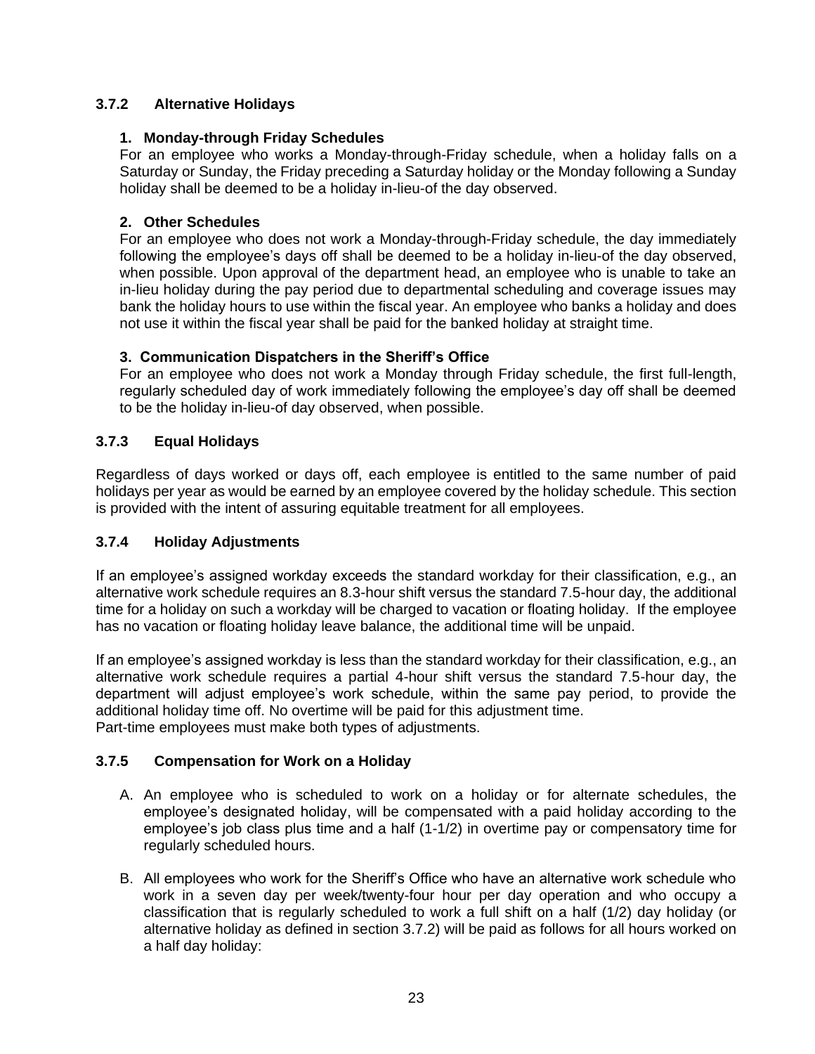### 3.7.2 Alternative Holidays

**1. Monday-through Friday Schedules**

For an employee who works a Monday-through-Friday schedule, when a holiday falls on a Saturday or Sunday, the Friday preceding a Saturday holiday or the Monday following a Sunday holiday shall be deemed to be a holiday in-lieu-of the day observed.

**2. Other Schedules**

For an employee who does not work a Monday-through-Friday schedule, the day immediately following the employee's days off shall be deemed to be a holiday in-lieu-of the day observed, when possible. Upon approval of the department head, an employee who is unable to take an in-lieu holiday during the pay period due to departmental scheduling and coverage issues may bank the holiday hours to use within the fiscal year. An employee who banks a holiday and does not use it within the fiscal year shall be paid for the banked holiday at straight time.

**3. Communication Dispatchers in the Sheriff's Office**

For an employee who does not work a Monday through Friday schedule, the first full-length, regularly scheduled day of work immediately following the employee's day off shall be deemed to be the holiday in-lieu-of day observed, when possible.

### 3.7.3 Equal Holidays

Regardless of days worked or days off, each employee is entitled to the same number of paid holidays per year as would be earned by an employee covered by the holiday schedule. This section is provided with the intent of assuring equitable treatment for all employees.

### 3.7.4 Holiday Adjustments

If an employee's assigned workday exceeds the standard workday for their classification, e.g., an alternative work schedule requires an 8.3-hour shift versus the standard 7.5-hour day, the additional time for a holiday on such a workday will be charged to vacation or floating holiday. If the employee has no vacation or floating holiday leave balance, the additional time will be unpaid.

If an employee's assigned workday is less than the standard workday for their classification, e.g., an alternative work schedule requires a partial 4-hour shift versus the standard 7.5-hour day, the department will adjust employee's work schedule, within the same pay period, to provide the additional holiday time off. No overtime will be paid for this adjustment time.
Part-time employees must make both types of adjustments.

### 3.7.5 Compensation for Work on a Holiday

A. An employee who is scheduled to work on a holiday or for alternate schedules, the employee's designated holiday, will be compensated with a paid holiday according to the employee's job class plus time and a half (1-1/2) in overtime pay or compensatory time for regularly scheduled hours.

B. All employees who work for the Sheriff's Office who have an alternative work schedule who work in a seven day per week/twenty-four hour per day operation and who occupy a classification that is regularly scheduled to work a full shift on a half (1/2) day holiday (or alternative holiday as defined in section 3.7.2) will be paid as follows for all hours worked on a half day holiday: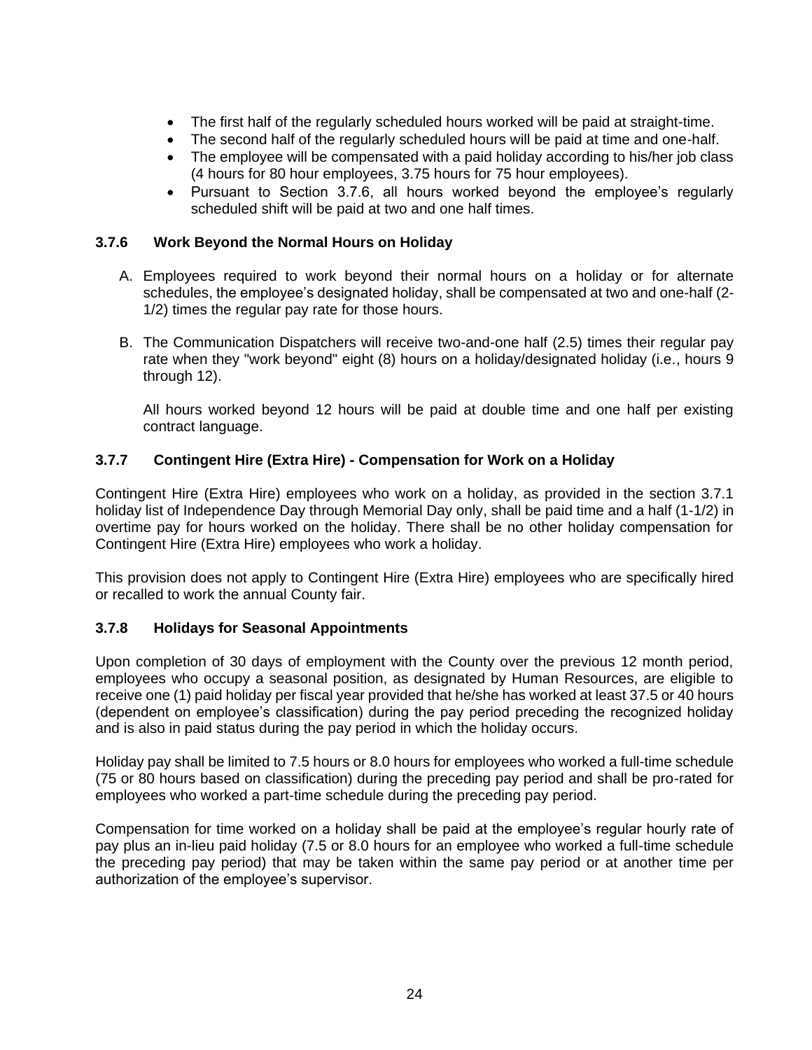- The first half of the regularly scheduled hours worked will be paid at straight-time.
- The second half of the regularly scheduled hours will be paid at time and one-half.
- The employee will be compensated with a paid holiday according to his/her job class (4 hours for 80 hour employees, 3.75 hours for 75 hour employees).
- Pursuant to Section 3.7.6, all hours worked beyond the employee's regularly scheduled shift will be paid at two and one half times.

### 3.7.6 Work Beyond the Normal Hours on Holiday

A. Employees required to work beyond their normal hours on a holiday or for alternate schedules, the employee's designated holiday, shall be compensated at two and one-half (2-1/2) times the regular pay rate for those hours.

B. The Communication Dispatchers will receive two-and-one half (2.5) times their regular pay rate when they "work beyond" eight (8) hours on a holiday/designated holiday (i.e., hours 9 through 12).

   All hours worked beyond 12 hours will be paid at double time and one half per existing contract language.

### 3.7.7 Contingent Hire (Extra Hire) - Compensation for Work on a Holiday

Contingent Hire (Extra Hire) employees who work on a holiday, as provided in the section 3.7.1 holiday list of Independence Day through Memorial Day only, shall be paid time and a half (1-1/2) in overtime pay for hours worked on the holiday. There shall be no other holiday compensation for Contingent Hire (Extra Hire) employees who work a holiday.

This provision does not apply to Contingent Hire (Extra Hire) employees who are specifically hired or recalled to work the annual County fair.

### 3.7.8 Holidays for Seasonal Appointments

Upon completion of 30 days of employment with the County over the previous 12 month period, employees who occupy a seasonal position, as designated by Human Resources, are eligible to receive one (1) paid holiday per fiscal year provided that he/she has worked at least 37.5 or 40 hours (dependent on employee's classification) during the pay period preceding the recognized holiday and is also in paid status during the pay period in which the holiday occurs.

Holiday pay shall be limited to 7.5 hours or 8.0 hours for employees who worked a full-time schedule (75 or 80 hours based on classification) during the preceding pay period and shall be pro-rated for employees who worked a part-time schedule during the preceding pay period.

Compensation for time worked on a holiday shall be paid at the employee's regular hourly rate of pay plus an in-lieu paid holiday (7.5 or 8.0 hours for an employee who worked a full-time schedule the preceding pay period) that may be taken within the same pay period or at another time per authorization of the employee's supervisor.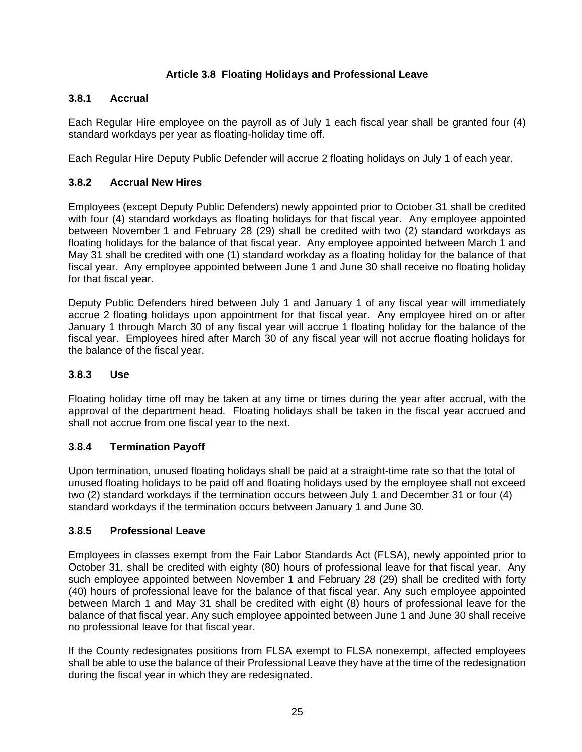## Article 3.8 Floating Holidays and Professional Leave

### 3.8.1 Accrual

Each Regular Hire employee on the payroll as of July 1 each fiscal year shall be granted four (4) standard workdays per year as floating-holiday time off.

Each Regular Hire Deputy Public Defender will accrue 2 floating holidays on July 1 of each year.

### 3.8.2 Accrual New Hires

Employees (except Deputy Public Defenders) newly appointed prior to October 31 shall be credited with four (4) standard workdays as floating holidays for that fiscal year. Any employee appointed between November 1 and February 28 (29) shall be credited with two (2) standard workdays as floating holidays for the balance of that fiscal year. Any employee appointed between March 1 and May 31 shall be credited with one (1) standard workday as a floating holiday for the balance of that fiscal year. Any employee appointed between June 1 and June 30 shall receive no floating holiday for that fiscal year.

Deputy Public Defenders hired between July 1 and January 1 of any fiscal year will immediately accrue 2 floating holidays upon appointment for that fiscal year. Any employee hired on or after January 1 through March 30 of any fiscal year will accrue 1 floating holiday for the balance of the fiscal year. Employees hired after March 30 of any fiscal year will not accrue floating holidays for the balance of the fiscal year.

### 3.8.3 Use

Floating holiday time off may be taken at any time or times during the year after accrual, with the approval of the department head. Floating holidays shall be taken in the fiscal year accrued and shall not accrue from one fiscal year to the next.

### 3.8.4 Termination Payoff

Upon termination, unused floating holidays shall be paid at a straight-time rate so that the total of unused floating holidays to be paid off and floating holidays used by the employee shall not exceed two (2) standard workdays if the termination occurs between July 1 and December 31 or four (4) standard workdays if the termination occurs between January 1 and June 30.

### 3.8.5 Professional Leave

Employees in classes exempt from the Fair Labor Standards Act (FLSA), newly appointed prior to October 31, shall be credited with eighty (80) hours of professional leave for that fiscal year. Any such employee appointed between November 1 and February 28 (29) shall be credited with forty (40) hours of professional leave for the balance of that fiscal year. Any such employee appointed between March 1 and May 31 shall be credited with eight (8) hours of professional leave for the balance of that fiscal year. Any such employee appointed between June 1 and June 30 shall receive no professional leave for that fiscal year.

If the County redesignates positions from FLSA exempt to FLSA nonexempt, affected employees shall be able to use the balance of their Professional Leave they have at the time of the redesignation during the fiscal year in which they are redesignated.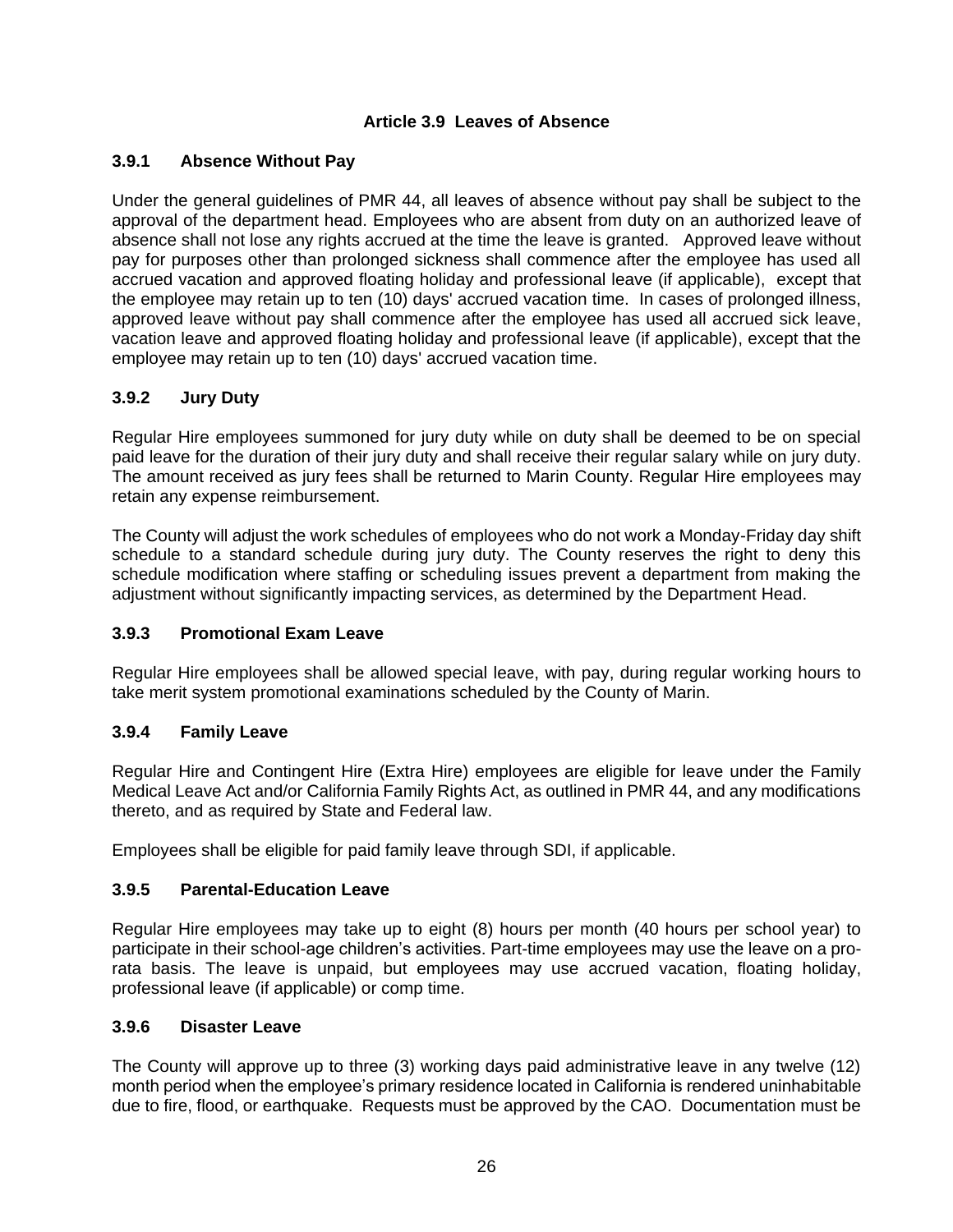## Article 3.9 Leaves of Absence

### 3.9.1 Absence Without Pay

Under the general guidelines of PMR 44, all leaves of absence without pay shall be subject to the approval of the department head. Employees who are absent from duty on an authorized leave of absence shall not lose any rights accrued at the time the leave is granted. Approved leave without pay for purposes other than prolonged sickness shall commence after the employee has used all accrued vacation and approved floating holiday and professional leave (if applicable), except that the employee may retain up to ten (10) days' accrued vacation time. In cases of prolonged illness, approved leave without pay shall commence after the employee has used all accrued sick leave, vacation leave and approved floating holiday and professional leave (if applicable), except that the employee may retain up to ten (10) days' accrued vacation time.

### 3.9.2 Jury Duty

Regular Hire employees summoned for jury duty while on duty shall be deemed to be on special paid leave for the duration of their jury duty and shall receive their regular salary while on jury duty. The amount received as jury fees shall be returned to Marin County. Regular Hire employees may retain any expense reimbursement.

The County will adjust the work schedules of employees who do not work a Monday-Friday day shift schedule to a standard schedule during jury duty. The County reserves the right to deny this schedule modification where staffing or scheduling issues prevent a department from making the adjustment without significantly impacting services, as determined by the Department Head.

### 3.9.3 Promotional Exam Leave

Regular Hire employees shall be allowed special leave, with pay, during regular working hours to take merit system promotional examinations scheduled by the County of Marin.

### 3.9.4 Family Leave

Regular Hire and Contingent Hire (Extra Hire) employees are eligible for leave under the Family Medical Leave Act and/or California Family Rights Act, as outlined in PMR 44, and any modifications thereto, and as required by State and Federal law.

Employees shall be eligible for paid family leave through SDI, if applicable.

### 3.9.5 Parental-Education Leave

Regular Hire employees may take up to eight (8) hours per month (40 hours per school year) to participate in their school-age children's activities. Part-time employees may use the leave on a pro-rata basis. The leave is unpaid, but employees may use accrued vacation, floating holiday, professional leave (if applicable) or comp time.

### 3.9.6 Disaster Leave

The County will approve up to three (3) working days paid administrative leave in any twelve (12) month period when the employee's primary residence located in California is rendered uninhabitable due to fire, flood, or earthquake. Requests must be approved by the CAO. Documentation must be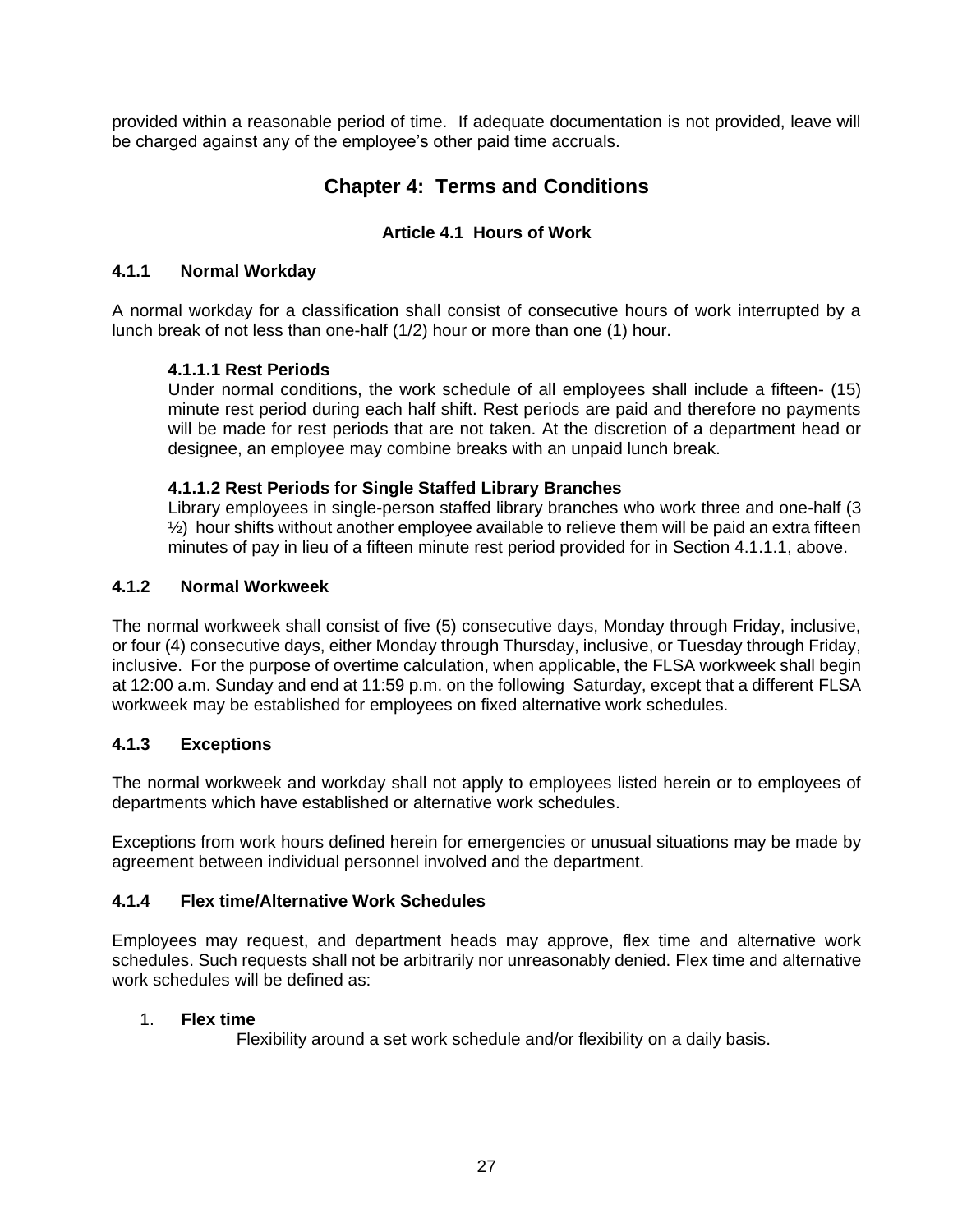provided within a reasonable period of time. If adequate documentation is not provided, leave will be charged against any of the employee's other paid time accruals.

# Chapter 4: Terms and Conditions

## Article 4.1 Hours of Work

### 4.1.1 Normal Workday

A normal workday for a classification shall consist of consecutive hours of work interrupted by a lunch break of not less than one-half (1/2) hour or more than one (1) hour.

#### 4.1.1.1 Rest Periods

Under normal conditions, the work schedule of all employees shall include a fifteen- (15) minute rest period during each half shift. Rest periods are paid and therefore no payments will be made for rest periods that are not taken. At the discretion of a department head or designee, an employee may combine breaks with an unpaid lunch break.

#### 4.1.1.2 Rest Periods for Single Staffed Library Branches

Library employees in single-person staffed library branches who work three and one-half (3 ½) hour shifts without another employee available to relieve them will be paid an extra fifteen minutes of pay in lieu of a fifteen minute rest period provided for in Section 4.1.1.1, above.

### 4.1.2 Normal Workweek

The normal workweek shall consist of five (5) consecutive days, Monday through Friday, inclusive, or four (4) consecutive days, either Monday through Thursday, inclusive, or Tuesday through Friday, inclusive. For the purpose of overtime calculation, when applicable, the FLSA workweek shall begin at 12:00 a.m. Sunday and end at 11:59 p.m. on the following Saturday, except that a different FLSA workweek may be established for employees on fixed alternative work schedules.

### 4.1.3 Exceptions

The normal workweek and workday shall not apply to employees listed herein or to employees of departments which have established or alternative work schedules.

Exceptions from work hours defined herein for emergencies or unusual situations may be made by agreement between individual personnel involved and the department.

### 4.1.4 Flex time/Alternative Work Schedules

Employees may request, and department heads may approve, flex time and alternative work schedules. Such requests shall not be arbitrarily nor unreasonably denied. Flex time and alternative work schedules will be defined as:

1. **Flex time**

   Flexibility around a set work schedule and/or flexibility on a daily basis.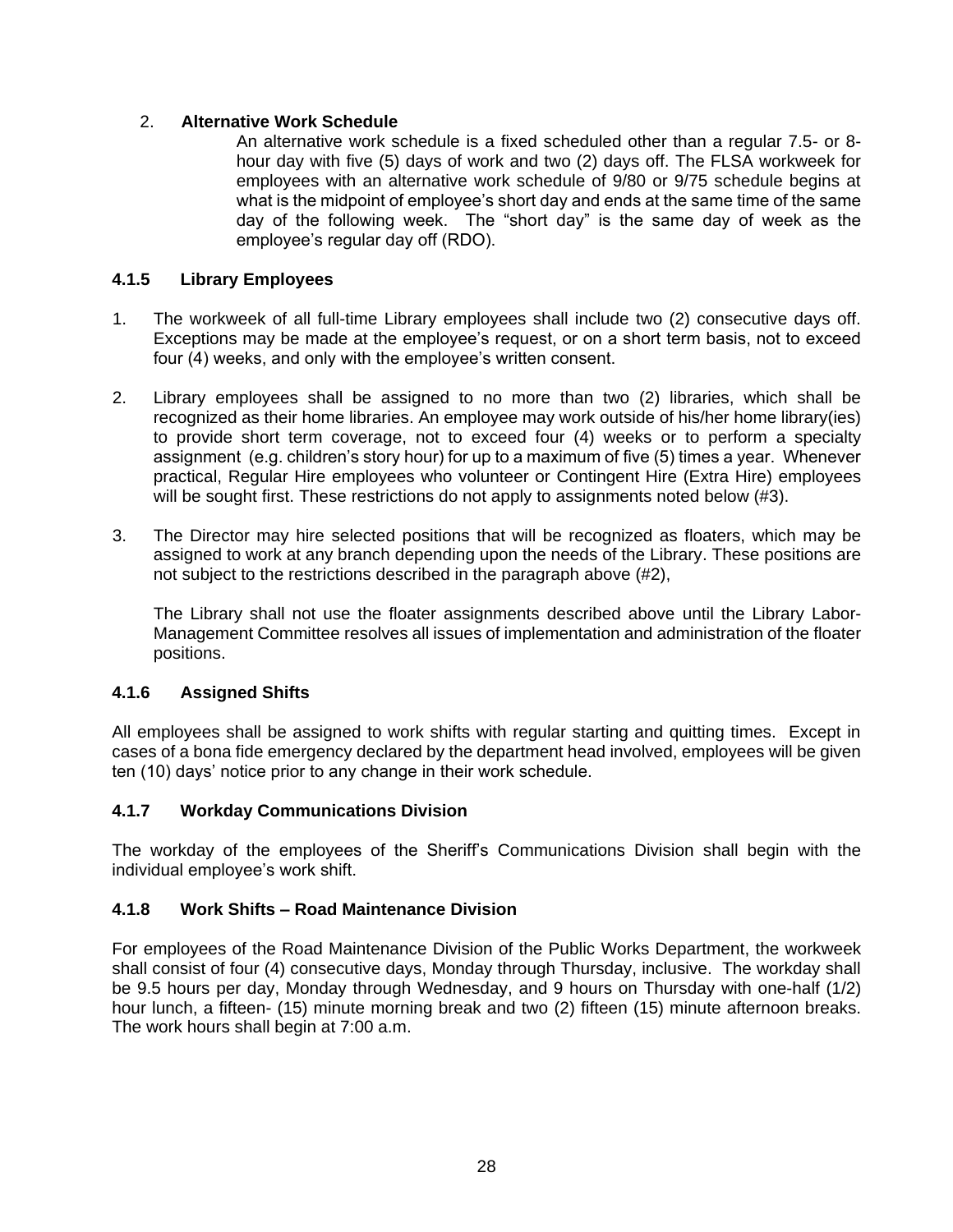2. **Alternative Work Schedule**

   An alternative work schedule is a fixed scheduled other than a regular 7.5- or 8-hour day with five (5) days of work and two (2) days off. The FLSA workweek for employees with an alternative work schedule of 9/80 or 9/75 schedule begins at what is the midpoint of employee's short day and ends at the same time of the same day of the following week. The "short day" is the same day of week as the employee's regular day off (RDO).

### 4.1.5 Library Employees

1. The workweek of all full-time Library employees shall include two (2) consecutive days off. Exceptions may be made at the employee's request, or on a short term basis, not to exceed four (4) weeks, and only with the employee's written consent.

2. Library employees shall be assigned to no more than two (2) libraries, which shall be recognized as their home libraries. An employee may work outside of his/her home library(ies) to provide short term coverage, not to exceed four (4) weeks or to perform a specialty assignment (e.g. children's story hour) for up to a maximum of five (5) times a year. Whenever practical, Regular Hire employees who volunteer or Contingent Hire (Extra Hire) employees will be sought first. These restrictions do not apply to assignments noted below (#3).

3. The Director may hire selected positions that will be recognized as floaters, which may be assigned to work at any branch depending upon the needs of the Library. These positions are not subject to the restrictions described in the paragraph above (#2),

   The Library shall not use the floater assignments described above until the Library Labor-Management Committee resolves all issues of implementation and administration of the floater positions.

### 4.1.6 Assigned Shifts

All employees shall be assigned to work shifts with regular starting and quitting times. Except in cases of a bona fide emergency declared by the department head involved, employees will be given ten (10) days' notice prior to any change in their work schedule.

### 4.1.7 Workday Communications Division

The workday of the employees of the Sheriff's Communications Division shall begin with the individual employee's work shift.

### 4.1.8 Work Shifts – Road Maintenance Division

For employees of the Road Maintenance Division of the Public Works Department, the workweek shall consist of four (4) consecutive days, Monday through Thursday, inclusive. The workday shall be 9.5 hours per day, Monday through Wednesday, and 9 hours on Thursday with one-half (1/2) hour lunch, a fifteen- (15) minute morning break and two (2) fifteen (15) minute afternoon breaks. The work hours shall begin at 7:00 a.m.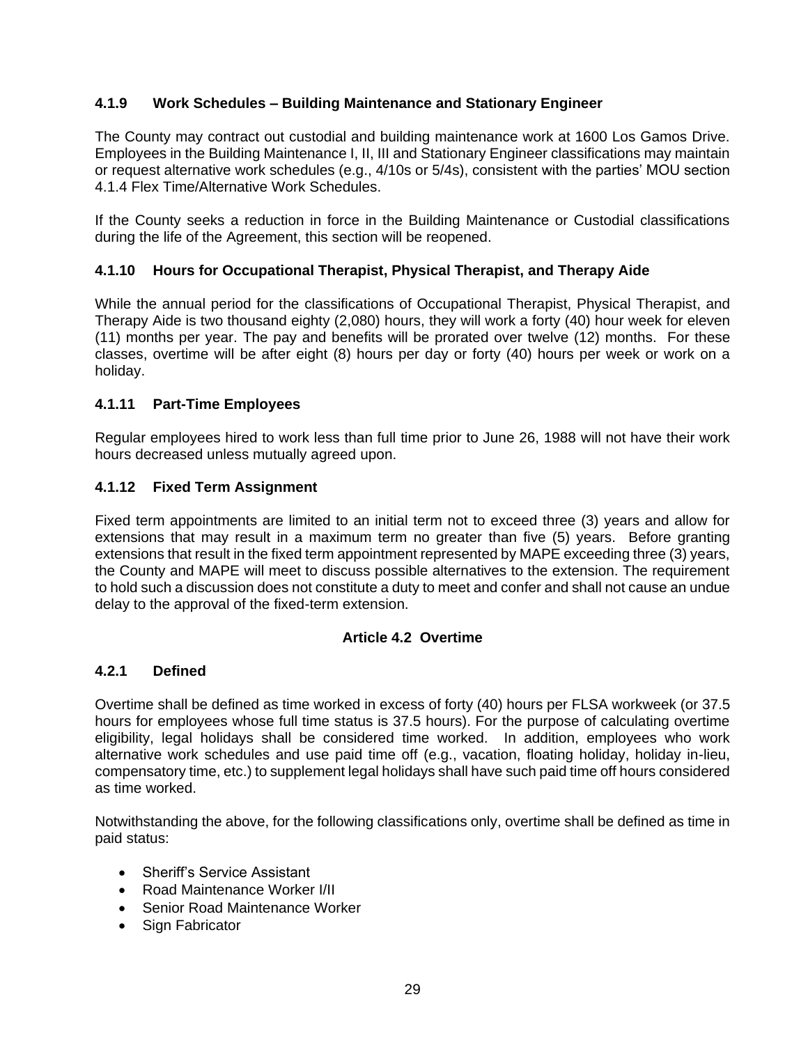### 4.1.9 Work Schedules – Building Maintenance and Stationary Engineer

The County may contract out custodial and building maintenance work at 1600 Los Gamos Drive. Employees in the Building Maintenance I, II, III and Stationary Engineer classifications may maintain or request alternative work schedules (e.g., 4/10s or 5/4s), consistent with the parties' MOU section 4.1.4 Flex Time/Alternative Work Schedules.

If the County seeks a reduction in force in the Building Maintenance or Custodial classifications during the life of the Agreement, this section will be reopened.

### 4.1.10 Hours for Occupational Therapist, Physical Therapist, and Therapy Aide

While the annual period for the classifications of Occupational Therapist, Physical Therapist, and Therapy Aide is two thousand eighty (2,080) hours, they will work a forty (40) hour week for eleven (11) months per year. The pay and benefits will be prorated over twelve (12) months. For these classes, overtime will be after eight (8) hours per day or forty (40) hours per week or work on a holiday.

### 4.1.11 Part-Time Employees

Regular employees hired to work less than full time prior to June 26, 1988 will not have their work hours decreased unless mutually agreed upon.

### 4.1.12 Fixed Term Assignment

Fixed term appointments are limited to an initial term not to exceed three (3) years and allow for extensions that may result in a maximum term no greater than five (5) years. Before granting extensions that result in the fixed term appointment represented by MAPE exceeding three (3) years, the County and MAPE will meet to discuss possible alternatives to the extension. The requirement to hold such a discussion does not constitute a duty to meet and confer and shall not cause an undue delay to the approval of the fixed-term extension.

## Article 4.2 Overtime

### 4.2.1 Defined

Overtime shall be defined as time worked in excess of forty (40) hours per FLSA workweek (or 37.5 hours for employees whose full time status is 37.5 hours). For the purpose of calculating overtime eligibility, legal holidays shall be considered time worked. In addition, employees who work alternative work schedules and use paid time off (e.g., vacation, floating holiday, holiday in-lieu, compensatory time, etc.) to supplement legal holidays shall have such paid time off hours considered as time worked.

Notwithstanding the above, for the following classifications only, overtime shall be defined as time in paid status:

- Sheriff's Service Assistant
- Road Maintenance Worker I/II
- Senior Road Maintenance Worker
- Sign Fabricator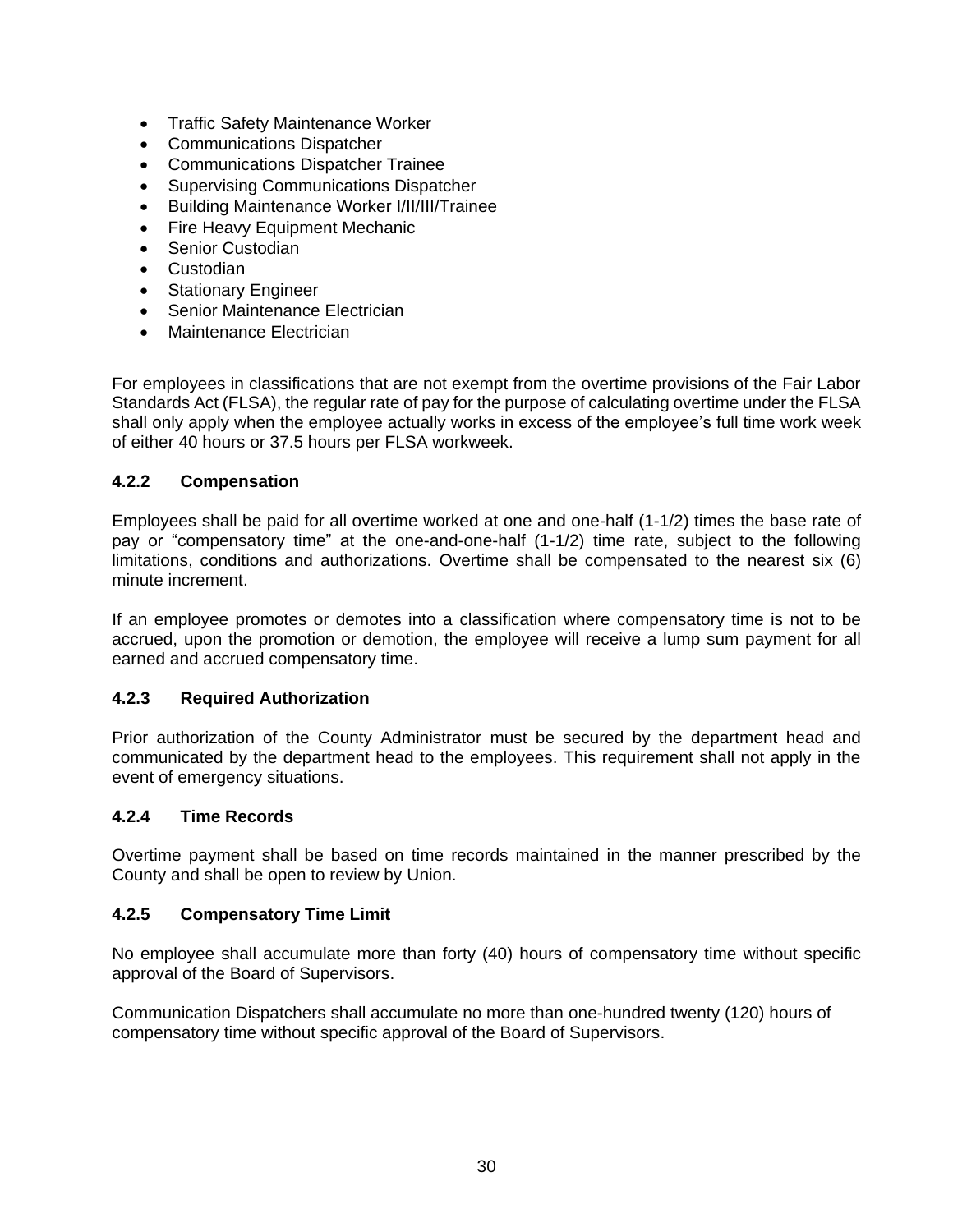- Traffic Safety Maintenance Worker
- Communications Dispatcher
- Communications Dispatcher Trainee
- Supervising Communications Dispatcher
- Building Maintenance Worker I/II/III/Trainee
- Fire Heavy Equipment Mechanic
- Senior Custodian
- Custodian
- Stationary Engineer
- Senior Maintenance Electrician
- Maintenance Electrician

For employees in classifications that are not exempt from the overtime provisions of the Fair Labor Standards Act (FLSA), the regular rate of pay for the purpose of calculating overtime under the FLSA shall only apply when the employee actually works in excess of the employee's full time work week of either 40 hours or 37.5 hours per FLSA workweek.

### 4.2.2 Compensation

Employees shall be paid for all overtime worked at one and one-half (1-1/2) times the base rate of pay or "compensatory time" at the one-and-one-half (1-1/2) time rate, subject to the following limitations, conditions and authorizations. Overtime shall be compensated to the nearest six (6) minute increment.

If an employee promotes or demotes into a classification where compensatory time is not to be accrued, upon the promotion or demotion, the employee will receive a lump sum payment for all earned and accrued compensatory time.

### 4.2.3 Required Authorization

Prior authorization of the County Administrator must be secured by the department head and communicated by the department head to the employees. This requirement shall not apply in the event of emergency situations.

### 4.2.4 Time Records

Overtime payment shall be based on time records maintained in the manner prescribed by the County and shall be open to review by Union.

### 4.2.5 Compensatory Time Limit

No employee shall accumulate more than forty (40) hours of compensatory time without specific approval of the Board of Supervisors.

Communication Dispatchers shall accumulate no more than one-hundred twenty (120) hours of compensatory time without specific approval of the Board of Supervisors.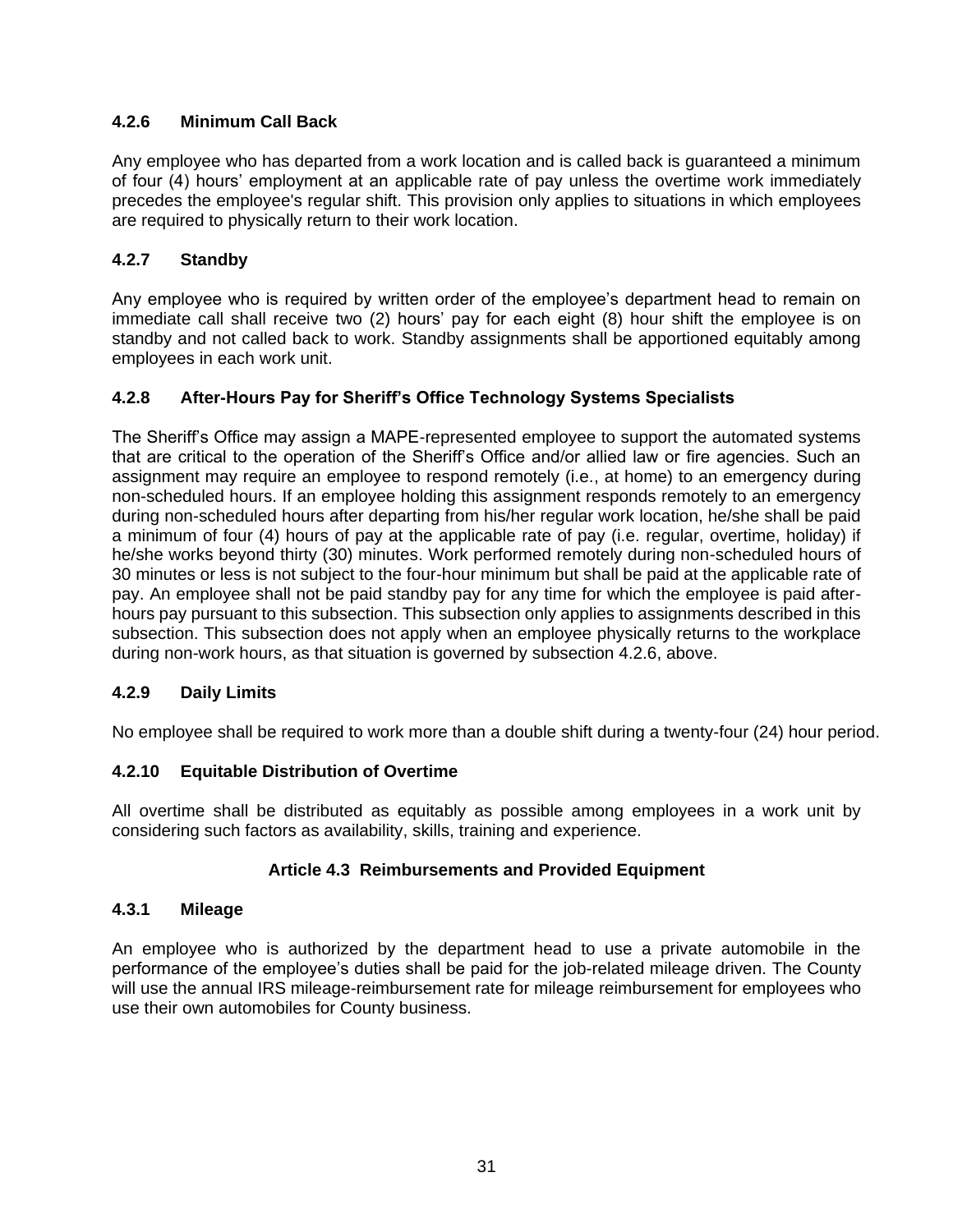### 4.2.6 Minimum Call Back

Any employee who has departed from a work location and is called back is guaranteed a minimum of four (4) hours' employment at an applicable rate of pay unless the overtime work immediately precedes the employee's regular shift. This provision only applies to situations in which employees are required to physically return to their work location.

### 4.2.7 Standby

Any employee who is required by written order of the employee's department head to remain on immediate call shall receive two (2) hours' pay for each eight (8) hour shift the employee is on standby and not called back to work. Standby assignments shall be apportioned equitably among employees in each work unit.

### 4.2.8 After-Hours Pay for Sheriff's Office Technology Systems Specialists

The Sheriff's Office may assign a MAPE-represented employee to support the automated systems that are critical to the operation of the Sheriff's Office and/or allied law or fire agencies. Such an assignment may require an employee to respond remotely (i.e., at home) to an emergency during non-scheduled hours. If an employee holding this assignment responds remotely to an emergency during non-scheduled hours after departing from his/her regular work location, he/she shall be paid a minimum of four (4) hours of pay at the applicable rate of pay (i.e. regular, overtime, holiday) if he/she works beyond thirty (30) minutes. Work performed remotely during non-scheduled hours of 30 minutes or less is not subject to the four-hour minimum but shall be paid at the applicable rate of pay. An employee shall not be paid standby pay for any time for which the employee is paid after-hours pay pursuant to this subsection. This subsection only applies to assignments described in this subsection. This subsection does not apply when an employee physically returns to the workplace during non-work hours, as that situation is governed by subsection 4.2.6, above.

### 4.2.9 Daily Limits

No employee shall be required to work more than a double shift during a twenty-four (24) hour period.

### 4.2.10 Equitable Distribution of Overtime

All overtime shall be distributed as equitably as possible among employees in a work unit by considering such factors as availability, skills, training and experience.

## Article 4.3 Reimbursements and Provided Equipment

### 4.3.1 Mileage

An employee who is authorized by the department head to use a private automobile in the performance of the employee's duties shall be paid for the job-related mileage driven. The County will use the annual IRS mileage-reimbursement rate for mileage reimbursement for employees who use their own automobiles for County business.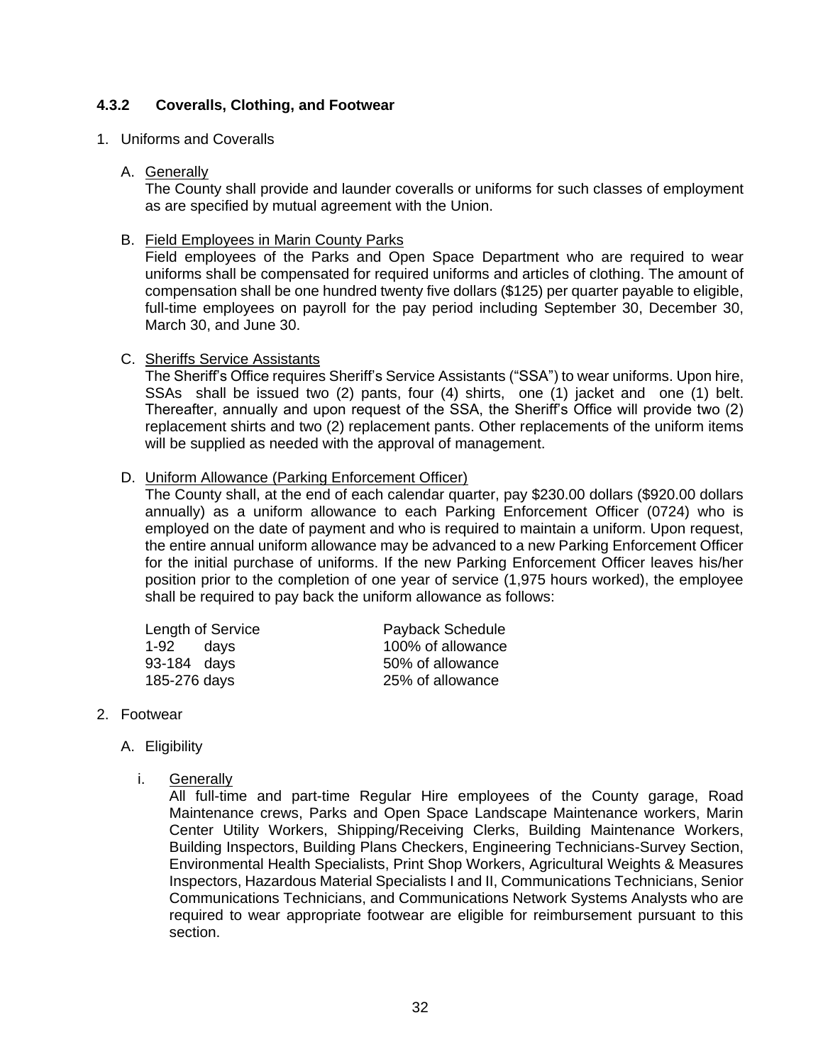### 4.3.2 Coveralls, Clothing, and Footwear

1. Uniforms and Coveralls

   A. Generally
   The County shall provide and launder coveralls or uniforms for such classes of employment as are specified by mutual agreement with the Union.

   B. Field Employees in Marin County Parks
   Field employees of the Parks and Open Space Department who are required to wear uniforms shall be compensated for required uniforms and articles of clothing. The amount of compensation shall be one hundred twenty five dollars ($125) per quarter payable to eligible, full-time employees on payroll for the pay period including September 30, December 30, March 30, and June 30.

   C. Sheriffs Service Assistants
   The Sheriff's Office requires Sheriff's Service Assistants ("SSA") to wear uniforms. Upon hire, SSAs shall be issued two (2) pants, four (4) shirts, one (1) jacket and one (1) belt. Thereafter, annually and upon request of the SSA, the Sheriff's Office will provide two (2) replacement shirts and two (2) replacement pants. Other replacements of the uniform items will be supplied as needed with the approval of management.

   D. Uniform Allowance (Parking Enforcement Officer)
   The County shall, at the end of each calendar quarter, pay $230.00 dollars ($920.00 dollars annually) as a uniform allowance to each Parking Enforcement Officer (0724) who is employed on the date of payment and who is required to maintain a uniform. Upon request, the entire annual uniform allowance may be advanced to a new Parking Enforcement Officer for the initial purchase of uniforms. If the new Parking Enforcement Officer leaves his/her position prior to the completion of one year of service (1,975 hours worked), the employee shall be required to pay back the uniform allowance as follows:

   | Length of Service | Payback Schedule |
   | --- | --- |
   | 1-92 days | 100% of allowance |
   | 93-184 days | 50% of allowance |
   | 185-276 days | 25% of allowance |

2. Footwear

   A. Eligibility

      i. Generally
      All full-time and part-time Regular Hire employees of the County garage, Road Maintenance crews, Parks and Open Space Landscape Maintenance workers, Marin Center Utility Workers, Shipping/Receiving Clerks, Building Maintenance Workers, Building Inspectors, Building Plans Checkers, Engineering Technicians-Survey Section, Environmental Health Specialists, Print Shop Workers, Agricultural Weights & Measures Inspectors, Hazardous Material Specialists I and II, Communications Technicians, Senior Communications Technicians, and Communications Network Systems Analysts who are required to wear appropriate footwear are eligible for reimbursement pursuant to this section.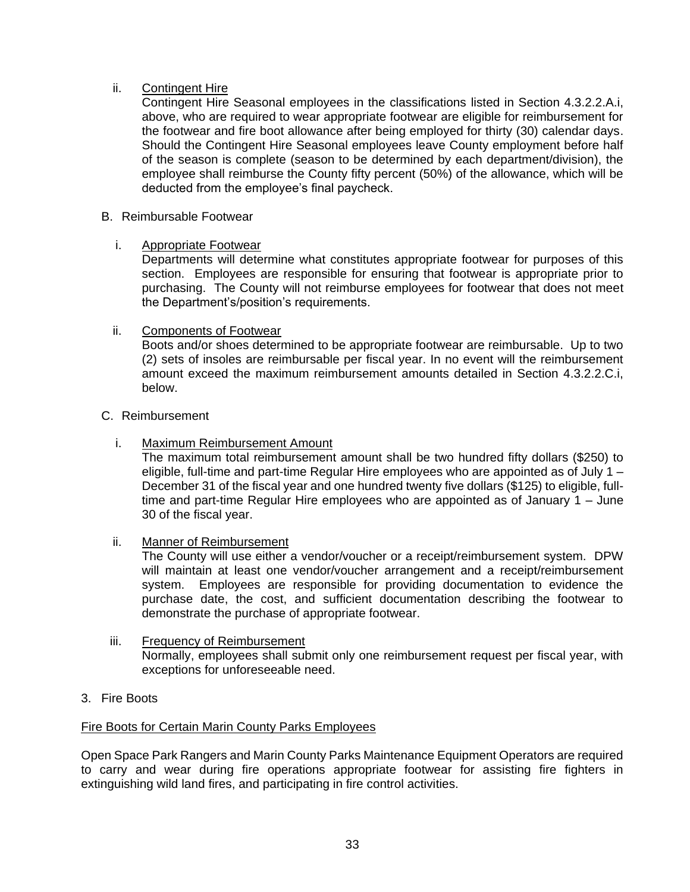ii. <u>Contingent Hire</u>

Contingent Hire Seasonal employees in the classifications listed in Section 4.3.2.2.A.i, above, who are required to wear appropriate footwear are eligible for reimbursement for the footwear and fire boot allowance after being employed for thirty (30) calendar days. Should the Contingent Hire Seasonal employees leave County employment before half of the season is complete (season to be determined by each department/division), the employee shall reimburse the County fifty percent (50%) of the allowance, which will be deducted from the employee's final paycheck.

B. Reimbursable Footwear

i. <u>Appropriate Footwear</u>

Departments will determine what constitutes appropriate footwear for purposes of this section. Employees are responsible for ensuring that footwear is appropriate prior to purchasing. The County will not reimburse employees for footwear that does not meet the Department's/position's requirements.

ii. <u>Components of Footwear</u>

Boots and/or shoes determined to be appropriate footwear are reimbursable. Up to two (2) sets of insoles are reimbursable per fiscal year. In no event will the reimbursement amount exceed the maximum reimbursement amounts detailed in Section 4.3.2.2.C.i, below.

C. Reimbursement

i. <u>Maximum Reimbursement Amount</u>

The maximum total reimbursement amount shall be two hundred fifty dollars ($250) to eligible, full-time and part-time Regular Hire employees who are appointed as of July 1 – December 31 of the fiscal year and one hundred twenty five dollars ($125) to eligible, full-time and part-time Regular Hire employees who are appointed as of January 1 – June 30 of the fiscal year.

ii. <u>Manner of Reimbursement</u>

The County will use either a vendor/voucher or a receipt/reimbursement system. DPW will maintain at least one vendor/voucher arrangement and a receipt/reimbursement system. Employees are responsible for providing documentation to evidence the purchase date, the cost, and sufficient documentation describing the footwear to demonstrate the purchase of appropriate footwear.

iii. <u>Frequency of Reimbursement</u>

Normally, employees shall submit only one reimbursement request per fiscal year, with exceptions for unforeseeable need.

3. Fire Boots

<u>Fire Boots for Certain Marin County Parks Employees</u>

Open Space Park Rangers and Marin County Parks Maintenance Equipment Operators are required to carry and wear during fire operations appropriate footwear for assisting fire fighters in extinguishing wild land fires, and participating in fire control activities.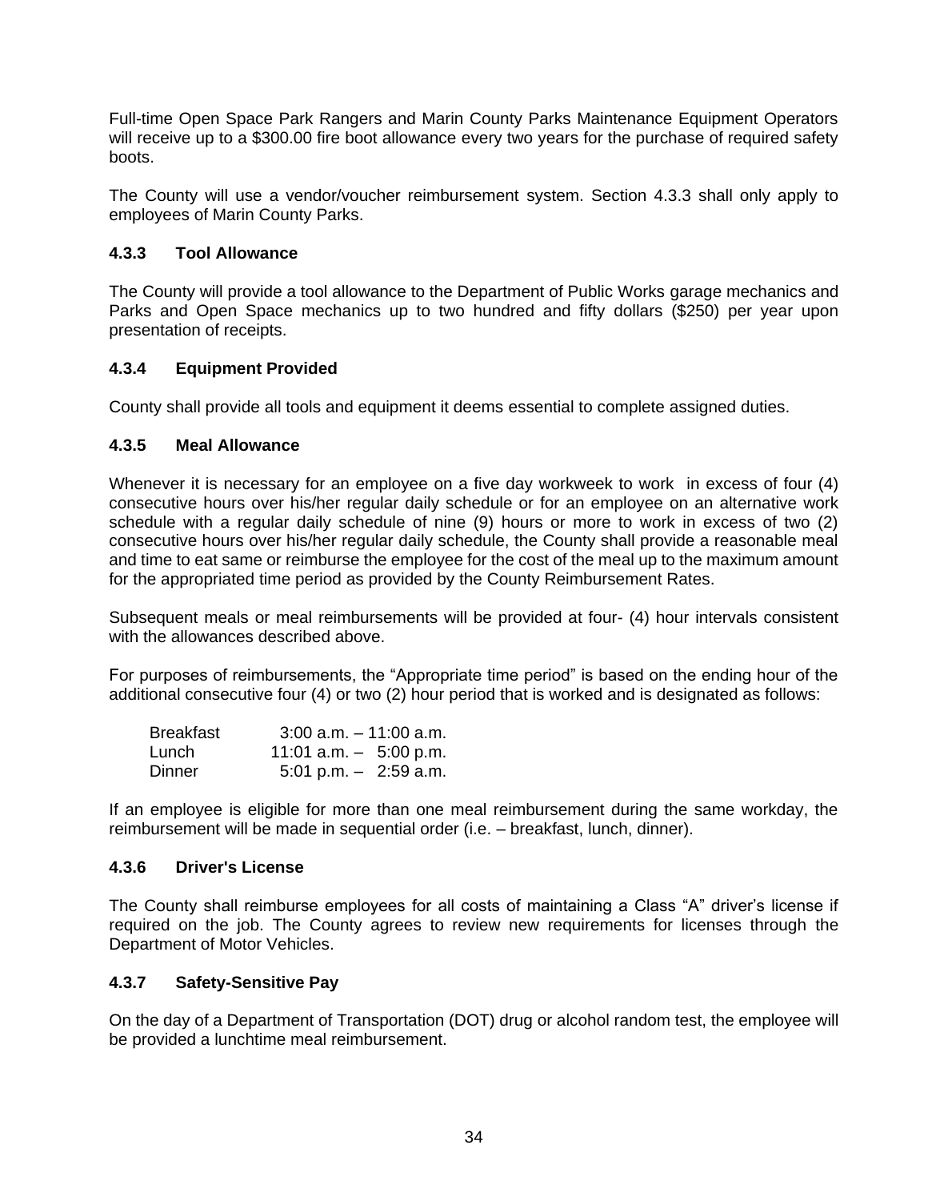Full-time Open Space Park Rangers and Marin County Parks Maintenance Equipment Operators will receive up to a $300.00 fire boot allowance every two years for the purchase of required safety boots.

The County will use a vendor/voucher reimbursement system. Section 4.3.3 shall only apply to employees of Marin County Parks.

### 4.3.3 Tool Allowance

The County will provide a tool allowance to the Department of Public Works garage mechanics and Parks and Open Space mechanics up to two hundred and fifty dollars ($250) per year upon presentation of receipts.

### 4.3.4 Equipment Provided

County shall provide all tools and equipment it deems essential to complete assigned duties.

### 4.3.5 Meal Allowance

Whenever it is necessary for an employee on a five day workweek to work in excess of four (4) consecutive hours over his/her regular daily schedule or for an employee on an alternative work schedule with a regular daily schedule of nine (9) hours or more to work in excess of two (2) consecutive hours over his/her regular daily schedule, the County shall provide a reasonable meal and time to eat same or reimburse the employee for the cost of the meal up to the maximum amount for the appropriated time period as provided by the County Reimbursement Rates.

Subsequent meals or meal reimbursements will be provided at four- (4) hour intervals consistent with the allowances described above.

For purposes of reimbursements, the "Appropriate time period" is based on the ending hour of the additional consecutive four (4) or two (2) hour period that is worked and is designated as follows:

| | |
|---|---|
| Breakfast | 3:00 a.m. – 11:00 a.m. |
| Lunch | 11:01 a.m. – 5:00 p.m. |
| Dinner | 5:01 p.m. – 2:59 a.m. |

If an employee is eligible for more than one meal reimbursement during the same workday, the reimbursement will be made in sequential order (i.e. – breakfast, lunch, dinner).

### 4.3.6 Driver's License

The County shall reimburse employees for all costs of maintaining a Class "A" driver's license if required on the job. The County agrees to review new requirements for licenses through the Department of Motor Vehicles.

### 4.3.7 Safety-Sensitive Pay

On the day of a Department of Transportation (DOT) drug or alcohol random test, the employee will be provided a lunchtime meal reimbursement.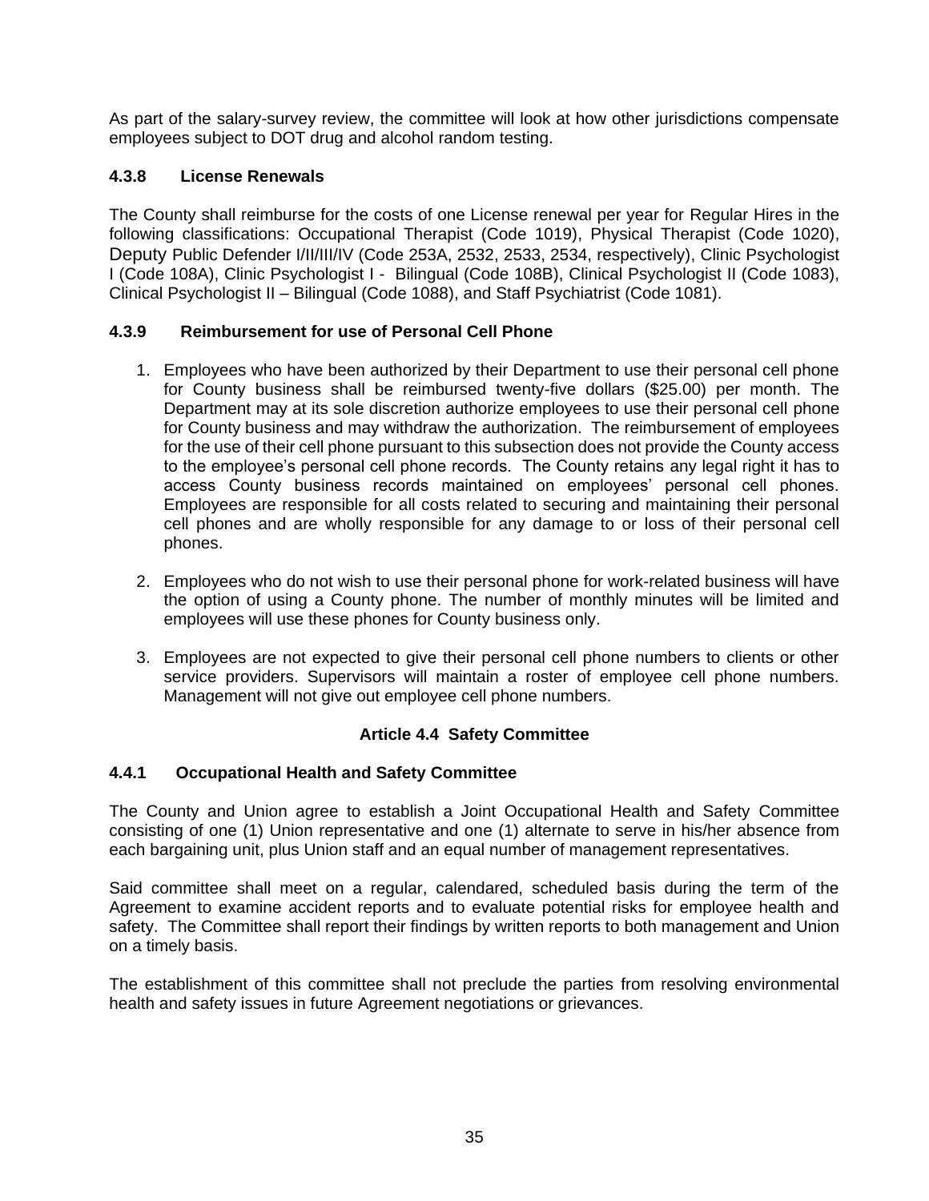As part of the salary-survey review, the committee will look at how other jurisdictions compensate employees subject to DOT drug and alcohol random testing.

#### 4.3.8 License Renewals

The County shall reimburse for the costs of one License renewal per year for Regular Hires in the following classifications: Occupational Therapist (Code 1019), Physical Therapist (Code 1020), Deputy Public Defender I/II/III/IV (Code 253A, 2532, 2533, 2534, respectively), Clinic Psychologist I (Code 108A), Clinic Psychologist I - Bilingual (Code 108B), Clinical Psychologist II (Code 1083), Clinical Psychologist II – Bilingual (Code 1088), and Staff Psychiatrist (Code 1081).

#### 4.3.9 Reimbursement for use of Personal Cell Phone

1. Employees who have been authorized by their Department to use their personal cell phone for County business shall be reimbursed twenty-five dollars ($25.00) per month. The Department may at its sole discretion authorize employees to use their personal cell phone for County business and may withdraw the authorization. The reimbursement of employees for the use of their cell phone pursuant to this subsection does not provide the County access to the employee's personal cell phone records. The County retains any legal right it has to access County business records maintained on employees' personal cell phones. Employees are responsible for all costs related to securing and maintaining their personal cell phones and are wholly responsible for any damage to or loss of their personal cell phones.

2. Employees who do not wish to use their personal phone for work-related business will have the option of using a County phone. The number of monthly minutes will be limited and employees will use these phones for County business only.

3. Employees are not expected to give their personal cell phone numbers to clients or other service providers. Supervisors will maintain a roster of employee cell phone numbers. Management will not give out employee cell phone numbers.

### Article 4.4 Safety Committee

#### 4.4.1 Occupational Health and Safety Committee

The County and Union agree to establish a Joint Occupational Health and Safety Committee consisting of one (1) Union representative and one (1) alternate to serve in his/her absence from each bargaining unit, plus Union staff and an equal number of management representatives.

Said committee shall meet on a regular, calendared, scheduled basis during the term of the Agreement to examine accident reports and to evaluate potential risks for employee health and safety. The Committee shall report their findings by written reports to both management and Union on a timely basis.

The establishment of this committee shall not preclude the parties from resolving environmental health and safety issues in future Agreement negotiations or grievances.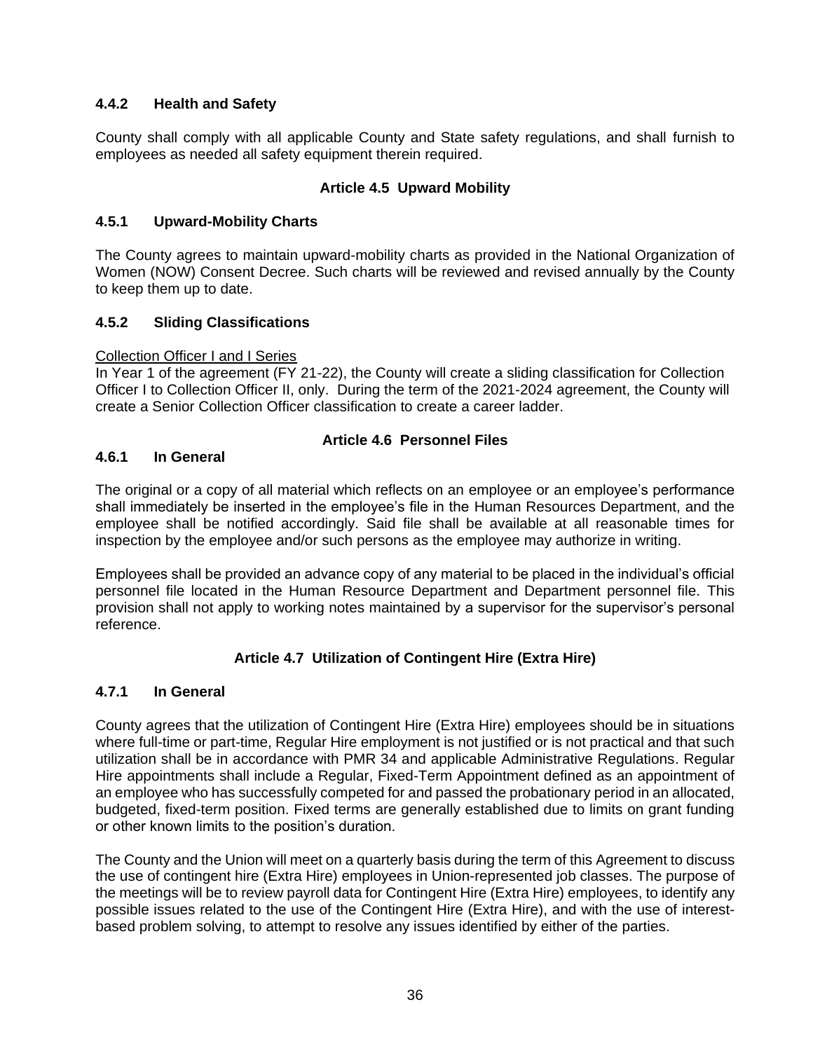### 4.4.2 Health and Safety

County shall comply with all applicable County and State safety regulations, and shall furnish to employees as needed all safety equipment therein required.

## Article 4.5 Upward Mobility

### 4.5.1 Upward-Mobility Charts

The County agrees to maintain upward-mobility charts as provided in the National Organization of Women (NOW) Consent Decree. Such charts will be reviewed and revised annually by the County to keep them up to date.

### 4.5.2 Sliding Classifications

Collection Officer I and I Series

In Year 1 of the agreement (FY 21-22), the County will create a sliding classification for Collection Officer I to Collection Officer II, only. During the term of the 2021-2024 agreement, the County will create a Senior Collection Officer classification to create a career ladder.

## Article 4.6 Personnel Files

### 4.6.1 In General

The original or a copy of all material which reflects on an employee or an employee's performance shall immediately be inserted in the employee's file in the Human Resources Department, and the employee shall be notified accordingly. Said file shall be available at all reasonable times for inspection by the employee and/or such persons as the employee may authorize in writing.

Employees shall be provided an advance copy of any material to be placed in the individual's official personnel file located in the Human Resource Department and Department personnel file. This provision shall not apply to working notes maintained by a supervisor for the supervisor's personal reference.

## Article 4.7 Utilization of Contingent Hire (Extra Hire)

### 4.7.1 In General

County agrees that the utilization of Contingent Hire (Extra Hire) employees should be in situations where full-time or part-time, Regular Hire employment is not justified or is not practical and that such utilization shall be in accordance with PMR 34 and applicable Administrative Regulations. Regular Hire appointments shall include a Regular, Fixed-Term Appointment defined as an appointment of an employee who has successfully competed for and passed the probationary period in an allocated, budgeted, fixed-term position. Fixed terms are generally established due to limits on grant funding or other known limits to the position's duration.

The County and the Union will meet on a quarterly basis during the term of this Agreement to discuss the use of contingent hire (Extra Hire) employees in Union-represented job classes. The purpose of the meetings will be to review payroll data for Contingent Hire (Extra Hire) employees, to identify any possible issues related to the use of the Contingent Hire (Extra Hire), and with the use of interest-based problem solving, to attempt to resolve any issues identified by either of the parties.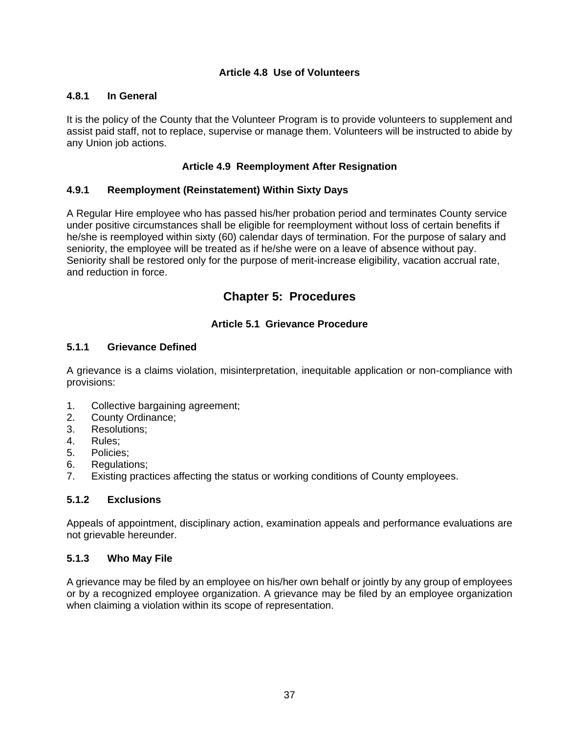### Article 4.8 Use of Volunteers

#### 4.8.1 In General

It is the policy of the County that the Volunteer Program is to provide volunteers to supplement and assist paid staff, not to replace, supervise or manage them. Volunteers will be instructed to abide by any Union job actions.

### Article 4.9 Reemployment After Resignation

#### 4.9.1 Reemployment (Reinstatement) Within Sixty Days

A Regular Hire employee who has passed his/her probation period and terminates County service under positive circumstances shall be eligible for reemployment without loss of certain benefits if he/she is reemployed within sixty (60) calendar days of termination. For the purpose of salary and seniority, the employee will be treated as if he/she were on a leave of absence without pay. Seniority shall be restored only for the purpose of merit-increase eligibility, vacation accrual rate, and reduction in force.

## Chapter 5: Procedures

### Article 5.1 Grievance Procedure

#### 5.1.1 Grievance Defined

A grievance is a claims violation, misinterpretation, inequitable application or non-compliance with provisions:

1. Collective bargaining agreement;
2. County Ordinance;
3. Resolutions;
4. Rules;
5. Policies;
6. Regulations;
7. Existing practices affecting the status or working conditions of County employees.

#### 5.1.2 Exclusions

Appeals of appointment, disciplinary action, examination appeals and performance evaluations are not grievable hereunder.

#### 5.1.3 Who May File

A grievance may be filed by an employee on his/her own behalf or jointly by any group of employees or by a recognized employee organization. A grievance may be filed by an employee organization when claiming a violation within its scope of representation.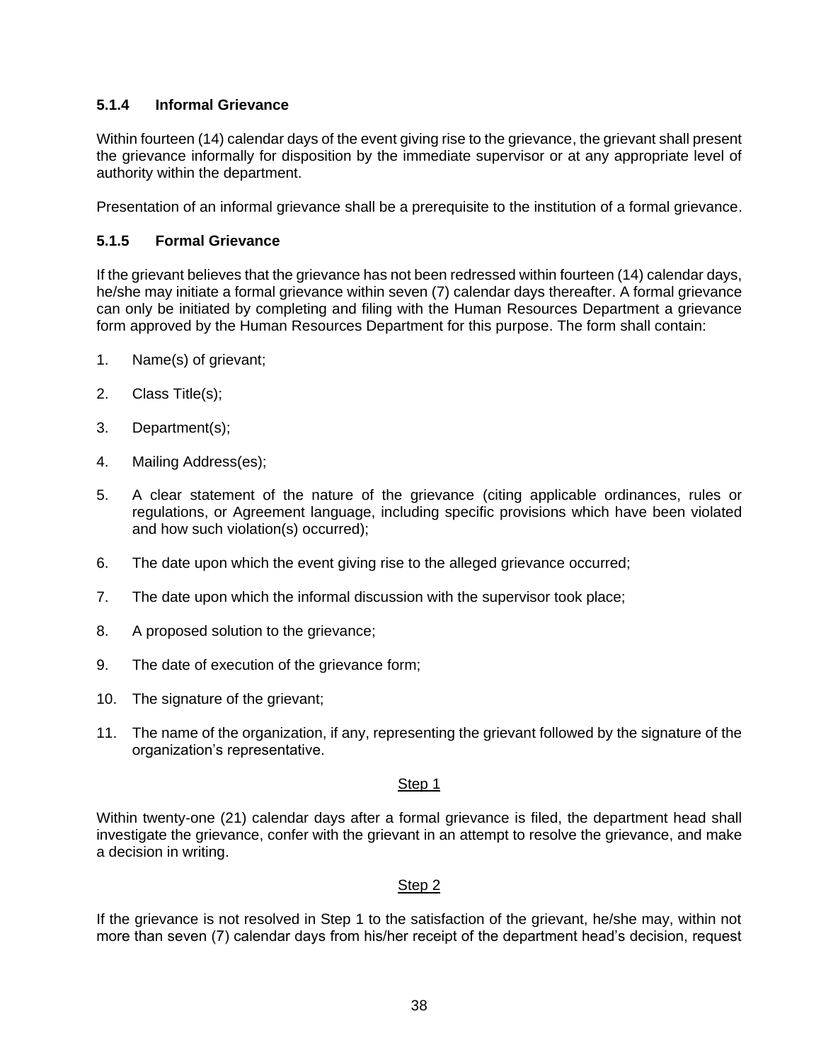#### 5.1.4 Informal Grievance

Within fourteen (14) calendar days of the event giving rise to the grievance, the grievant shall present the grievance informally for disposition by the immediate supervisor or at any appropriate level of authority within the department.

Presentation of an informal grievance shall be a prerequisite to the institution of a formal grievance.

#### 5.1.5 Formal Grievance

If the grievant believes that the grievance has not been redressed within fourteen (14) calendar days, he/she may initiate a formal grievance within seven (7) calendar days thereafter. A formal grievance can only be initiated by completing and filing with the Human Resources Department a grievance form approved by the Human Resources Department for this purpose. The form shall contain:

1. Name(s) of grievant;
2. Class Title(s);
3. Department(s);
4. Mailing Address(es);
5. A clear statement of the nature of the grievance (citing applicable ordinances, rules or regulations, or Agreement language, including specific provisions which have been violated and how such violation(s) occurred);
6. The date upon which the event giving rise to the alleged grievance occurred;
7. The date upon which the informal discussion with the supervisor took place;
8. A proposed solution to the grievance;
9. The date of execution of the grievance form;
10. The signature of the grievant;
11. The name of the organization, if any, representing the grievant followed by the signature of the organization's representative.

<u>Step 1</u>

Within twenty-one (21) calendar days after a formal grievance is filed, the department head shall investigate the grievance, confer with the grievant in an attempt to resolve the grievance, and make a decision in writing.

<u>Step 2</u>

If the grievance is not resolved in Step 1 to the satisfaction of the grievant, he/she may, within not more than seven (7) calendar days from his/her receipt of the department head's decision, request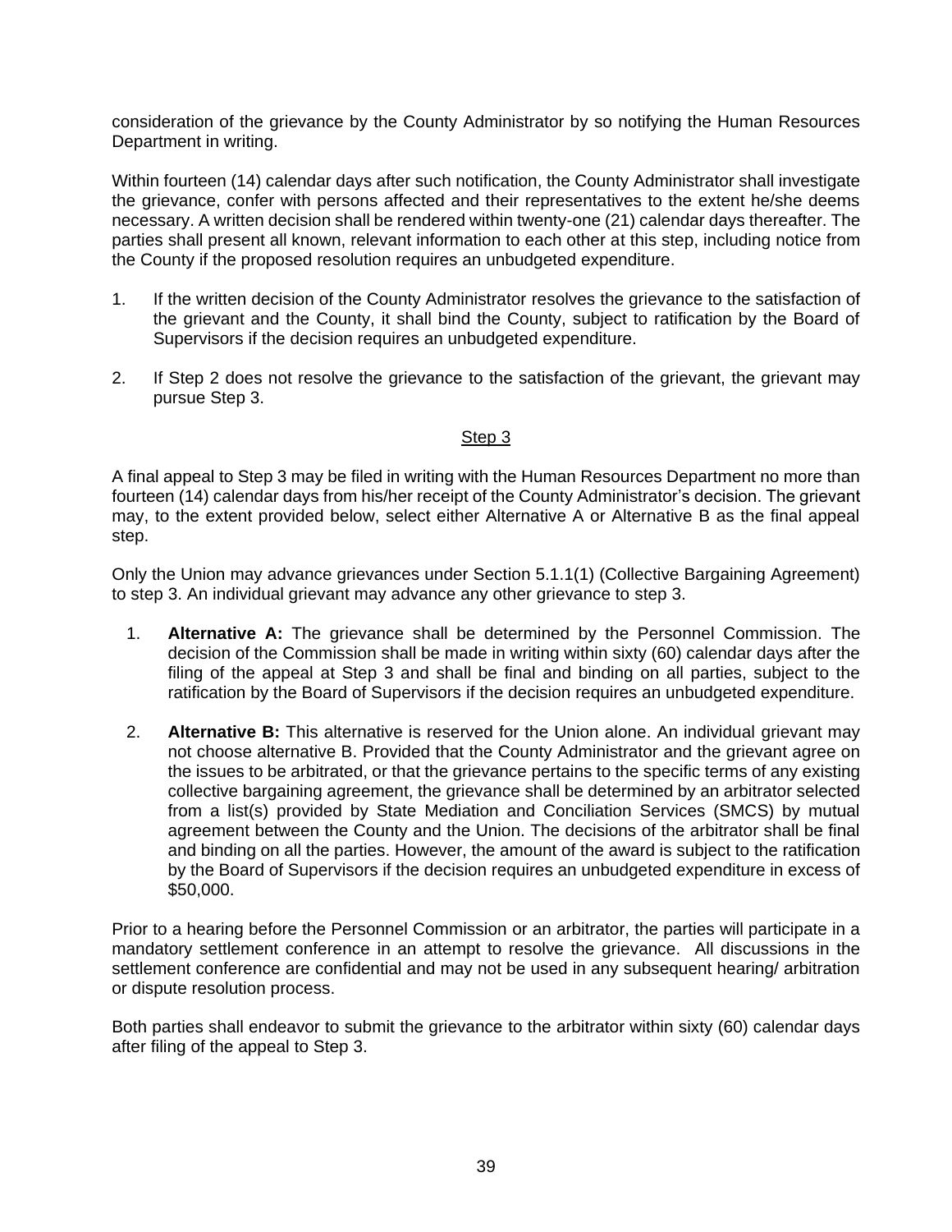consideration of the grievance by the County Administrator by so notifying the Human Resources Department in writing.

Within fourteen (14) calendar days after such notification, the County Administrator shall investigate the grievance, confer with persons affected and their representatives to the extent he/she deems necessary. A written decision shall be rendered within twenty-one (21) calendar days thereafter. The parties shall present all known, relevant information to each other at this step, including notice from the County if the proposed resolution requires an unbudgeted expenditure.

1. If the written decision of the County Administrator resolves the grievance to the satisfaction of the grievant and the County, it shall bind the County, subject to ratification by the Board of Supervisors if the decision requires an unbudgeted expenditure.

2. If Step 2 does not resolve the grievance to the satisfaction of the grievant, the grievant may pursue Step 3.

<u>Step 3</u>

A final appeal to Step 3 may be filed in writing with the Human Resources Department no more than fourteen (14) calendar days from his/her receipt of the County Administrator's decision. The grievant may, to the extent provided below, select either Alternative A or Alternative B as the final appeal step.

Only the Union may advance grievances under Section 5.1.1(1) (Collective Bargaining Agreement) to step 3. An individual grievant may advance any other grievance to step 3.

1. **Alternative A:** The grievance shall be determined by the Personnel Commission. The decision of the Commission shall be made in writing within sixty (60) calendar days after the filing of the appeal at Step 3 and shall be final and binding on all parties, subject to the ratification by the Board of Supervisors if the decision requires an unbudgeted expenditure.

2. **Alternative B:** This alternative is reserved for the Union alone. An individual grievant may not choose alternative B. Provided that the County Administrator and the grievant agree on the issues to be arbitrated, or that the grievance pertains to the specific terms of any existing collective bargaining agreement, the grievance shall be determined by an arbitrator selected from a list(s) provided by State Mediation and Conciliation Services (SMCS) by mutual agreement between the County and the Union. The decisions of the arbitrator shall be final and binding on all the parties. However, the amount of the award is subject to the ratification by the Board of Supervisors if the decision requires an unbudgeted expenditure in excess of $50,000.

Prior to a hearing before the Personnel Commission or an arbitrator, the parties will participate in a mandatory settlement conference in an attempt to resolve the grievance. All discussions in the settlement conference are confidential and may not be used in any subsequent hearing/ arbitration or dispute resolution process.

Both parties shall endeavor to submit the grievance to the arbitrator within sixty (60) calendar days after filing of the appeal to Step 3.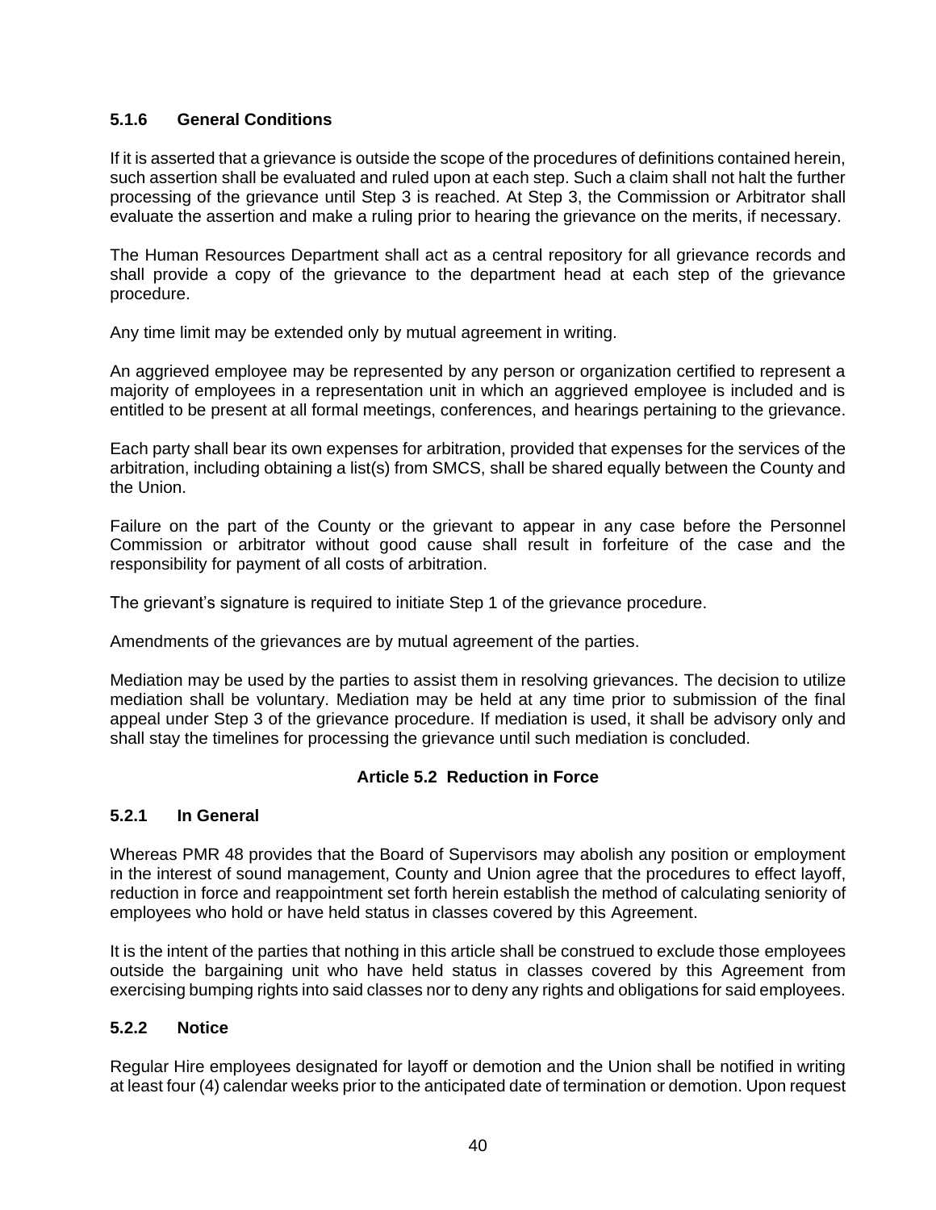### 5.1.6 General Conditions

If it is asserted that a grievance is outside the scope of the procedures of definitions contained herein, such assertion shall be evaluated and ruled upon at each step. Such a claim shall not halt the further processing of the grievance until Step 3 is reached. At Step 3, the Commission or Arbitrator shall evaluate the assertion and make a ruling prior to hearing the grievance on the merits, if necessary.

The Human Resources Department shall act as a central repository for all grievance records and shall provide a copy of the grievance to the department head at each step of the grievance procedure.

Any time limit may be extended only by mutual agreement in writing.

An aggrieved employee may be represented by any person or organization certified to represent a majority of employees in a representation unit in which an aggrieved employee is included and is entitled to be present at all formal meetings, conferences, and hearings pertaining to the grievance.

Each party shall bear its own expenses for arbitration, provided that expenses for the services of the arbitration, including obtaining a list(s) from SMCS, shall be shared equally between the County and the Union.

Failure on the part of the County or the grievant to appear in any case before the Personnel Commission or arbitrator without good cause shall result in forfeiture of the case and the responsibility for payment of all costs of arbitration.

The grievant's signature is required to initiate Step 1 of the grievance procedure.

Amendments of the grievances are by mutual agreement of the parties.

Mediation may be used by the parties to assist them in resolving grievances. The decision to utilize mediation shall be voluntary. Mediation may be held at any time prior to submission of the final appeal under Step 3 of the grievance procedure. If mediation is used, it shall be advisory only and shall stay the timelines for processing the grievance until such mediation is concluded.

## Article 5.2 Reduction in Force

### 5.2.1 In General

Whereas PMR 48 provides that the Board of Supervisors may abolish any position or employment in the interest of sound management, County and Union agree that the procedures to effect layoff, reduction in force and reappointment set forth herein establish the method of calculating seniority of employees who hold or have held status in classes covered by this Agreement.

It is the intent of the parties that nothing in this article shall be construed to exclude those employees outside the bargaining unit who have held status in classes covered by this Agreement from exercising bumping rights into said classes nor to deny any rights and obligations for said employees.

### 5.2.2 Notice

Regular Hire employees designated for layoff or demotion and the Union shall be notified in writing at least four (4) calendar weeks prior to the anticipated date of termination or demotion. Upon request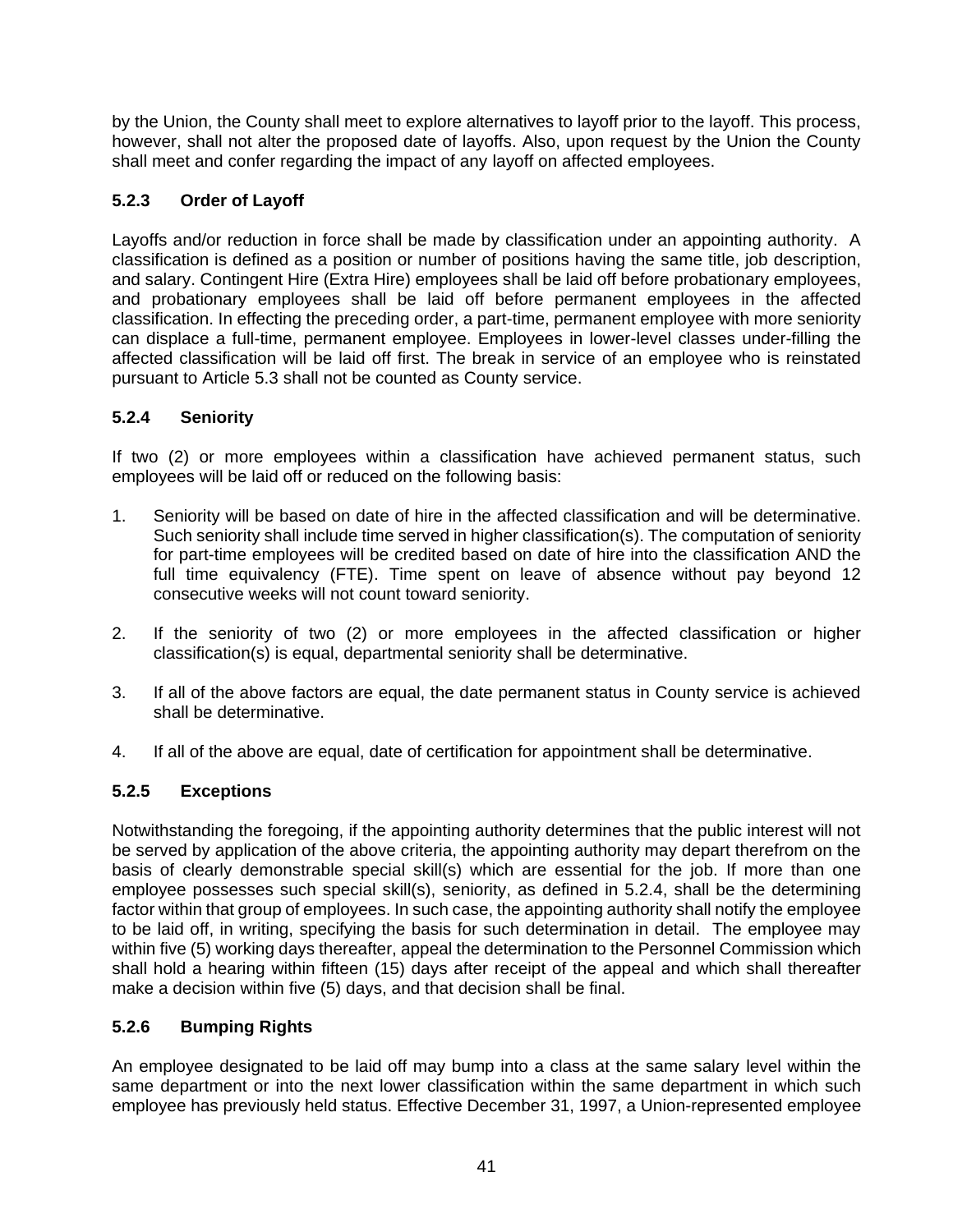by the Union, the County shall meet to explore alternatives to layoff prior to the layoff. This process, however, shall not alter the proposed date of layoffs. Also, upon request by the Union the County shall meet and confer regarding the impact of any layoff on affected employees.

### 5.2.3 Order of Layoff

Layoffs and/or reduction in force shall be made by classification under an appointing authority. A classification is defined as a position or number of positions having the same title, job description, and salary. Contingent Hire (Extra Hire) employees shall be laid off before probationary employees, and probationary employees shall be laid off before permanent employees in the affected classification. In effecting the preceding order, a part-time, permanent employee with more seniority can displace a full-time, permanent employee. Employees in lower-level classes under-filling the affected classification will be laid off first. The break in service of an employee who is reinstated pursuant to Article 5.3 shall not be counted as County service.

### 5.2.4 Seniority

If two (2) or more employees within a classification have achieved permanent status, such employees will be laid off or reduced on the following basis:

1. Seniority will be based on date of hire in the affected classification and will be determinative. Such seniority shall include time served in higher classification(s). The computation of seniority for part-time employees will be credited based on date of hire into the classification AND the full time equivalency (FTE). Time spent on leave of absence without pay beyond 12 consecutive weeks will not count toward seniority.

2. If the seniority of two (2) or more employees in the affected classification or higher classification(s) is equal, departmental seniority shall be determinative.

3. If all of the above factors are equal, the date permanent status in County service is achieved shall be determinative.

4. If all of the above are equal, date of certification for appointment shall be determinative.

### 5.2.5 Exceptions

Notwithstanding the foregoing, if the appointing authority determines that the public interest will not be served by application of the above criteria, the appointing authority may depart therefrom on the basis of clearly demonstrable special skill(s) which are essential for the job. If more than one employee possesses such special skill(s), seniority, as defined in 5.2.4, shall be the determining factor within that group of employees. In such case, the appointing authority shall notify the employee to be laid off, in writing, specifying the basis for such determination in detail. The employee may within five (5) working days thereafter, appeal the determination to the Personnel Commission which shall hold a hearing within fifteen (15) days after receipt of the appeal and which shall thereafter make a decision within five (5) days, and that decision shall be final.

### 5.2.6 Bumping Rights

An employee designated to be laid off may bump into a class at the same salary level within the same department or into the next lower classification within the same department in which such employee has previously held status. Effective December 31, 1997, a Union-represented employee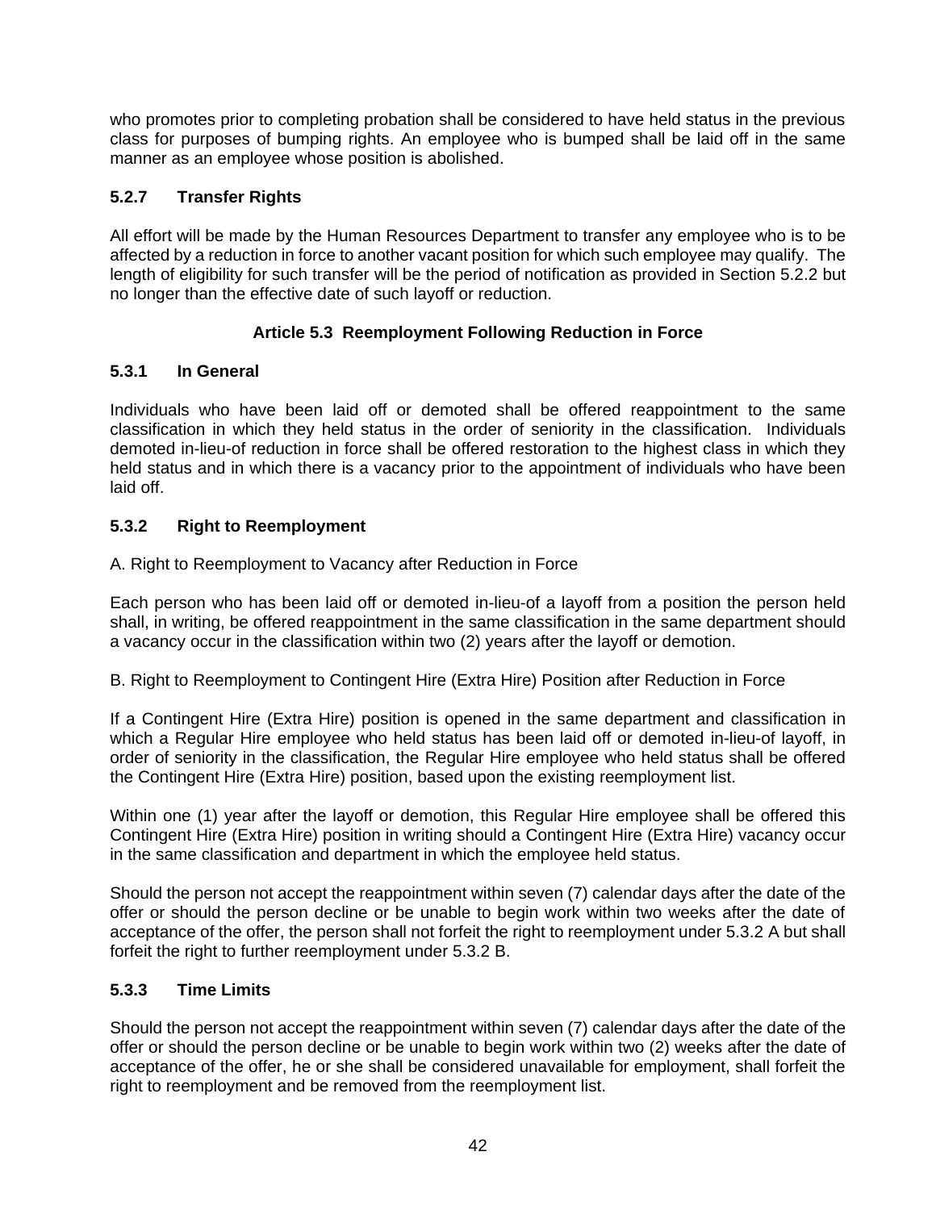who promotes prior to completing probation shall be considered to have held status in the previous class for purposes of bumping rights. An employee who is bumped shall be laid off in the same manner as an employee whose position is abolished.

### 5.2.7 Transfer Rights

All effort will be made by the Human Resources Department to transfer any employee who is to be affected by a reduction in force to another vacant position for which such employee may qualify. The length of eligibility for such transfer will be the period of notification as provided in Section 5.2.2 but no longer than the effective date of such layoff or reduction.

## Article 5.3 Reemployment Following Reduction in Force

### 5.3.1 In General

Individuals who have been laid off or demoted shall be offered reappointment to the same classification in which they held status in the order of seniority in the classification. Individuals demoted in-lieu-of reduction in force shall be offered restoration to the highest class in which they held status and in which there is a vacancy prior to the appointment of individuals who have been laid off.

### 5.3.2 Right to Reemployment

A. Right to Reemployment to Vacancy after Reduction in Force

Each person who has been laid off or demoted in-lieu-of a layoff from a position the person held shall, in writing, be offered reappointment in the same classification in the same department should a vacancy occur in the classification within two (2) years after the layoff or demotion.

B. Right to Reemployment to Contingent Hire (Extra Hire) Position after Reduction in Force

If a Contingent Hire (Extra Hire) position is opened in the same department and classification in which a Regular Hire employee who held status has been laid off or demoted in-lieu-of layoff, in order of seniority in the classification, the Regular Hire employee who held status shall be offered the Contingent Hire (Extra Hire) position, based upon the existing reemployment list.

Within one (1) year after the layoff or demotion, this Regular Hire employee shall be offered this Contingent Hire (Extra Hire) position in writing should a Contingent Hire (Extra Hire) vacancy occur in the same classification and department in which the employee held status.

Should the person not accept the reappointment within seven (7) calendar days after the date of the offer or should the person decline or be unable to begin work within two weeks after the date of acceptance of the offer, the person shall not forfeit the right to reemployment under 5.3.2 A but shall forfeit the right to further reemployment under 5.3.2 B.

### 5.3.3 Time Limits

Should the person not accept the reappointment within seven (7) calendar days after the date of the offer or should the person decline or be unable to begin work within two (2) weeks after the date of acceptance of the offer, he or she shall be considered unavailable for employment, shall forfeit the right to reemployment and be removed from the reemployment list.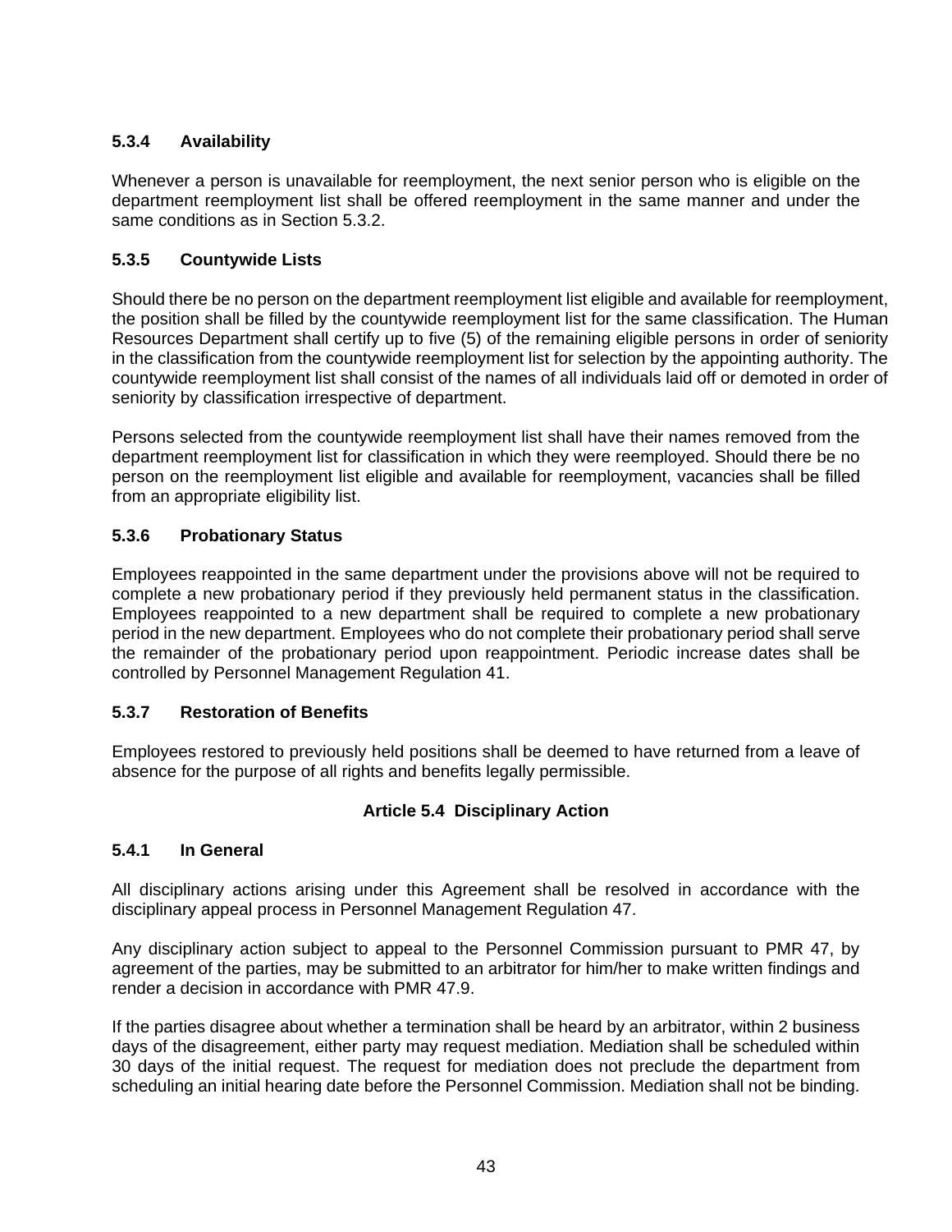### 5.3.4 Availability

Whenever a person is unavailable for reemployment, the next senior person who is eligible on the department reemployment list shall be offered reemployment in the same manner and under the same conditions as in Section 5.3.2.

### 5.3.5 Countywide Lists

Should there be no person on the department reemployment list eligible and available for reemployment, the position shall be filled by the countywide reemployment list for the same classification. The Human Resources Department shall certify up to five (5) of the remaining eligible persons in order of seniority in the classification from the countywide reemployment list for selection by the appointing authority. The countywide reemployment list shall consist of the names of all individuals laid off or demoted in order of seniority by classification irrespective of department.

Persons selected from the countywide reemployment list shall have their names removed from the department reemployment list for classification in which they were reemployed. Should there be no person on the reemployment list eligible and available for reemployment, vacancies shall be filled from an appropriate eligibility list.

### 5.3.6 Probationary Status

Employees reappointed in the same department under the provisions above will not be required to complete a new probationary period if they previously held permanent status in the classification. Employees reappointed to a new department shall be required to complete a new probationary period in the new department. Employees who do not complete their probationary period shall serve the remainder of the probationary period upon reappointment. Periodic increase dates shall be controlled by Personnel Management Regulation 41.

### 5.3.7 Restoration of Benefits

Employees restored to previously held positions shall be deemed to have returned from a leave of absence for the purpose of all rights and benefits legally permissible.

## Article 5.4 Disciplinary Action

### 5.4.1 In General

All disciplinary actions arising under this Agreement shall be resolved in accordance with the disciplinary appeal process in Personnel Management Regulation 47.

Any disciplinary action subject to appeal to the Personnel Commission pursuant to PMR 47, by agreement of the parties, may be submitted to an arbitrator for him/her to make written findings and render a decision in accordance with PMR 47.9.

If the parties disagree about whether a termination shall be heard by an arbitrator, within 2 business days of the disagreement, either party may request mediation. Mediation shall be scheduled within 30 days of the initial request. The request for mediation does not preclude the department from scheduling an initial hearing date before the Personnel Commission. Mediation shall not be binding.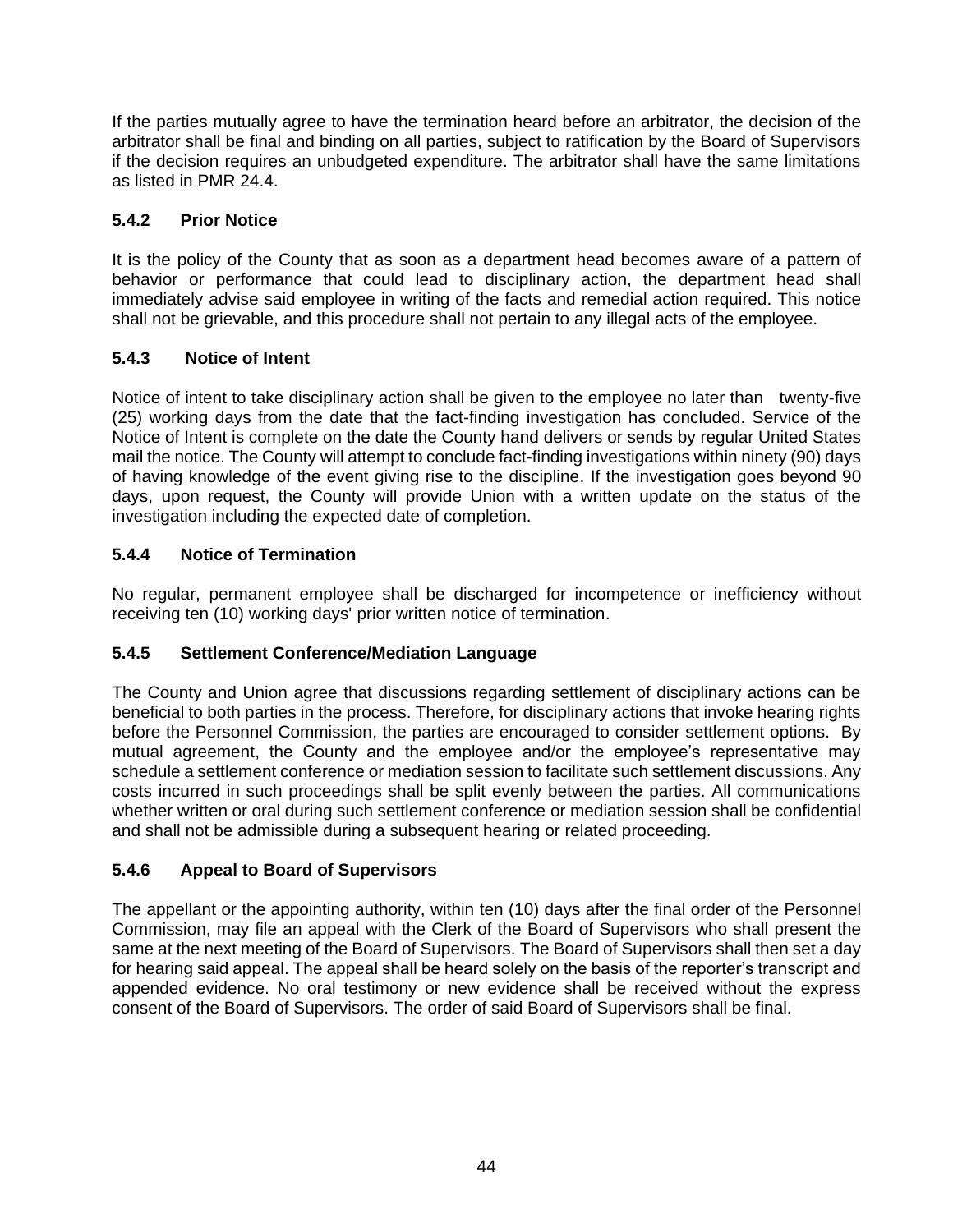If the parties mutually agree to have the termination heard before an arbitrator, the decision of the arbitrator shall be final and binding on all parties, subject to ratification by the Board of Supervisors if the decision requires an unbudgeted expenditure. The arbitrator shall have the same limitations as listed in PMR 24.4.

### 5.4.2 Prior Notice

It is the policy of the County that as soon as a department head becomes aware of a pattern of behavior or performance that could lead to disciplinary action, the department head shall immediately advise said employee in writing of the facts and remedial action required. This notice shall not be grievable, and this procedure shall not pertain to any illegal acts of the employee.

### 5.4.3 Notice of Intent

Notice of intent to take disciplinary action shall be given to the employee no later than twenty-five (25) working days from the date that the fact-finding investigation has concluded. Service of the Notice of Intent is complete on the date the County hand delivers or sends by regular United States mail the notice. The County will attempt to conclude fact-finding investigations within ninety (90) days of having knowledge of the event giving rise to the discipline. If the investigation goes beyond 90 days, upon request, the County will provide Union with a written update on the status of the investigation including the expected date of completion.

### 5.4.4 Notice of Termination

No regular, permanent employee shall be discharged for incompetence or inefficiency without receiving ten (10) working days' prior written notice of termination.

### 5.4.5 Settlement Conference/Mediation Language

The County and Union agree that discussions regarding settlement of disciplinary actions can be beneficial to both parties in the process. Therefore, for disciplinary actions that invoke hearing rights before the Personnel Commission, the parties are encouraged to consider settlement options. By mutual agreement, the County and the employee and/or the employee's representative may schedule a settlement conference or mediation session to facilitate such settlement discussions. Any costs incurred in such proceedings shall be split evenly between the parties. All communications whether written or oral during such settlement conference or mediation session shall be confidential and shall not be admissible during a subsequent hearing or related proceeding.

### 5.4.6 Appeal to Board of Supervisors

The appellant or the appointing authority, within ten (10) days after the final order of the Personnel Commission, may file an appeal with the Clerk of the Board of Supervisors who shall present the same at the next meeting of the Board of Supervisors. The Board of Supervisors shall then set a day for hearing said appeal. The appeal shall be heard solely on the basis of the reporter's transcript and appended evidence. No oral testimony or new evidence shall be received without the express consent of the Board of Supervisors. The order of said Board of Supervisors shall be final.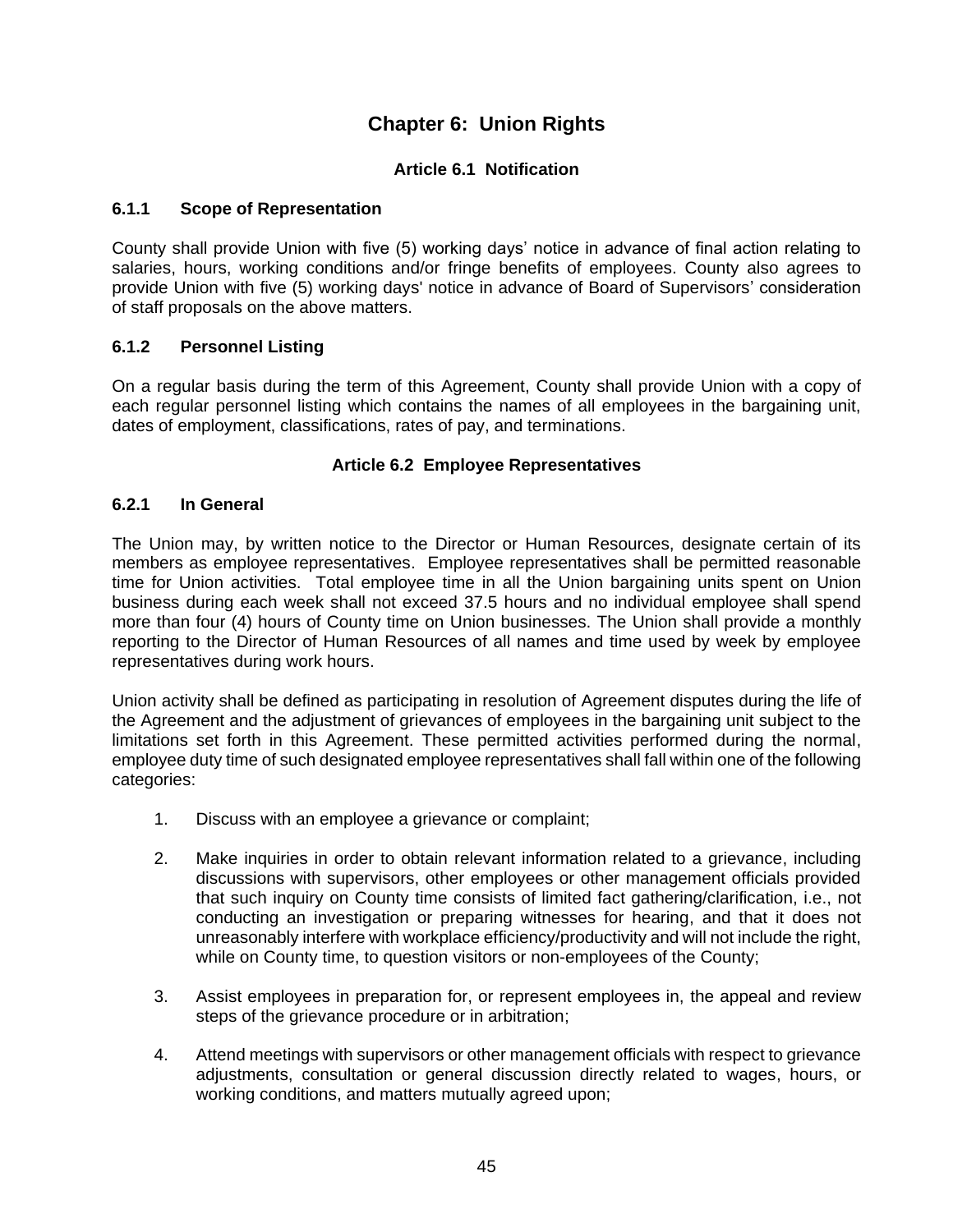# Chapter 6: Union Rights

## Article 6.1 Notification

### 6.1.1 Scope of Representation

County shall provide Union with five (5) working days' notice in advance of final action relating to salaries, hours, working conditions and/or fringe benefits of employees. County also agrees to provide Union with five (5) working days' notice in advance of Board of Supervisors' consideration of staff proposals on the above matters.

### 6.1.2 Personnel Listing

On a regular basis during the term of this Agreement, County shall provide Union with a copy of each regular personnel listing which contains the names of all employees in the bargaining unit, dates of employment, classifications, rates of pay, and terminations.

## Article 6.2 Employee Representatives

### 6.2.1 In General

The Union may, by written notice to the Director or Human Resources, designate certain of its members as employee representatives. Employee representatives shall be permitted reasonable time for Union activities. Total employee time in all the Union bargaining units spent on Union business during each week shall not exceed 37.5 hours and no individual employee shall spend more than four (4) hours of County time on Union businesses. The Union shall provide a monthly reporting to the Director of Human Resources of all names and time used by week by employee representatives during work hours.

Union activity shall be defined as participating in resolution of Agreement disputes during the life of the Agreement and the adjustment of grievances of employees in the bargaining unit subject to the limitations set forth in this Agreement. These permitted activities performed during the normal, employee duty time of such designated employee representatives shall fall within one of the following categories:

1. Discuss with an employee a grievance or complaint;

2. Make inquiries in order to obtain relevant information related to a grievance, including discussions with supervisors, other employees or other management officials provided that such inquiry on County time consists of limited fact gathering/clarification, i.e., not conducting an investigation or preparing witnesses for hearing, and that it does not unreasonably interfere with workplace efficiency/productivity and will not include the right, while on County time, to question visitors or non-employees of the County;

3. Assist employees in preparation for, or represent employees in, the appeal and review steps of the grievance procedure or in arbitration;

4. Attend meetings with supervisors or other management officials with respect to grievance adjustments, consultation or general discussion directly related to wages, hours, or working conditions, and matters mutually agreed upon;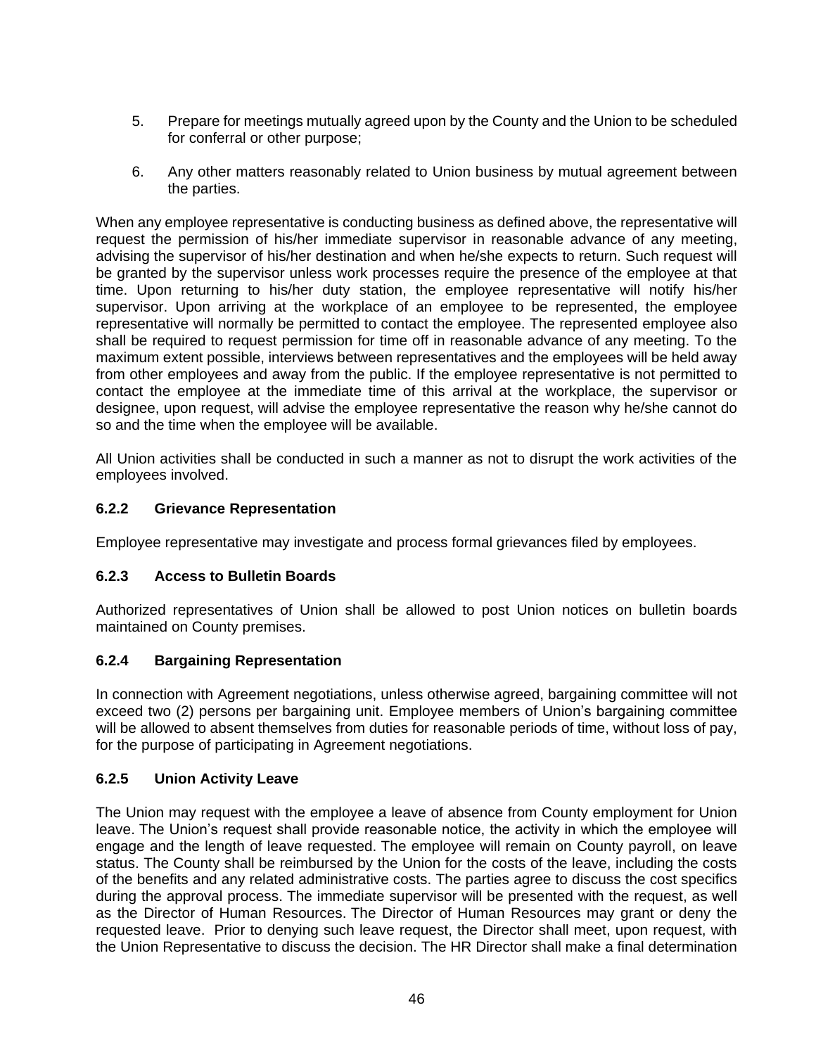5. Prepare for meetings mutually agreed upon by the County and the Union to be scheduled for conferral or other purpose;

6. Any other matters reasonably related to Union business by mutual agreement between the parties.

When any employee representative is conducting business as defined above, the representative will request the permission of his/her immediate supervisor in reasonable advance of any meeting, advising the supervisor of his/her destination and when he/she expects to return. Such request will be granted by the supervisor unless work processes require the presence of the employee at that time. Upon returning to his/her duty station, the employee representative will notify his/her supervisor. Upon arriving at the workplace of an employee to be represented, the employee representative will normally be permitted to contact the employee. The represented employee also shall be required to request permission for time off in reasonable advance of any meeting. To the maximum extent possible, interviews between representatives and the employees will be held away from other employees and away from the public. If the employee representative is not permitted to contact the employee at the immediate time of this arrival at the workplace, the supervisor or designee, upon request, will advise the employee representative the reason why he/she cannot do so and the time when the employee will be available.

All Union activities shall be conducted in such a manner as not to disrupt the work activities of the employees involved.

### 6.2.2 Grievance Representation

Employee representative may investigate and process formal grievances filed by employees.

### 6.2.3 Access to Bulletin Boards

Authorized representatives of Union shall be allowed to post Union notices on bulletin boards maintained on County premises.

### 6.2.4 Bargaining Representation

In connection with Agreement negotiations, unless otherwise agreed, bargaining committee will not exceed two (2) persons per bargaining unit. Employee members of Union's bargaining committee will be allowed to absent themselves from duties for reasonable periods of time, without loss of pay, for the purpose of participating in Agreement negotiations.

### 6.2.5 Union Activity Leave

The Union may request with the employee a leave of absence from County employment for Union leave. The Union's request shall provide reasonable notice, the activity in which the employee will engage and the length of leave requested. The employee will remain on County payroll, on leave status. The County shall be reimbursed by the Union for the costs of the leave, including the costs of the benefits and any related administrative costs. The parties agree to discuss the cost specifics during the approval process. The immediate supervisor will be presented with the request, as well as the Director of Human Resources. The Director of Human Resources may grant or deny the requested leave. Prior to denying such leave request, the Director shall meet, upon request, with the Union Representative to discuss the decision. The HR Director shall make a final determination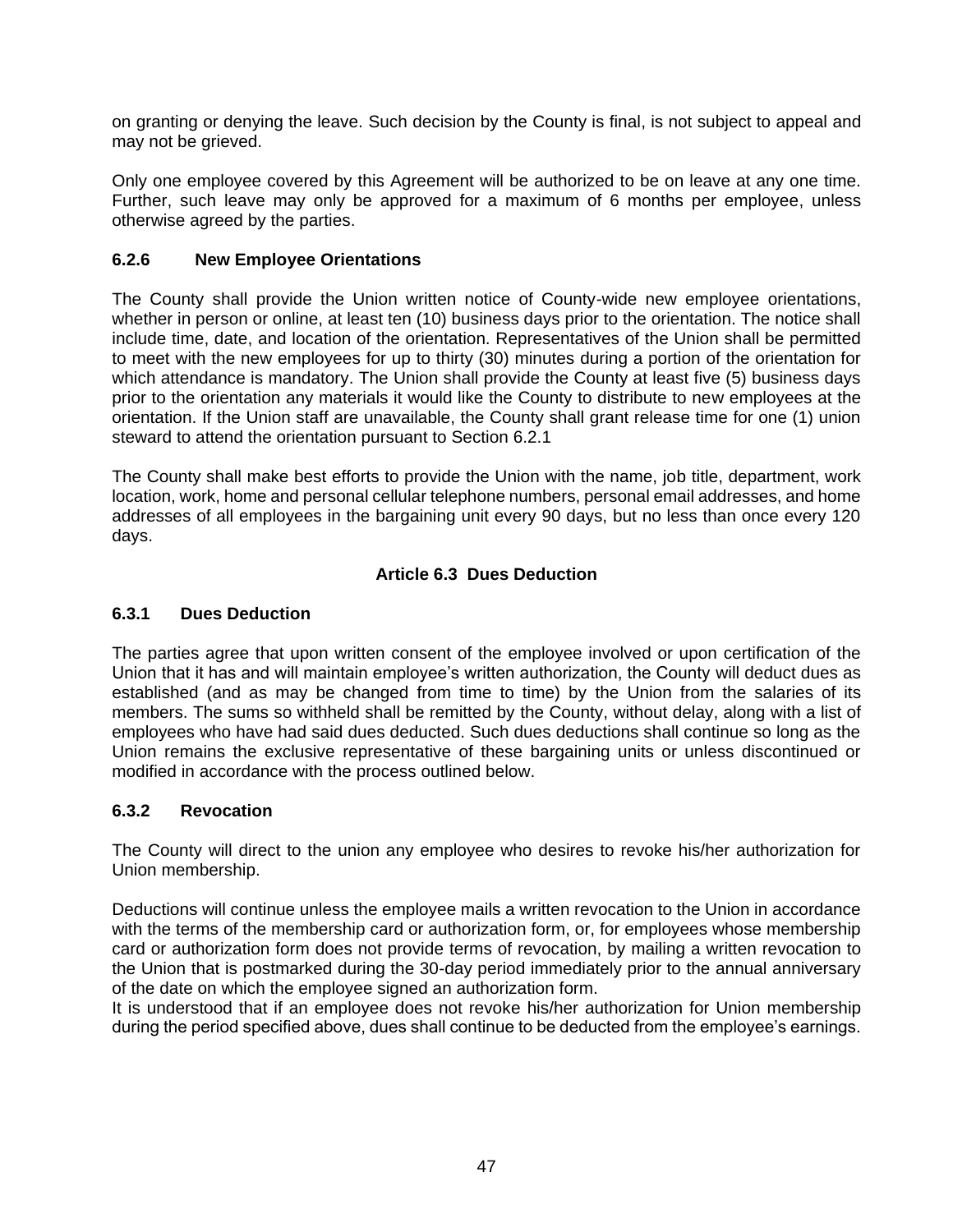on granting or denying the leave. Such decision by the County is final, is not subject to appeal and may not be grieved.

Only one employee covered by this Agreement will be authorized to be on leave at any one time. Further, such leave may only be approved for a maximum of 6 months per employee, unless otherwise agreed by the parties.

### 6.2.6 New Employee Orientations

The County shall provide the Union written notice of County-wide new employee orientations, whether in person or online, at least ten (10) business days prior to the orientation. The notice shall include time, date, and location of the orientation. Representatives of the Union shall be permitted to meet with the new employees for up to thirty (30) minutes during a portion of the orientation for which attendance is mandatory. The Union shall provide the County at least five (5) business days prior to the orientation any materials it would like the County to distribute to new employees at the orientation. If the Union staff are unavailable, the County shall grant release time for one (1) union steward to attend the orientation pursuant to Section 6.2.1

The County shall make best efforts to provide the Union with the name, job title, department, work location, work, home and personal cellular telephone numbers, personal email addresses, and home addresses of all employees in the bargaining unit every 90 days, but no less than once every 120 days.

## Article 6.3 Dues Deduction

### 6.3.1 Dues Deduction

The parties agree that upon written consent of the employee involved or upon certification of the Union that it has and will maintain employee's written authorization, the County will deduct dues as established (and as may be changed from time to time) by the Union from the salaries of its members. The sums so withheld shall be remitted by the County, without delay, along with a list of employees who have had said dues deducted. Such dues deductions shall continue so long as the Union remains the exclusive representative of these bargaining units or unless discontinued or modified in accordance with the process outlined below.

### 6.3.2 Revocation

The County will direct to the union any employee who desires to revoke his/her authorization for Union membership.

Deductions will continue unless the employee mails a written revocation to the Union in accordance with the terms of the membership card or authorization form, or, for employees whose membership card or authorization form does not provide terms of revocation, by mailing a written revocation to the Union that is postmarked during the 30-day period immediately prior to the annual anniversary of the date on which the employee signed an authorization form.
It is understood that if an employee does not revoke his/her authorization for Union membership during the period specified above, dues shall continue to be deducted from the employee's earnings.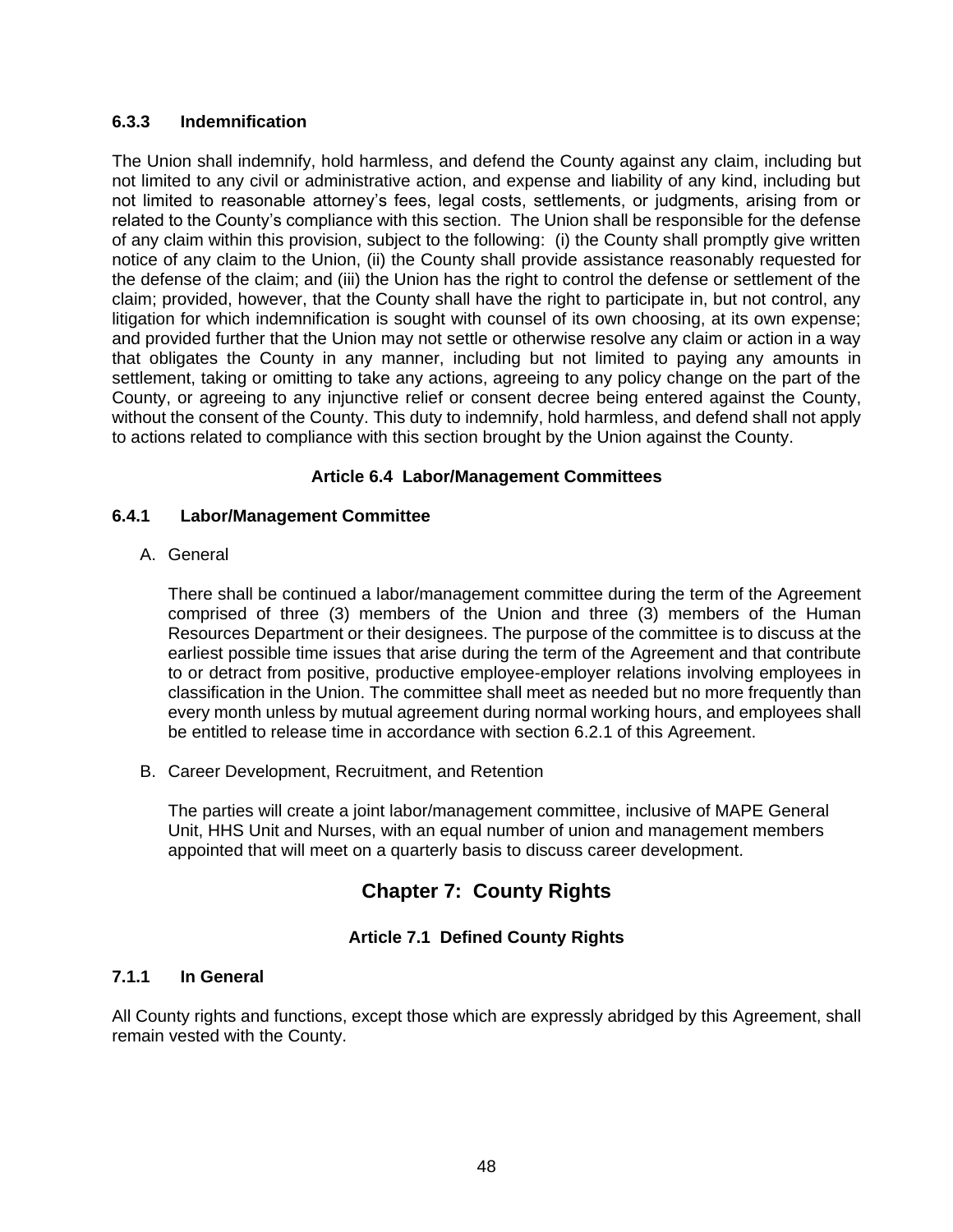### 6.3.3 Indemnification

The Union shall indemnify, hold harmless, and defend the County against any claim, including but not limited to any civil or administrative action, and expense and liability of any kind, including but not limited to reasonable attorney's fees, legal costs, settlements, or judgments, arising from or related to the County's compliance with this section. The Union shall be responsible for the defense of any claim within this provision, subject to the following: (i) the County shall promptly give written notice of any claim to the Union, (ii) the County shall provide assistance reasonably requested for the defense of the claim; and (iii) the Union has the right to control the defense or settlement of the claim; provided, however, that the County shall have the right to participate in, but not control, any litigation for which indemnification is sought with counsel of its own choosing, at its own expense; and provided further that the Union may not settle or otherwise resolve any claim or action in a way that obligates the County in any manner, including but not limited to paying any amounts in settlement, taking or omitting to take any actions, agreeing to any policy change on the part of the County, or agreeing to any injunctive relief or consent decree being entered against the County, without the consent of the County. This duty to indemnify, hold harmless, and defend shall not apply to actions related to compliance with this section brought by the Union against the County.

## Article 6.4 Labor/Management Committees

### 6.4.1 Labor/Management Committee

A. General

There shall be continued a labor/management committee during the term of the Agreement comprised of three (3) members of the Union and three (3) members of the Human Resources Department or their designees. The purpose of the committee is to discuss at the earliest possible time issues that arise during the term of the Agreement and that contribute to or detract from positive, productive employee-employer relations involving employees in classification in the Union. The committee shall meet as needed but no more frequently than every month unless by mutual agreement during normal working hours, and employees shall be entitled to release time in accordance with section 6.2.1 of this Agreement.

B. Career Development, Recruitment, and Retention

The parties will create a joint labor/management committee, inclusive of MAPE General Unit, HHS Unit and Nurses, with an equal number of union and management members appointed that will meet on a quarterly basis to discuss career development.

# Chapter 7: County Rights

## Article 7.1 Defined County Rights

### 7.1.1 In General

All County rights and functions, except those which are expressly abridged by this Agreement, shall remain vested with the County.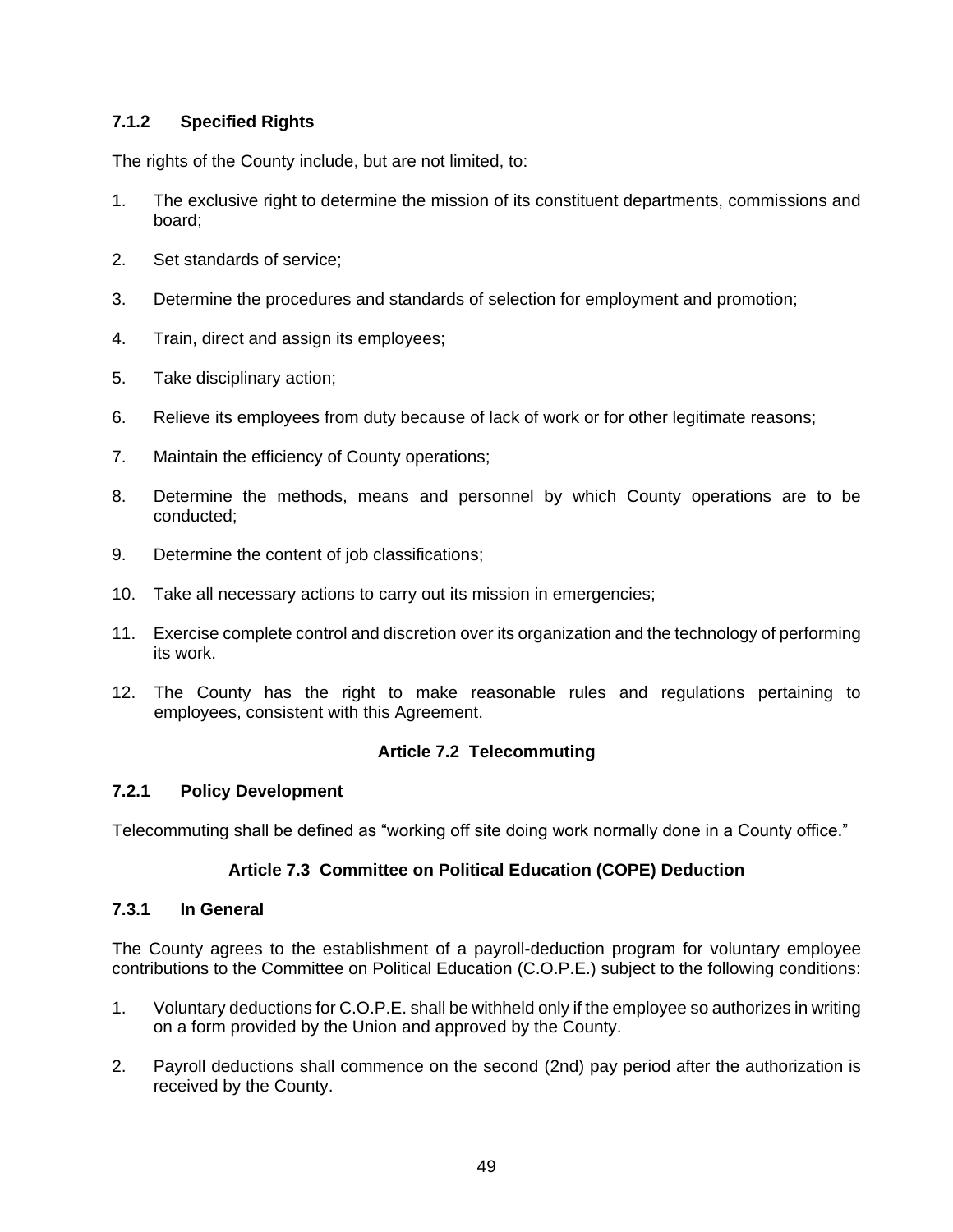### 7.1.2 Specified Rights

The rights of the County include, but are not limited, to:

1. The exclusive right to determine the mission of its constituent departments, commissions and board;
2. Set standards of service;
3. Determine the procedures and standards of selection for employment and promotion;
4. Train, direct and assign its employees;
5. Take disciplinary action;
6. Relieve its employees from duty because of lack of work or for other legitimate reasons;
7. Maintain the efficiency of County operations;
8. Determine the methods, means and personnel by which County operations are to be conducted;
9. Determine the content of job classifications;
10. Take all necessary actions to carry out its mission in emergencies;
11. Exercise complete control and discretion over its organization and the technology of performing its work.
12. The County has the right to make reasonable rules and regulations pertaining to employees, consistent with this Agreement.

## Article 7.2 Telecommuting

### 7.2.1 Policy Development

Telecommuting shall be defined as "working off site doing work normally done in a County office."

## Article 7.3 Committee on Political Education (COPE) Deduction

### 7.3.1 In General

The County agrees to the establishment of a payroll-deduction program for voluntary employee contributions to the Committee on Political Education (C.O.P.E.) subject to the following conditions:

1. Voluntary deductions for C.O.P.E. shall be withheld only if the employee so authorizes in writing on a form provided by the Union and approved by the County.
2. Payroll deductions shall commence on the second (2nd) pay period after the authorization is received by the County.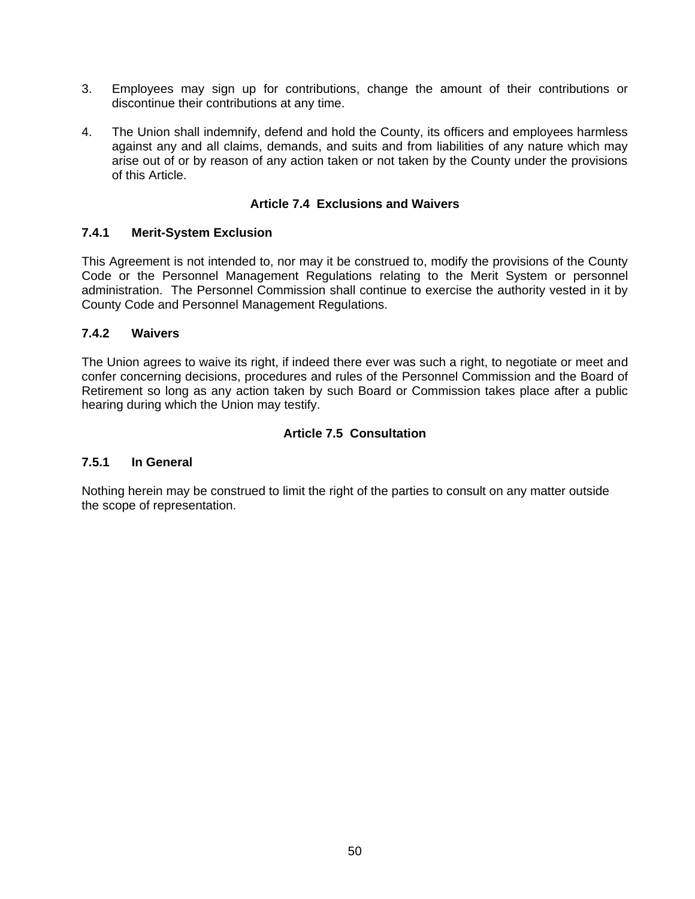3. Employees may sign up for contributions, change the amount of their contributions or discontinue their contributions at any time.

4. The Union shall indemnify, defend and hold the County, its officers and employees harmless against any and all claims, demands, and suits and from liabilities of any nature which may arise out of or by reason of any action taken or not taken by the County under the provisions of this Article.

## Article 7.4 Exclusions and Waivers

### 7.4.1 Merit-System Exclusion

This Agreement is not intended to, nor may it be construed to, modify the provisions of the County Code or the Personnel Management Regulations relating to the Merit System or personnel administration. The Personnel Commission shall continue to exercise the authority vested in it by County Code and Personnel Management Regulations.

### 7.4.2 Waivers

The Union agrees to waive its right, if indeed there ever was such a right, to negotiate or meet and confer concerning decisions, procedures and rules of the Personnel Commission and the Board of Retirement so long as any action taken by such Board or Commission takes place after a public hearing during which the Union may testify.

## Article 7.5 Consultation

### 7.5.1 In General

Nothing herein may be construed to limit the right of the parties to consult on any matter outside the scope of representation.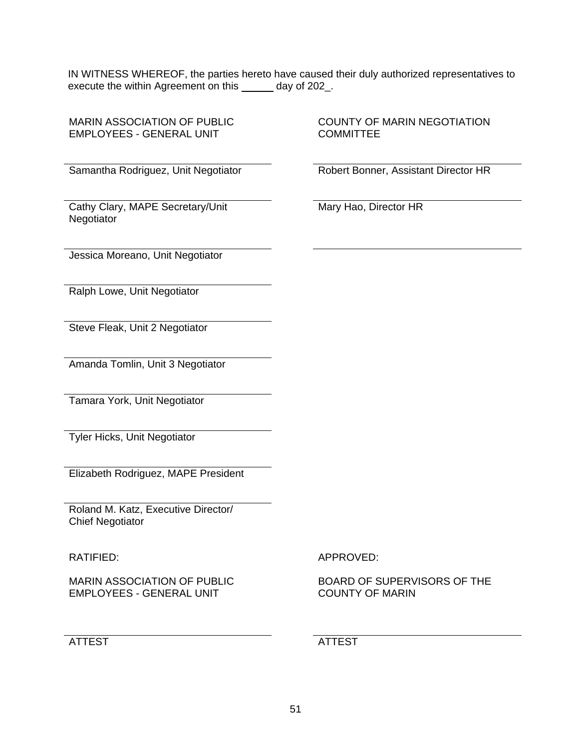IN WITNESS WHEREOF, the parties hereto have caused their duly authorized representatives to execute the within Agreement on this ______ day of 202_.

| MARIN ASSOCIATION OF PUBLIC EMPLOYEES - GENERAL UNIT | COUNTY OF MARIN NEGOTIATION COMMITTEE |
|---|---|
| ______________________________ | ______________________________ |
| Samantha Rodriguez, Unit Negotiator | Robert Bonner, Assistant Director HR |
| ______________________________ | ______________________________ |
| Cathy Clary, MAPE Secretary/Unit Negotiator | Mary Hao, Director HR |
| ______________________________ | ______________________________ |
| Jessica Moreano, Unit Negotiator | |
| ______________________________ | |
| Ralph Lowe, Unit Negotiator | |
| ______________________________ | |
| Steve Fleak, Unit 2 Negotiator | |
| ______________________________ | |
| Amanda Tomlin, Unit 3 Negotiator | |
| ______________________________ | |
| Tamara York, Unit Negotiator | |
| ______________________________ | |
| Tyler Hicks, Unit Negotiator | |
| ______________________________ | |
| Elizabeth Rodriguez, MAPE President | |
| ______________________________ | |
| Roland M. Katz, Executive Director/ Chief Negotiator | |

| RATIFIED: | APPROVED: |
|---|---|
| MARIN ASSOCIATION OF PUBLIC EMPLOYEES - GENERAL UNIT | BOARD OF SUPERVISORS OF THE COUNTY OF MARIN |
| ______________________________ | ______________________________ |
| ATTEST | ATTEST |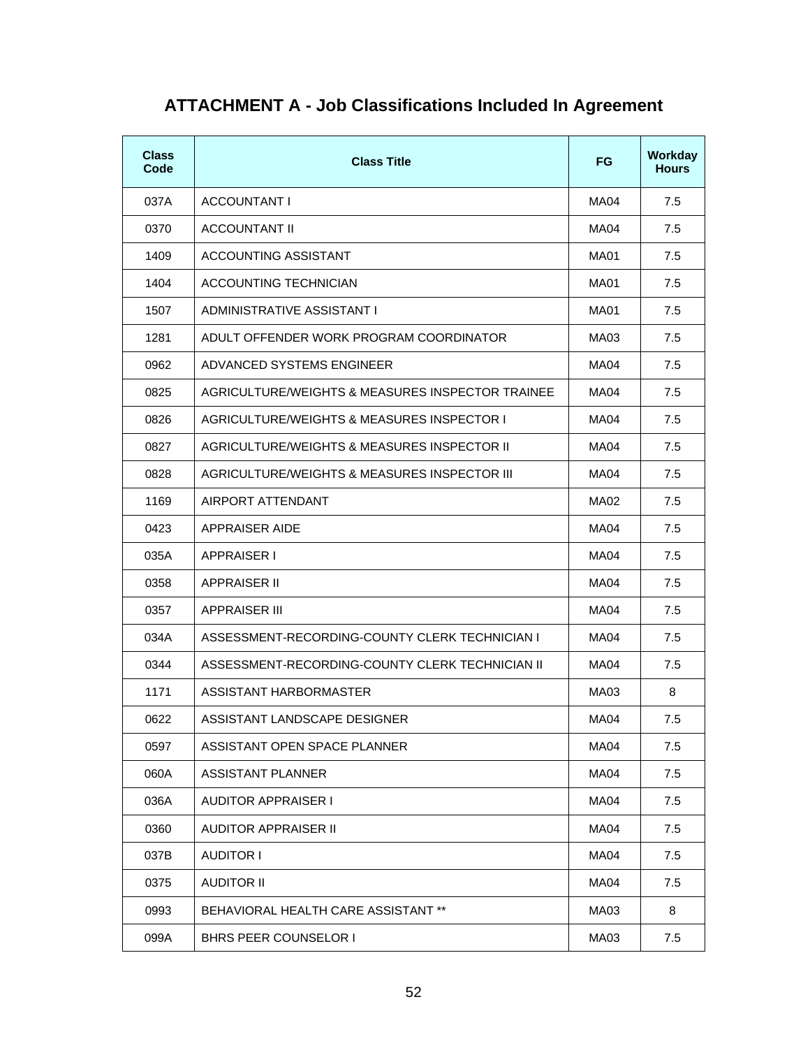# ATTACHMENT A - Job Classifications Included In Agreement

| Class Code | Class Title | FG | Workday Hours |
|---|---|---|---|
| 037A | ACCOUNTANT I | MA04 | 7.5 |
| 0370 | ACCOUNTANT II | MA04 | 7.5 |
| 1409 | ACCOUNTING ASSISTANT | MA01 | 7.5 |
| 1404 | ACCOUNTING TECHNICIAN | MA01 | 7.5 |
| 1507 | ADMINISTRATIVE ASSISTANT I | MA01 | 7.5 |
| 1281 | ADULT OFFENDER WORK PROGRAM COORDINATOR | MA03 | 7.5 |
| 0962 | ADVANCED SYSTEMS ENGINEER | MA04 | 7.5 |
| 0825 | AGRICULTURE/WEIGHTS & MEASURES INSPECTOR TRAINEE | MA04 | 7.5 |
| 0826 | AGRICULTURE/WEIGHTS & MEASURES INSPECTOR I | MA04 | 7.5 |
| 0827 | AGRICULTURE/WEIGHTS & MEASURES INSPECTOR II | MA04 | 7.5 |
| 0828 | AGRICULTURE/WEIGHTS & MEASURES INSPECTOR III | MA04 | 7.5 |
| 1169 | AIRPORT ATTENDANT | MA02 | 7.5 |
| 0423 | APPRAISER AIDE | MA04 | 7.5 |
| 035A | APPRAISER I | MA04 | 7.5 |
| 0358 | APPRAISER II | MA04 | 7.5 |
| 0357 | APPRAISER III | MA04 | 7.5 |
| 034A | ASSESSMENT-RECORDING-COUNTY CLERK TECHNICIAN I | MA04 | 7.5 |
| 0344 | ASSESSMENT-RECORDING-COUNTY CLERK TECHNICIAN II | MA04 | 7.5 |
| 1171 | ASSISTANT HARBORMASTER | MA03 | 8 |
| 0622 | ASSISTANT LANDSCAPE DESIGNER | MA04 | 7.5 |
| 0597 | ASSISTANT OPEN SPACE PLANNER | MA04 | 7.5 |
| 060A | ASSISTANT PLANNER | MA04 | 7.5 |
| 036A | AUDITOR APPRAISER I | MA04 | 7.5 |
| 0360 | AUDITOR APPRAISER II | MA04 | 7.5 |
| 037B | AUDITOR I | MA04 | 7.5 |
| 0375 | AUDITOR II | MA04 | 7.5 |
| 0993 | BEHAVIORAL HEALTH CARE ASSISTANT ** | MA03 | 8 |
| 099A | BHRS PEER COUNSELOR I | MA03 | 7.5 |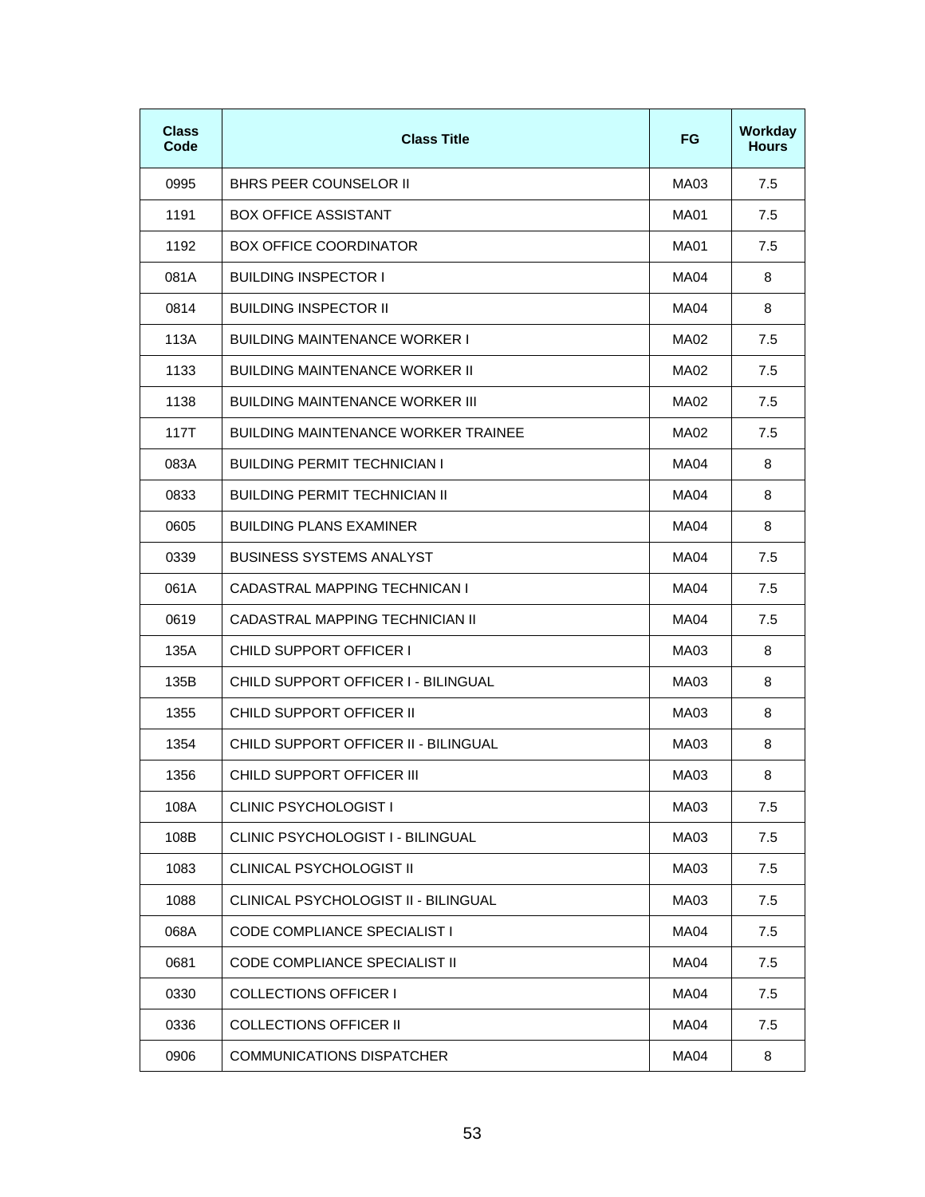| Class Code | Class Title | FG | Workday Hours |
|---|---|---|---|
| 0995 | BHRS PEER COUNSELOR II | MA03 | 7.5 |
| 1191 | BOX OFFICE ASSISTANT | MA01 | 7.5 |
| 1192 | BOX OFFICE COORDINATOR | MA01 | 7.5 |
| 081A | BUILDING INSPECTOR I | MA04 | 8 |
| 0814 | BUILDING INSPECTOR II | MA04 | 8 |
| 113A | BUILDING MAINTENANCE WORKER I | MA02 | 7.5 |
| 1133 | BUILDING MAINTENANCE WORKER II | MA02 | 7.5 |
| 1138 | BUILDING MAINTENANCE WORKER III | MA02 | 7.5 |
| 117T | BUILDING MAINTENANCE WORKER TRAINEE | MA02 | 7.5 |
| 083A | BUILDING PERMIT TECHNICIAN I | MA04 | 8 |
| 0833 | BUILDING PERMIT TECHNICIAN II | MA04 | 8 |
| 0605 | BUILDING PLANS EXAMINER | MA04 | 8 |
| 0339 | BUSINESS SYSTEMS ANALYST | MA04 | 7.5 |
| 061A | CADASTRAL MAPPING TECHNICAN I | MA04 | 7.5 |
| 0619 | CADASTRAL MAPPING TECHNICIAN II | MA04 | 7.5 |
| 135A | CHILD SUPPORT OFFICER I | MA03 | 8 |
| 135B | CHILD SUPPORT OFFICER I - BILINGUAL | MA03 | 8 |
| 1355 | CHILD SUPPORT OFFICER II | MA03 | 8 |
| 1354 | CHILD SUPPORT OFFICER II - BILINGUAL | MA03 | 8 |
| 1356 | CHILD SUPPORT OFFICER III | MA03 | 8 |
| 108A | CLINIC PSYCHOLOGIST I | MA03 | 7.5 |
| 108B | CLINIC PSYCHOLOGIST I - BILINGUAL | MA03 | 7.5 |
| 1083 | CLINICAL PSYCHOLOGIST II | MA03 | 7.5 |
| 1088 | CLINICAL PSYCHOLOGIST II - BILINGUAL | MA03 | 7.5 |
| 068A | CODE COMPLIANCE SPECIALIST I | MA04 | 7.5 |
| 0681 | CODE COMPLIANCE SPECIALIST II | MA04 | 7.5 |
| 0330 | COLLECTIONS OFFICER I | MA04 | 7.5 |
| 0336 | COLLECTIONS OFFICER II | MA04 | 7.5 |
| 0906 | COMMUNICATIONS DISPATCHER | MA04 | 8 |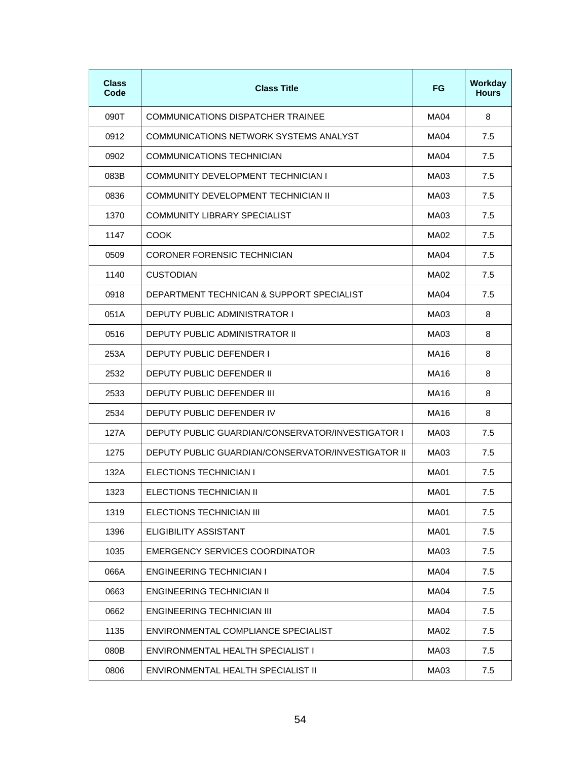| Class Code | Class Title | FG | Workday Hours |
|---|---|---|---|
| 090T | COMMUNICATIONS DISPATCHER TRAINEE | MA04 | 8 |
| 0912 | COMMUNICATIONS NETWORK SYSTEMS ANALYST | MA04 | 7.5 |
| 0902 | COMMUNICATIONS TECHNICIAN | MA04 | 7.5 |
| 083B | COMMUNITY DEVELOPMENT TECHNICIAN I | MA03 | 7.5 |
| 0836 | COMMUNITY DEVELOPMENT TECHNICIAN II | MA03 | 7.5 |
| 1370 | COMMUNITY LIBRARY SPECIALIST | MA03 | 7.5 |
| 1147 | COOK | MA02 | 7.5 |
| 0509 | CORONER FORENSIC TECHNICIAN | MA04 | 7.5 |
| 1140 | CUSTODIAN | MA02 | 7.5 |
| 0918 | DEPARTMENT TECHNICAN & SUPPORT SPECIALIST | MA04 | 7.5 |
| 051A | DEPUTY PUBLIC ADMINISTRATOR I | MA03 | 8 |
| 0516 | DEPUTY PUBLIC ADMINISTRATOR II | MA03 | 8 |
| 253A | DEPUTY PUBLIC DEFENDER I | MA16 | 8 |
| 2532 | DEPUTY PUBLIC DEFENDER II | MA16 | 8 |
| 2533 | DEPUTY PUBLIC DEFENDER III | MA16 | 8 |
| 2534 | DEPUTY PUBLIC DEFENDER IV | MA16 | 8 |
| 127A | DEPUTY PUBLIC GUARDIAN/CONSERVATOR/INVESTIGATOR I | MA03 | 7.5 |
| 1275 | DEPUTY PUBLIC GUARDIAN/CONSERVATOR/INVESTIGATOR II | MA03 | 7.5 |
| 132A | ELECTIONS TECHNICIAN I | MA01 | 7.5 |
| 1323 | ELECTIONS TECHNICIAN II | MA01 | 7.5 |
| 1319 | ELECTIONS TECHNICIAN III | MA01 | 7.5 |
| 1396 | ELIGIBILITY ASSISTANT | MA01 | 7.5 |
| 1035 | EMERGENCY SERVICES COORDINATOR | MA03 | 7.5 |
| 066A | ENGINEERING TECHNICIAN I | MA04 | 7.5 |
| 0663 | ENGINEERING TECHNICIAN II | MA04 | 7.5 |
| 0662 | ENGINEERING TECHNICIAN III | MA04 | 7.5 |
| 1135 | ENVIRONMENTAL COMPLIANCE SPECIALIST | MA02 | 7.5 |
| 080B | ENVIRONMENTAL HEALTH SPECIALIST I | MA03 | 7.5 |
| 0806 | ENVIRONMENTAL HEALTH SPECIALIST II | MA03 | 7.5 |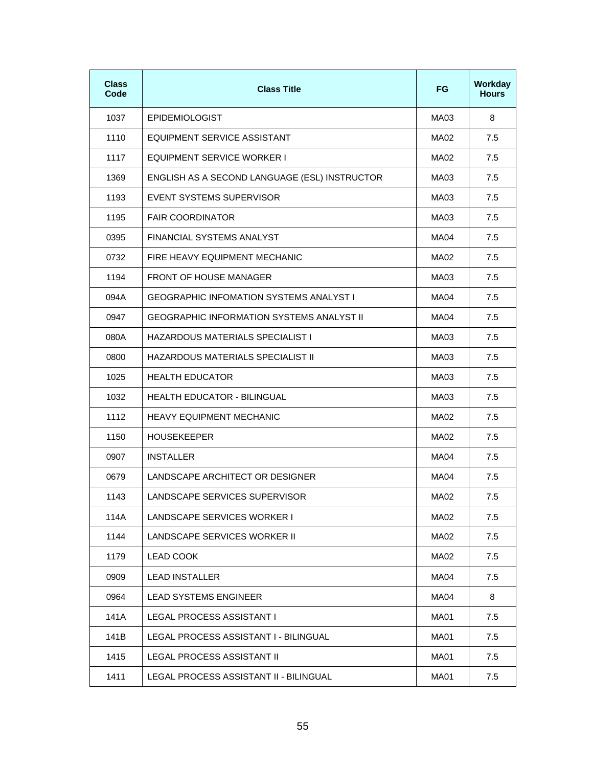| Class Code | Class Title | FG | Workday Hours |
|---|---|---|---|
| 1037 | EPIDEMIOLOGIST | MA03 | 8 |
| 1110 | EQUIPMENT SERVICE ASSISTANT | MA02 | 7.5 |
| 1117 | EQUIPMENT SERVICE WORKER I | MA02 | 7.5 |
| 1369 | ENGLISH AS A SECOND LANGUAGE (ESL) INSTRUCTOR | MA03 | 7.5 |
| 1193 | EVENT SYSTEMS SUPERVISOR | MA03 | 7.5 |
| 1195 | FAIR COORDINATOR | MA03 | 7.5 |
| 0395 | FINANCIAL SYSTEMS ANALYST | MA04 | 7.5 |
| 0732 | FIRE HEAVY EQUIPMENT MECHANIC | MA02 | 7.5 |
| 1194 | FRONT OF HOUSE MANAGER | MA03 | 7.5 |
| 094A | GEOGRAPHIC INFOMATION SYSTEMS ANALYST I | MA04 | 7.5 |
| 0947 | GEOGRAPHIC INFORMATION SYSTEMS ANALYST II | MA04 | 7.5 |
| 080A | HAZARDOUS MATERIALS SPECIALIST I | MA03 | 7.5 |
| 0800 | HAZARDOUS MATERIALS SPECIALIST II | MA03 | 7.5 |
| 1025 | HEALTH EDUCATOR | MA03 | 7.5 |
| 1032 | HEALTH EDUCATOR - BILINGUAL | MA03 | 7.5 |
| 1112 | HEAVY EQUIPMENT MECHANIC | MA02 | 7.5 |
| 1150 | HOUSEKEEPER | MA02 | 7.5 |
| 0907 | INSTALLER | MA04 | 7.5 |
| 0679 | LANDSCAPE ARCHITECT OR DESIGNER | MA04 | 7.5 |
| 1143 | LANDSCAPE SERVICES SUPERVISOR | MA02 | 7.5 |
| 114A | LANDSCAPE SERVICES WORKER I | MA02 | 7.5 |
| 1144 | LANDSCAPE SERVICES WORKER II | MA02 | 7.5 |
| 1179 | LEAD COOK | MA02 | 7.5 |
| 0909 | LEAD INSTALLER | MA04 | 7.5 |
| 0964 | LEAD SYSTEMS ENGINEER | MA04 | 8 |
| 141A | LEGAL PROCESS ASSISTANT I | MA01 | 7.5 |
| 141B | LEGAL PROCESS ASSISTANT I - BILINGUAL | MA01 | 7.5 |
| 1415 | LEGAL PROCESS ASSISTANT II | MA01 | 7.5 |
| 1411 | LEGAL PROCESS ASSISTANT II - BILINGUAL | MA01 | 7.5 |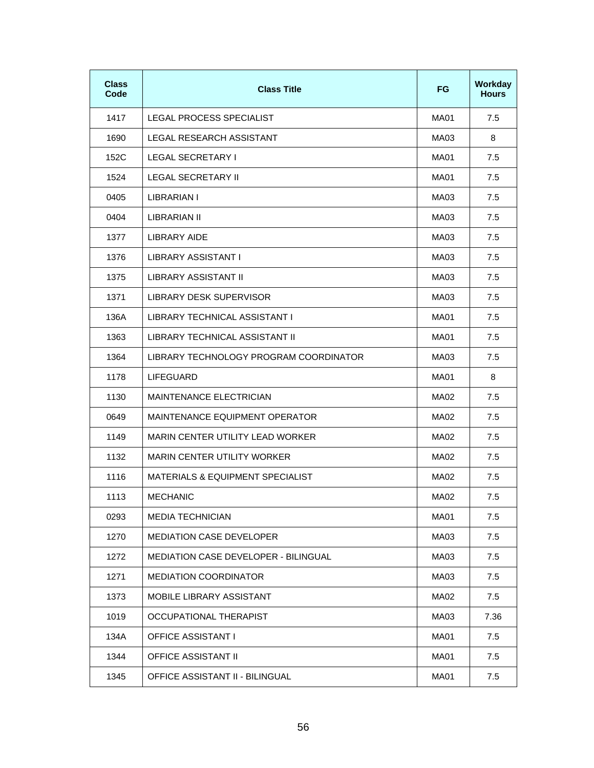| Class Code | Class Title | FG | Workday Hours |
|---|---|---|---|
| 1417 | LEGAL PROCESS SPECIALIST | MA01 | 7.5 |
| 1690 | LEGAL RESEARCH ASSISTANT | MA03 | 8 |
| 152C | LEGAL SECRETARY I | MA01 | 7.5 |
| 1524 | LEGAL SECRETARY II | MA01 | 7.5 |
| 0405 | LIBRARIAN I | MA03 | 7.5 |
| 0404 | LIBRARIAN II | MA03 | 7.5 |
| 1377 | LIBRARY AIDE | MA03 | 7.5 |
| 1376 | LIBRARY ASSISTANT I | MA03 | 7.5 |
| 1375 | LIBRARY ASSISTANT II | MA03 | 7.5 |
| 1371 | LIBRARY DESK SUPERVISOR | MA03 | 7.5 |
| 136A | LIBRARY TECHNICAL ASSISTANT I | MA01 | 7.5 |
| 1363 | LIBRARY TECHNICAL ASSISTANT II | MA01 | 7.5 |
| 1364 | LIBRARY TECHNOLOGY PROGRAM COORDINATOR | MA03 | 7.5 |
| 1178 | LIFEGUARD | MA01 | 8 |
| 1130 | MAINTENANCE ELECTRICIAN | MA02 | 7.5 |
| 0649 | MAINTENANCE EQUIPMENT OPERATOR | MA02 | 7.5 |
| 1149 | MARIN CENTER UTILITY LEAD WORKER | MA02 | 7.5 |
| 1132 | MARIN CENTER UTILITY WORKER | MA02 | 7.5 |
| 1116 | MATERIALS & EQUIPMENT SPECIALIST | MA02 | 7.5 |
| 1113 | MECHANIC | MA02 | 7.5 |
| 0293 | MEDIA TECHNICIAN | MA01 | 7.5 |
| 1270 | MEDIATION CASE DEVELOPER | MA03 | 7.5 |
| 1272 | MEDIATION CASE DEVELOPER - BILINGUAL | MA03 | 7.5 |
| 1271 | MEDIATION COORDINATOR | MA03 | 7.5 |
| 1373 | MOBILE LIBRARY ASSISTANT | MA02 | 7.5 |
| 1019 | OCCUPATIONAL THERAPIST | MA03 | 7.36 |
| 134A | OFFICE ASSISTANT I | MA01 | 7.5 |
| 1344 | OFFICE ASSISTANT II | MA01 | 7.5 |
| 1345 | OFFICE ASSISTANT II - BILINGUAL | MA01 | 7.5 |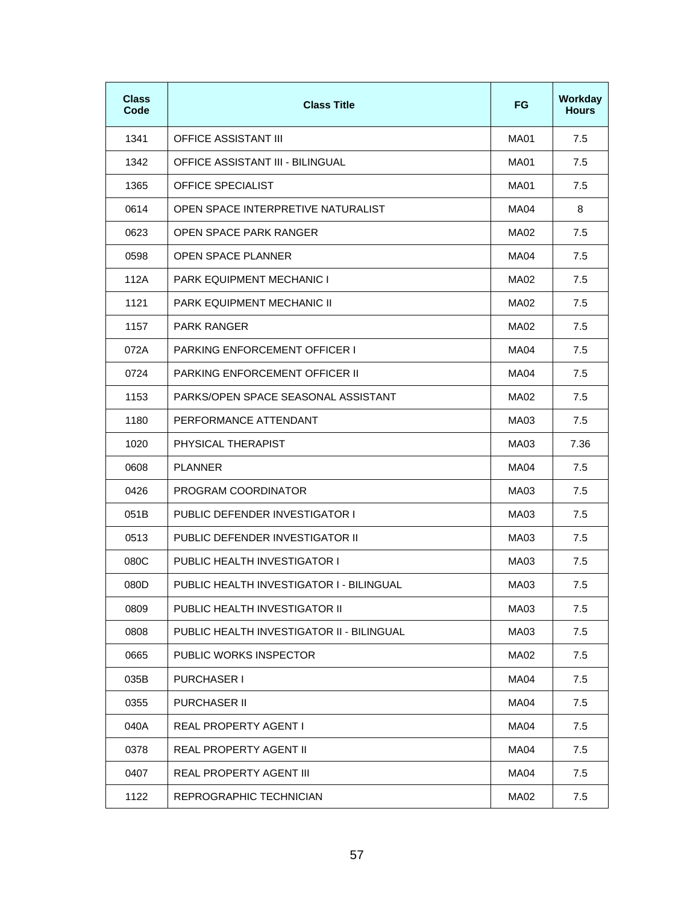| Class Code | Class Title | FG | Workday Hours |
|---|---|---|---|
| 1341 | OFFICE ASSISTANT III | MA01 | 7.5 |
| 1342 | OFFICE ASSISTANT III - BILINGUAL | MA01 | 7.5 |
| 1365 | OFFICE SPECIALIST | MA01 | 7.5 |
| 0614 | OPEN SPACE INTERPRETIVE NATURALIST | MA04 | 8 |
| 0623 | OPEN SPACE PARK RANGER | MA02 | 7.5 |
| 0598 | OPEN SPACE PLANNER | MA04 | 7.5 |
| 112A | PARK EQUIPMENT MECHANIC I | MA02 | 7.5 |
| 1121 | PARK EQUIPMENT MECHANIC II | MA02 | 7.5 |
| 1157 | PARK RANGER | MA02 | 7.5 |
| 072A | PARKING ENFORCEMENT OFFICER I | MA04 | 7.5 |
| 0724 | PARKING ENFORCEMENT OFFICER II | MA04 | 7.5 |
| 1153 | PARKS/OPEN SPACE SEASONAL ASSISTANT | MA02 | 7.5 |
| 1180 | PERFORMANCE ATTENDANT | MA03 | 7.5 |
| 1020 | PHYSICAL THERAPIST | MA03 | 7.36 |
| 0608 | PLANNER | MA04 | 7.5 |
| 0426 | PROGRAM COORDINATOR | MA03 | 7.5 |
| 051B | PUBLIC DEFENDER INVESTIGATOR I | MA03 | 7.5 |
| 0513 | PUBLIC DEFENDER INVESTIGATOR II | MA03 | 7.5 |
| 080C | PUBLIC HEALTH INVESTIGATOR I | MA03 | 7.5 |
| 080D | PUBLIC HEALTH INVESTIGATOR I - BILINGUAL | MA03 | 7.5 |
| 0809 | PUBLIC HEALTH INVESTIGATOR II | MA03 | 7.5 |
| 0808 | PUBLIC HEALTH INVESTIGATOR II - BILINGUAL | MA03 | 7.5 |
| 0665 | PUBLIC WORKS INSPECTOR | MA02 | 7.5 |
| 035B | PURCHASER I | MA04 | 7.5 |
| 0355 | PURCHASER II | MA04 | 7.5 |
| 040A | REAL PROPERTY AGENT I | MA04 | 7.5 |
| 0378 | REAL PROPERTY AGENT II | MA04 | 7.5 |
| 0407 | REAL PROPERTY AGENT III | MA04 | 7.5 |
| 1122 | REPROGRAPHIC TECHNICIAN | MA02 | 7.5 |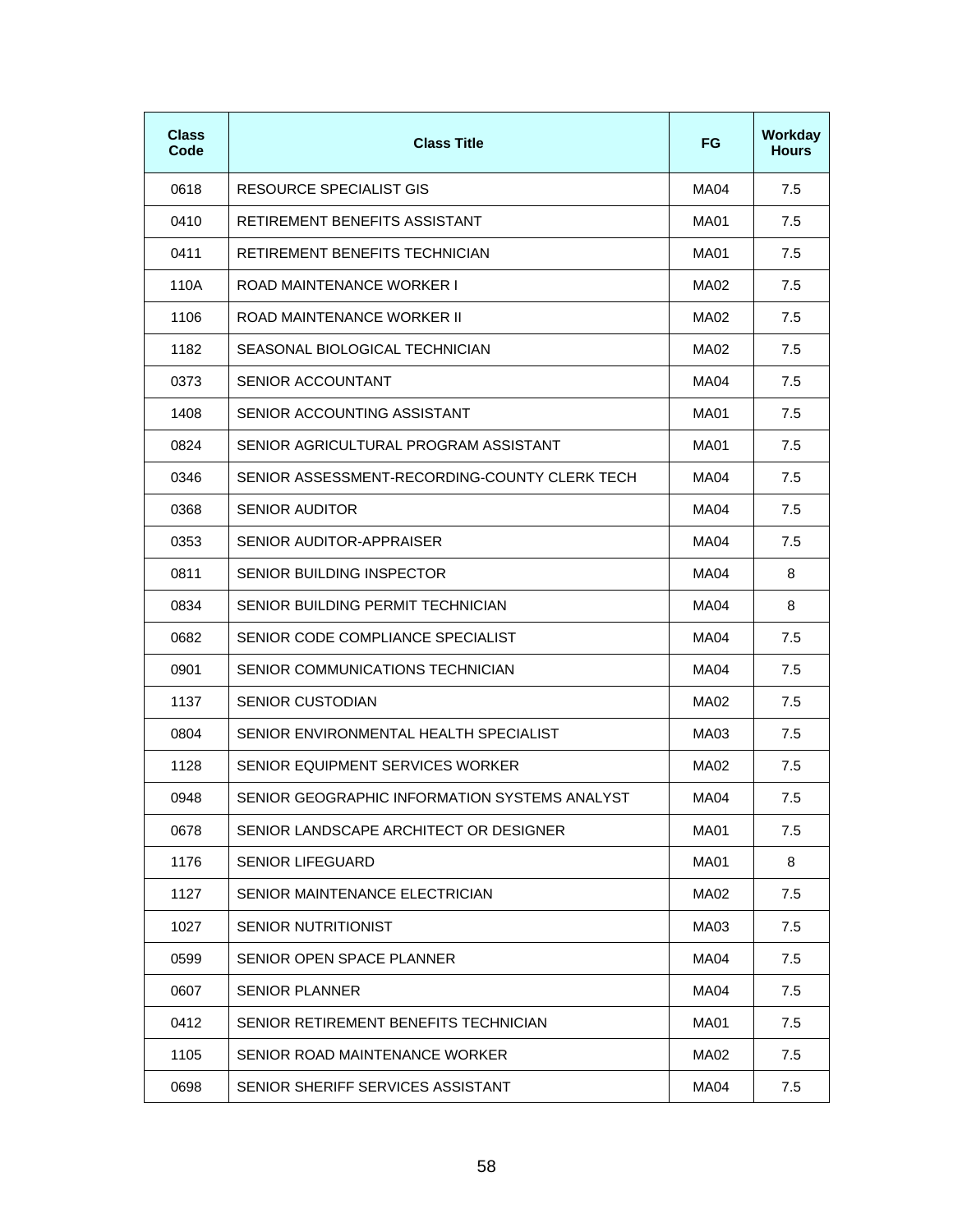| Class Code | Class Title | FG | Workday Hours |
|---|---|---|---|
| 0618 | RESOURCE SPECIALIST GIS | MA04 | 7.5 |
| 0410 | RETIREMENT BENEFITS ASSISTANT | MA01 | 7.5 |
| 0411 | RETIREMENT BENEFITS TECHNICIAN | MA01 | 7.5 |
| 110A | ROAD MAINTENANCE WORKER I | MA02 | 7.5 |
| 1106 | ROAD MAINTENANCE WORKER II | MA02 | 7.5 |
| 1182 | SEASONAL BIOLOGICAL TECHNICIAN | MA02 | 7.5 |
| 0373 | SENIOR ACCOUNTANT | MA04 | 7.5 |
| 1408 | SENIOR ACCOUNTING ASSISTANT | MA01 | 7.5 |
| 0824 | SENIOR AGRICULTURAL PROGRAM ASSISTANT | MA01 | 7.5 |
| 0346 | SENIOR ASSESSMENT-RECORDING-COUNTY CLERK TECH | MA04 | 7.5 |
| 0368 | SENIOR AUDITOR | MA04 | 7.5 |
| 0353 | SENIOR AUDITOR-APPRAISER | MA04 | 7.5 |
| 0811 | SENIOR BUILDING INSPECTOR | MA04 | 8 |
| 0834 | SENIOR BUILDING PERMIT TECHNICIAN | MA04 | 8 |
| 0682 | SENIOR CODE COMPLIANCE SPECIALIST | MA04 | 7.5 |
| 0901 | SENIOR COMMUNICATIONS TECHNICIAN | MA04 | 7.5 |
| 1137 | SENIOR CUSTODIAN | MA02 | 7.5 |
| 0804 | SENIOR ENVIRONMENTAL HEALTH SPECIALIST | MA03 | 7.5 |
| 1128 | SENIOR EQUIPMENT SERVICES WORKER | MA02 | 7.5 |
| 0948 | SENIOR GEOGRAPHIC INFORMATION SYSTEMS ANALYST | MA04 | 7.5 |
| 0678 | SENIOR LANDSCAPE ARCHITECT OR DESIGNER | MA01 | 7.5 |
| 1176 | SENIOR LIFEGUARD | MA01 | 8 |
| 1127 | SENIOR MAINTENANCE ELECTRICIAN | MA02 | 7.5 |
| 1027 | SENIOR NUTRITIONIST | MA03 | 7.5 |
| 0599 | SENIOR OPEN SPACE PLANNER | MA04 | 7.5 |
| 0607 | SENIOR PLANNER | MA04 | 7.5 |
| 0412 | SENIOR RETIREMENT BENEFITS TECHNICIAN | MA01 | 7.5 |
| 1105 | SENIOR ROAD MAINTENANCE WORKER | MA02 | 7.5 |
| 0698 | SENIOR SHERIFF SERVICES ASSISTANT | MA04 | 7.5 |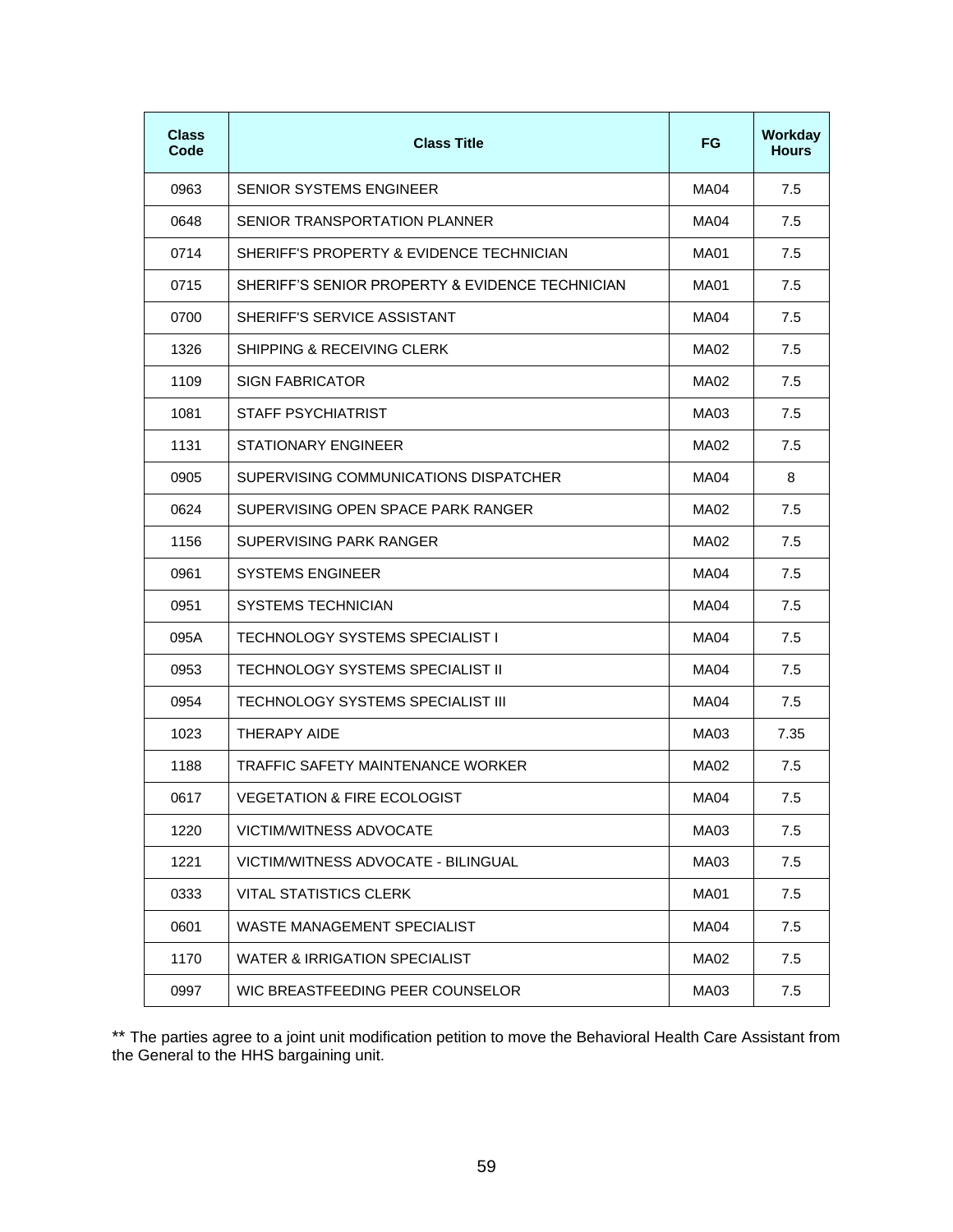| Class Code | Class Title | FG | Workday Hours |
|---|---|---|---|
| 0963 | SENIOR SYSTEMS ENGINEER | MA04 | 7.5 |
| 0648 | SENIOR TRANSPORTATION PLANNER | MA04 | 7.5 |
| 0714 | SHERIFF'S PROPERTY & EVIDENCE TECHNICIAN | MA01 | 7.5 |
| 0715 | SHERIFF'S SENIOR PROPERTY & EVIDENCE TECHNICIAN | MA01 | 7.5 |
| 0700 | SHERIFF'S SERVICE ASSISTANT | MA04 | 7.5 |
| 1326 | SHIPPING & RECEIVING CLERK | MA02 | 7.5 |
| 1109 | SIGN FABRICATOR | MA02 | 7.5 |
| 1081 | STAFF PSYCHIATRIST | MA03 | 7.5 |
| 1131 | STATIONARY ENGINEER | MA02 | 7.5 |
| 0905 | SUPERVISING COMMUNICATIONS DISPATCHER | MA04 | 8 |
| 0624 | SUPERVISING OPEN SPACE PARK RANGER | MA02 | 7.5 |
| 1156 | SUPERVISING PARK RANGER | MA02 | 7.5 |
| 0961 | SYSTEMS ENGINEER | MA04 | 7.5 |
| 0951 | SYSTEMS TECHNICIAN | MA04 | 7.5 |
| 095A | TECHNOLOGY SYSTEMS SPECIALIST I | MA04 | 7.5 |
| 0953 | TECHNOLOGY SYSTEMS SPECIALIST II | MA04 | 7.5 |
| 0954 | TECHNOLOGY SYSTEMS SPECIALIST III | MA04 | 7.5 |
| 1023 | THERAPY AIDE | MA03 | 7.35 |
| 1188 | TRAFFIC SAFETY MAINTENANCE WORKER | MA02 | 7.5 |
| 0617 | VEGETATION & FIRE ECOLOGIST | MA04 | 7.5 |
| 1220 | VICTIM/WITNESS ADVOCATE | MA03 | 7.5 |
| 1221 | VICTIM/WITNESS ADVOCATE - BILINGUAL | MA03 | 7.5 |
| 0333 | VITAL STATISTICS CLERK | MA01 | 7.5 |
| 0601 | WASTE MANAGEMENT SPECIALIST | MA04 | 7.5 |
| 1170 | WATER & IRRIGATION SPECIALIST | MA02 | 7.5 |
| 0997 | WIC BREASTFEEDING PEER COUNSELOR | MA03 | 7.5 |

** The parties agree to a joint unit modification petition to move the Behavioral Health Care Assistant from the General to the HHS bargaining unit.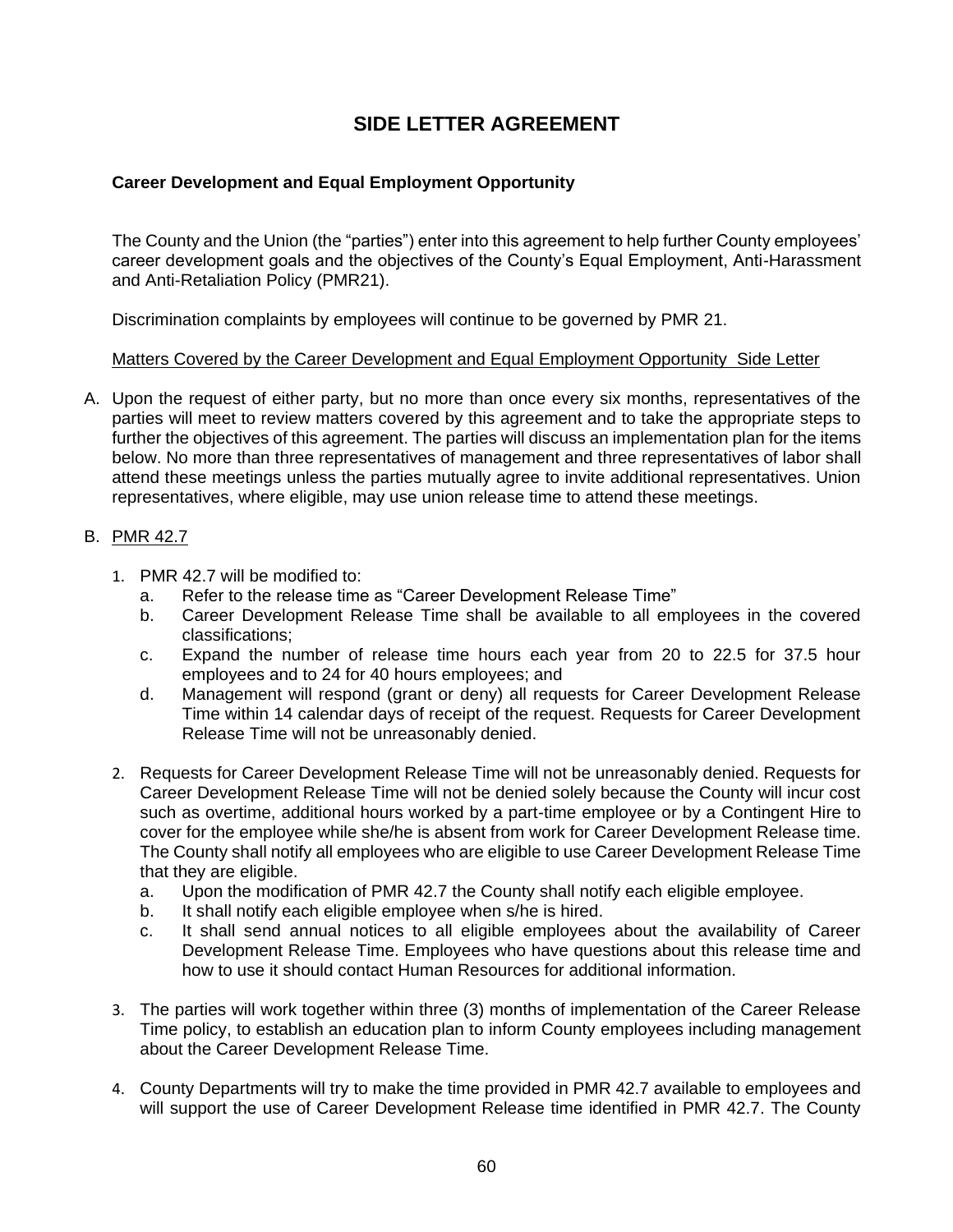# SIDE LETTER AGREEMENT

**Career Development and Equal Employment Opportunity**

The County and the Union (the "parties") enter into this agreement to help further County employees' career development goals and the objectives of the County's Equal Employment, Anti-Harassment and Anti-Retaliation Policy (PMR21).

Discrimination complaints by employees will continue to be governed by PMR 21.

<u>Matters Covered by the Career Development and Equal Employment Opportunity Side Letter</u>

A. Upon the request of either party, but no more than once every six months, representatives of the parties will meet to review matters covered by this agreement and to take the appropriate steps to further the objectives of this agreement. The parties will discuss an implementation plan for the items below. No more than three representatives of management and three representatives of labor shall attend these meetings unless the parties mutually agree to invite additional representatives. Union representatives, where eligible, may use union release time to attend these meetings.

B. <u>PMR 42.7</u>

1. PMR 42.7 will be modified to:
   a. Refer to the release time as "Career Development Release Time"
   b. Career Development Release Time shall be available to all employees in the covered classifications;
   c. Expand the number of release time hours each year from 20 to 22.5 for 37.5 hour employees and to 24 for 40 hours employees; and
   d. Management will respond (grant or deny) all requests for Career Development Release Time within 14 calendar days of receipt of the request. Requests for Career Development Release Time will not be unreasonably denied.

2. Requests for Career Development Release Time will not be unreasonably denied. Requests for Career Development Release Time will not be denied solely because the County will incur cost such as overtime, additional hours worked by a part-time employee or by a Contingent Hire to cover for the employee while she/he is absent from work for Career Development Release time. The County shall notify all employees who are eligible to use Career Development Release Time that they are eligible.
   a. Upon the modification of PMR 42.7 the County shall notify each eligible employee.
   b. It shall notify each eligible employee when s/he is hired.
   c. It shall send annual notices to all eligible employees about the availability of Career Development Release Time. Employees who have questions about this release time and how to use it should contact Human Resources for additional information.

3. The parties will work together within three (3) months of implementation of the Career Release Time policy, to establish an education plan to inform County employees including management about the Career Development Release Time.

4. County Departments will try to make the time provided in PMR 42.7 available to employees and will support the use of Career Development Release time identified in PMR 42.7. The County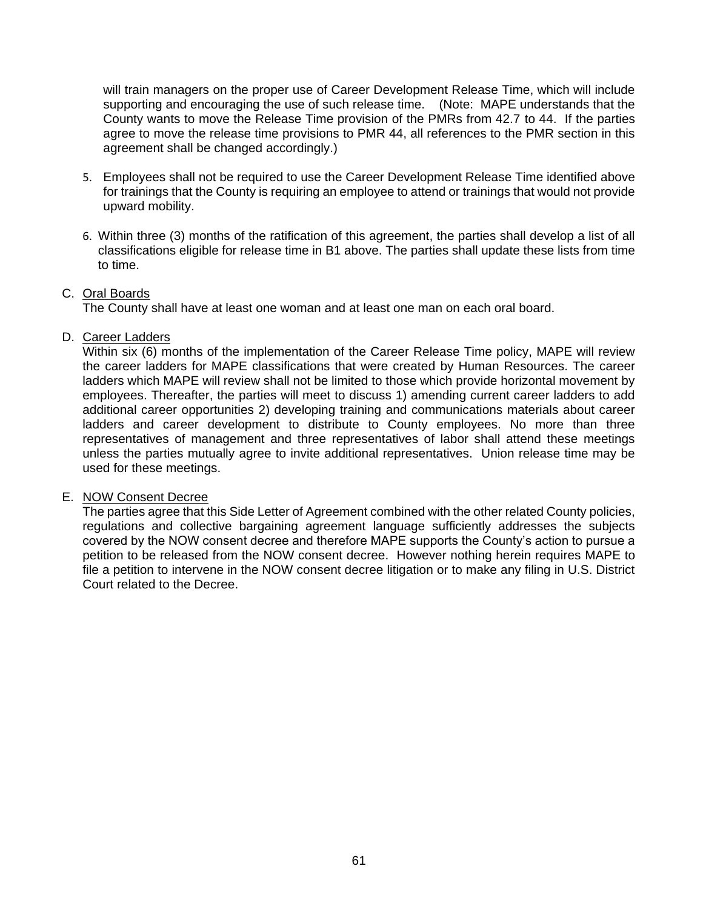will train managers on the proper use of Career Development Release Time, which will include supporting and encouraging the use of such release time. (Note: MAPE understands that the County wants to move the Release Time provision of the PMRs from 42.7 to 44. If the parties agree to move the release time provisions to PMR 44, all references to the PMR section in this agreement shall be changed accordingly.)

5. Employees shall not be required to use the Career Development Release Time identified above for trainings that the County is requiring an employee to attend or trainings that would not provide upward mobility.

6. Within three (3) months of the ratification of this agreement, the parties shall develop a list of all classifications eligible for release time in B1 above. The parties shall update these lists from time to time.

C. Oral Boards
The County shall have at least one woman and at least one man on each oral board.

D. Career Ladders
Within six (6) months of the implementation of the Career Release Time policy, MAPE will review the career ladders for MAPE classifications that were created by Human Resources. The career ladders which MAPE will review shall not be limited to those which provide horizontal movement by employees. Thereafter, the parties will meet to discuss 1) amending current career ladders to add additional career opportunities 2) developing training and communications materials about career ladders and career development to distribute to County employees. No more than three representatives of management and three representatives of labor shall attend these meetings unless the parties mutually agree to invite additional representatives. Union release time may be used for these meetings.

E. NOW Consent Decree
The parties agree that this Side Letter of Agreement combined with the other related County policies, regulations and collective bargaining agreement language sufficiently addresses the subjects covered by the NOW consent decree and therefore MAPE supports the County's action to pursue a petition to be released from the NOW consent decree. However nothing herein requires MAPE to file a petition to intervene in the NOW consent decree litigation or to make any filing in U.S. District Court related to the Decree.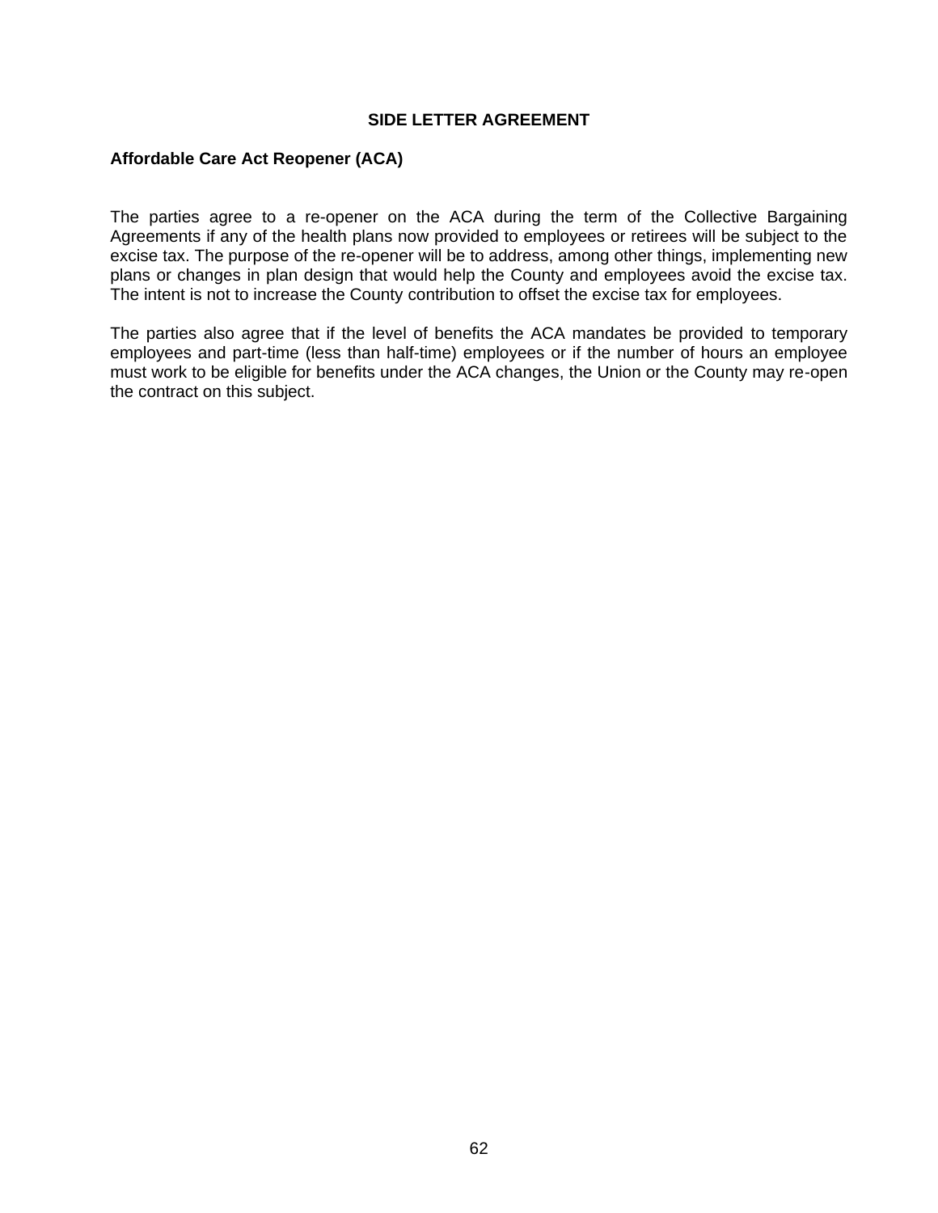## SIDE LETTER AGREEMENT

**Affordable Care Act Reopener (ACA)**

The parties agree to a re-opener on the ACA during the term of the Collective Bargaining Agreements if any of the health plans now provided to employees or retirees will be subject to the excise tax. The purpose of the re-opener will be to address, among other things, implementing new plans or changes in plan design that would help the County and employees avoid the excise tax. The intent is not to increase the County contribution to offset the excise tax for employees.

The parties also agree that if the level of benefits the ACA mandates be provided to temporary employees and part-time (less than half-time) employees or if the number of hours an employee must work to be eligible for benefits under the ACA changes, the Union or the County may re-open the contract on this subject.